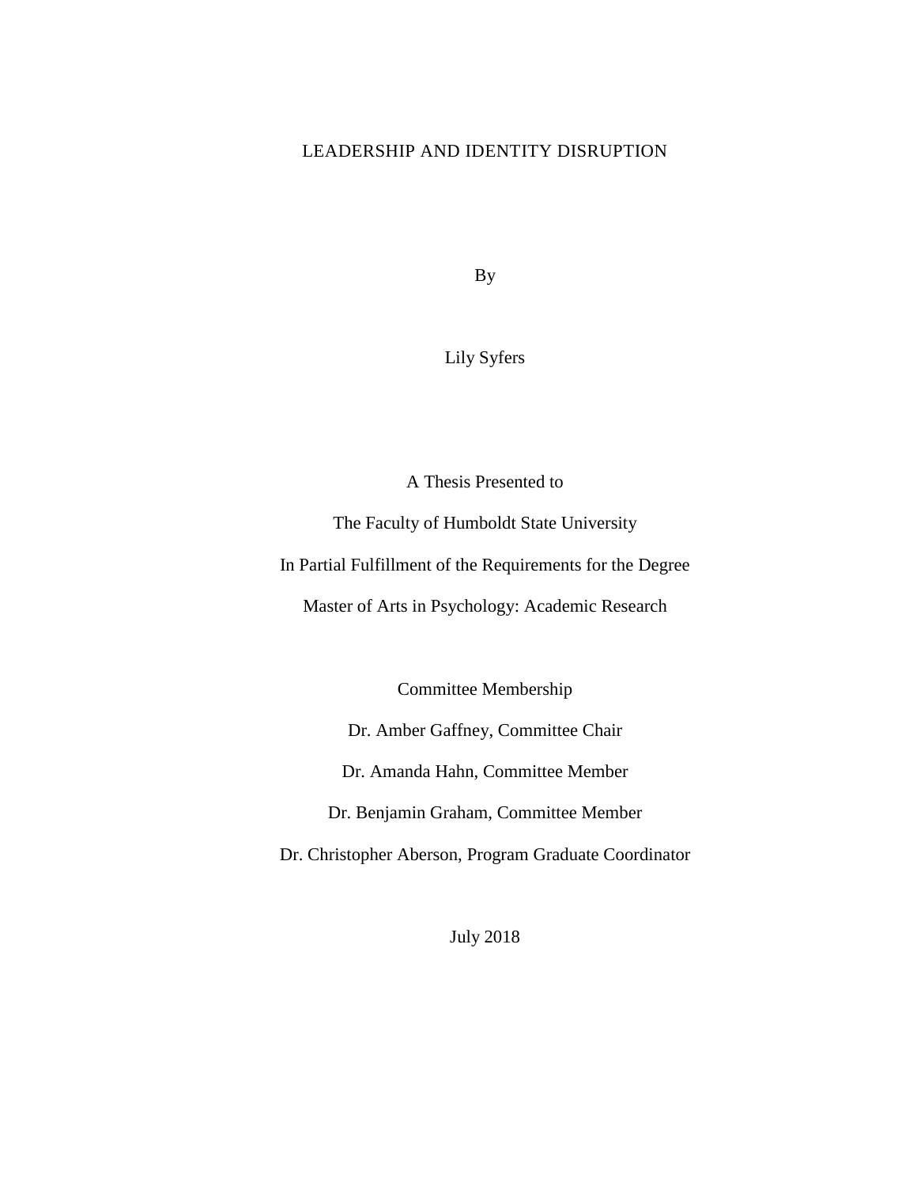# LEADERSHIP AND IDENTITY DISRUPTION

By

Lily Syfers

A Thesis Presented to

The Faculty of Humboldt State University

In Partial Fulfillment of the Requirements for the Degree

Master of Arts in Psychology: Academic Research

Committee Membership

Dr. Amber Gaffney, Committee Chair

Dr. Amanda Hahn, Committee Member

Dr. Benjamin Graham, Committee Member

Dr. Christopher Aberson, Program Graduate Coordinator

July 2018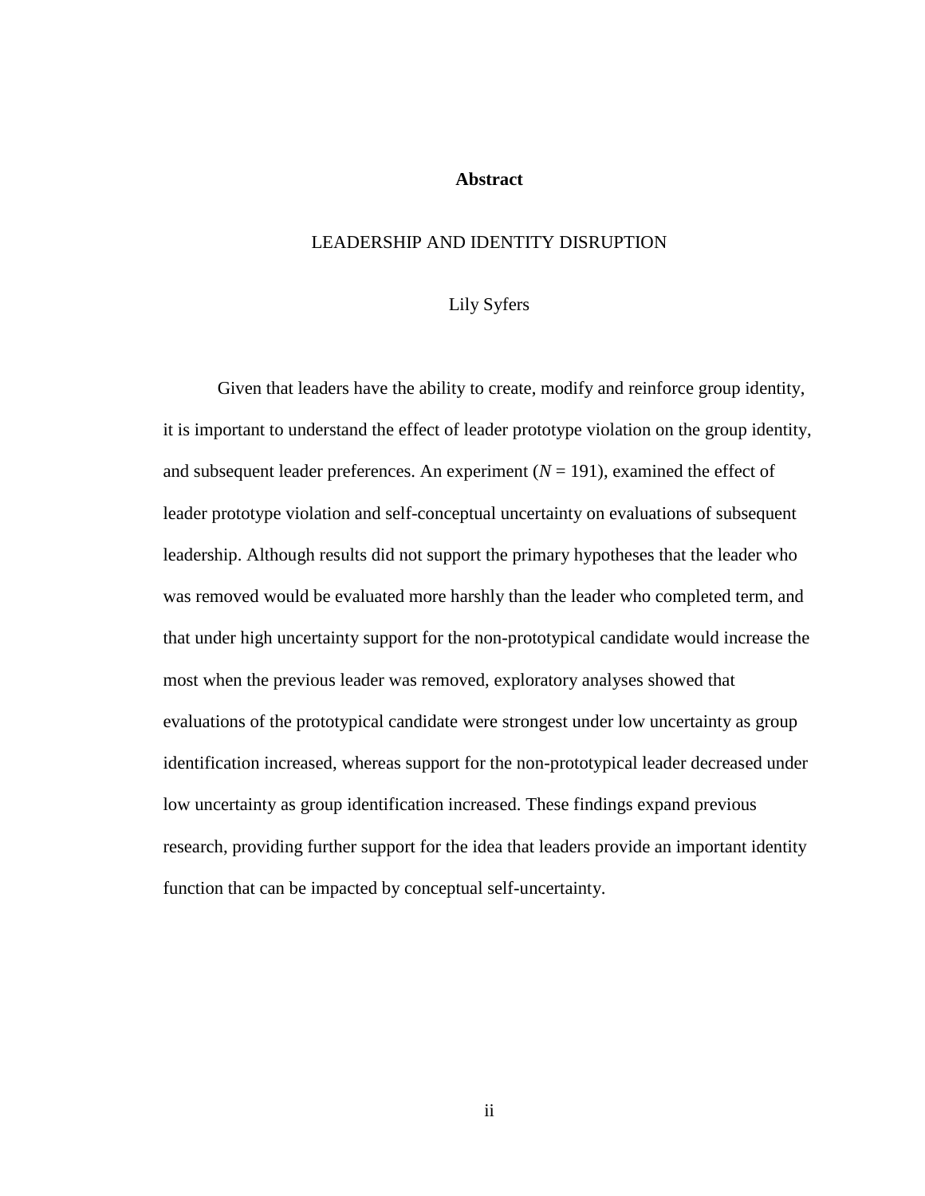# Abstract

LEADERSHIP AND IDENTITY DISRUPTION

Lily Syfers

Given that leaders have the ability to create, modify and reinforce group identity, it is important to understand the effect of leader prototype violation on the group identity, and subsequent leader preferences. An experiment ($N$ = 191), examined the effect of leader prototype violation and self-conceptual uncertainty on evaluations of subsequent leadership. Although results did not support the primary hypotheses that the leader who was removed would be evaluated more harshly than the leader who completed term, and that under high uncertainty support for the non-prototypical candidate would increase the most when the previous leader was removed, exploratory analyses showed that evaluations of the prototypical candidate were strongest under low uncertainty as group identification increased, whereas support for the non-prototypical leader decreased under low uncertainty as group identification increased. These findings expand previous research, providing further support for the idea that leaders provide an important identity function that can be impacted by conceptual self-uncertainty.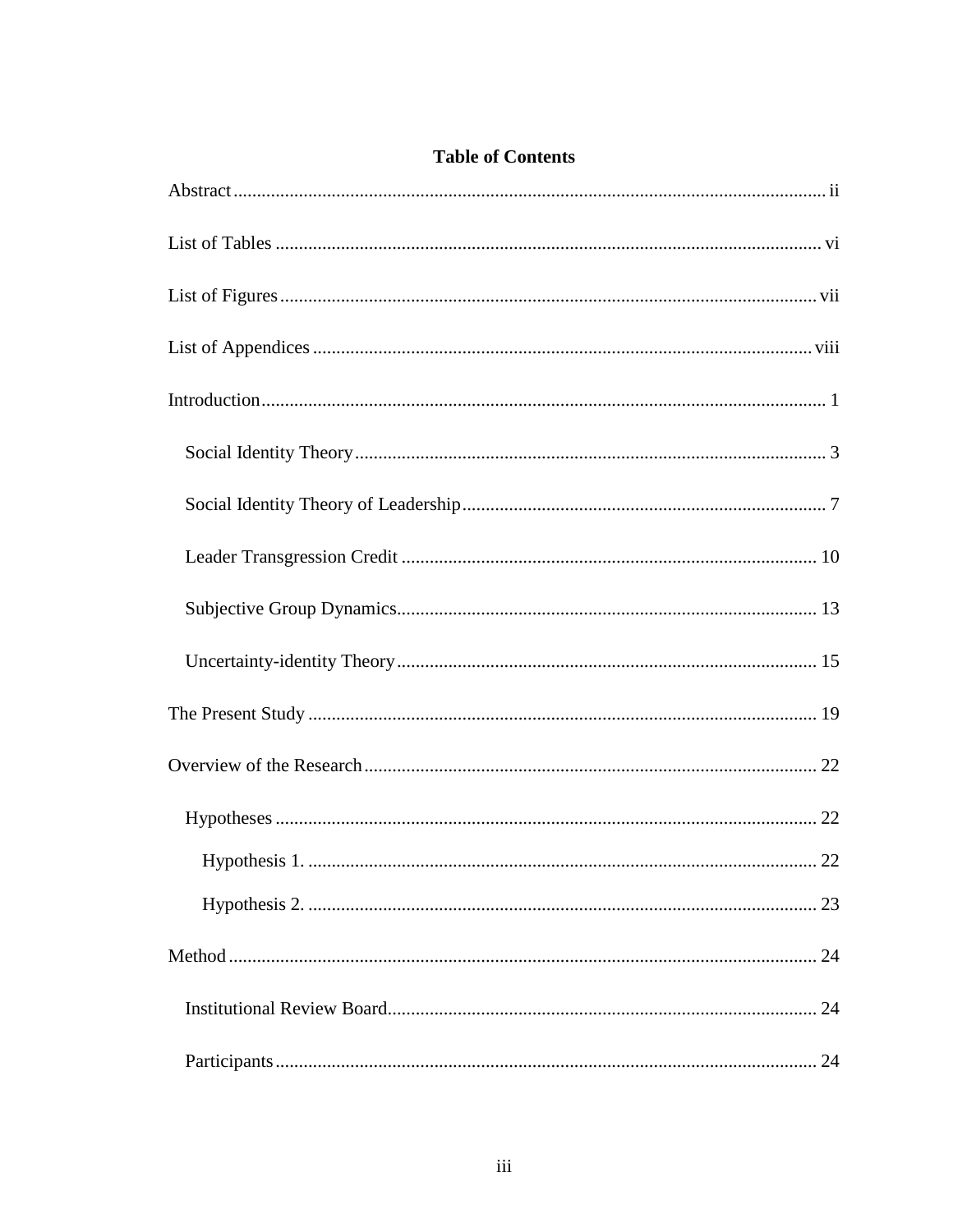# Table of Contents

Abstract .................................................................................................................... ii

List of Tables ........................................................................................................... vi

List of Figures .......................................................................................................... vii

List of Appendices .................................................................................................... viii

Introduction ............................................................................................................... 1

  Social Identity Theory ............................................................................................ 3

  Social Identity Theory of Leadership ..................................................................... 7

  Leader Transgression Credit .................................................................................. 10

  Subjective Group Dynamics ................................................................................... 13

  Uncertainty-identity Theory ................................................................................... 15

The Present Study ..................................................................................................... 19

Overview of the Research .......................................................................................... 22

  Hypotheses ............................................................................................................. 22

    Hypothesis 1. ....................................................................................................... 22

    Hypothesis 2. ....................................................................................................... 23

Method ...................................................................................................................... 24

  Institutional Review Board ..................................................................................... 24

  Participants ............................................................................................................. 24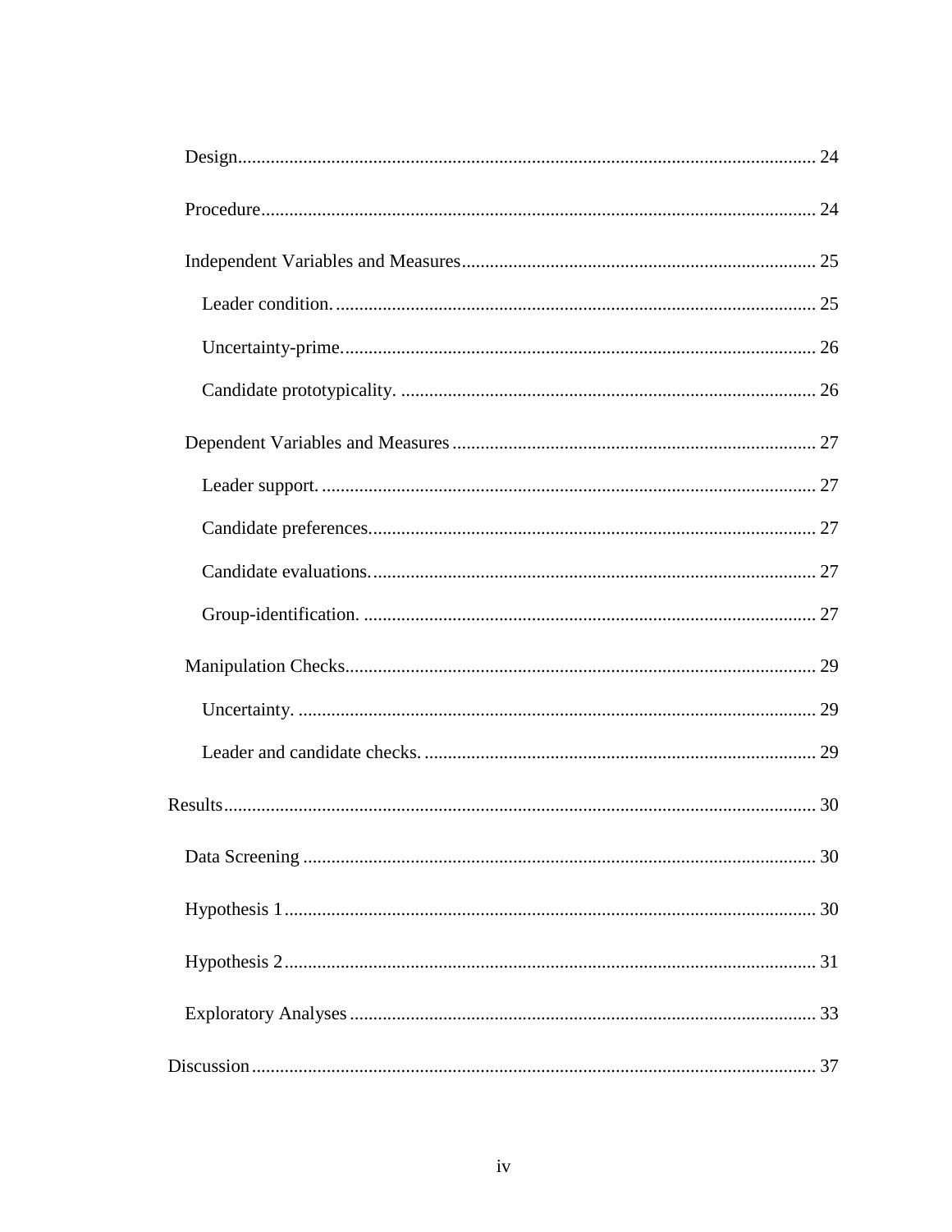Design ... 24

Procedure ... 24

Independent Variables and Measures ... 25

Leader condition. ... 25

Uncertainty-prime. ... 26

Candidate prototypicality. ... 26

Dependent Variables and Measures ... 27

Leader support. ... 27

Candidate preferences. ... 27

Candidate evaluations. ... 27

Group-identification. ... 27

Manipulation Checks ... 29

Uncertainty. ... 29

Leader and candidate checks. ... 29

Results ... 30

Data Screening ... 30

Hypothesis 1 ... 30

Hypothesis 2 ... 31

Exploratory Analyses ... 33

Discussion ... 37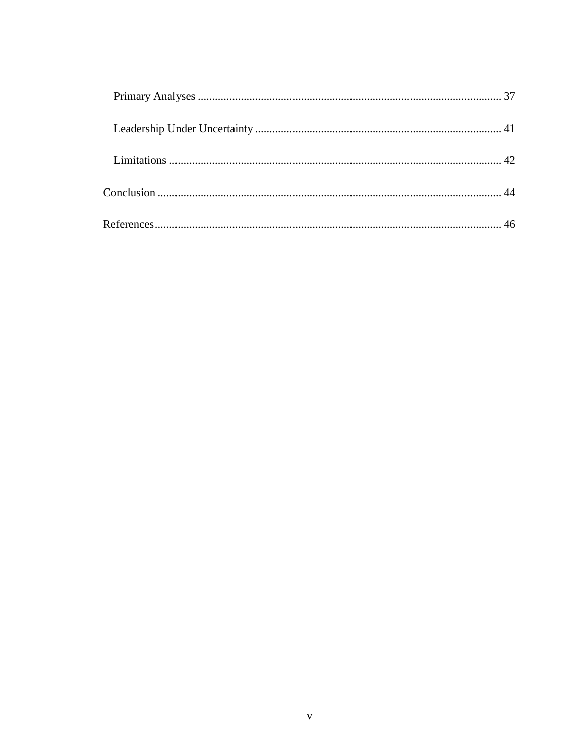Primary Analyses ........................................................................................................ 37

Leadership Under Uncertainty ..................................................................................... 41

Limitations .................................................................................................................. 42

Conclusion ....................................................................................................................... 44

References ........................................................................................................................ 46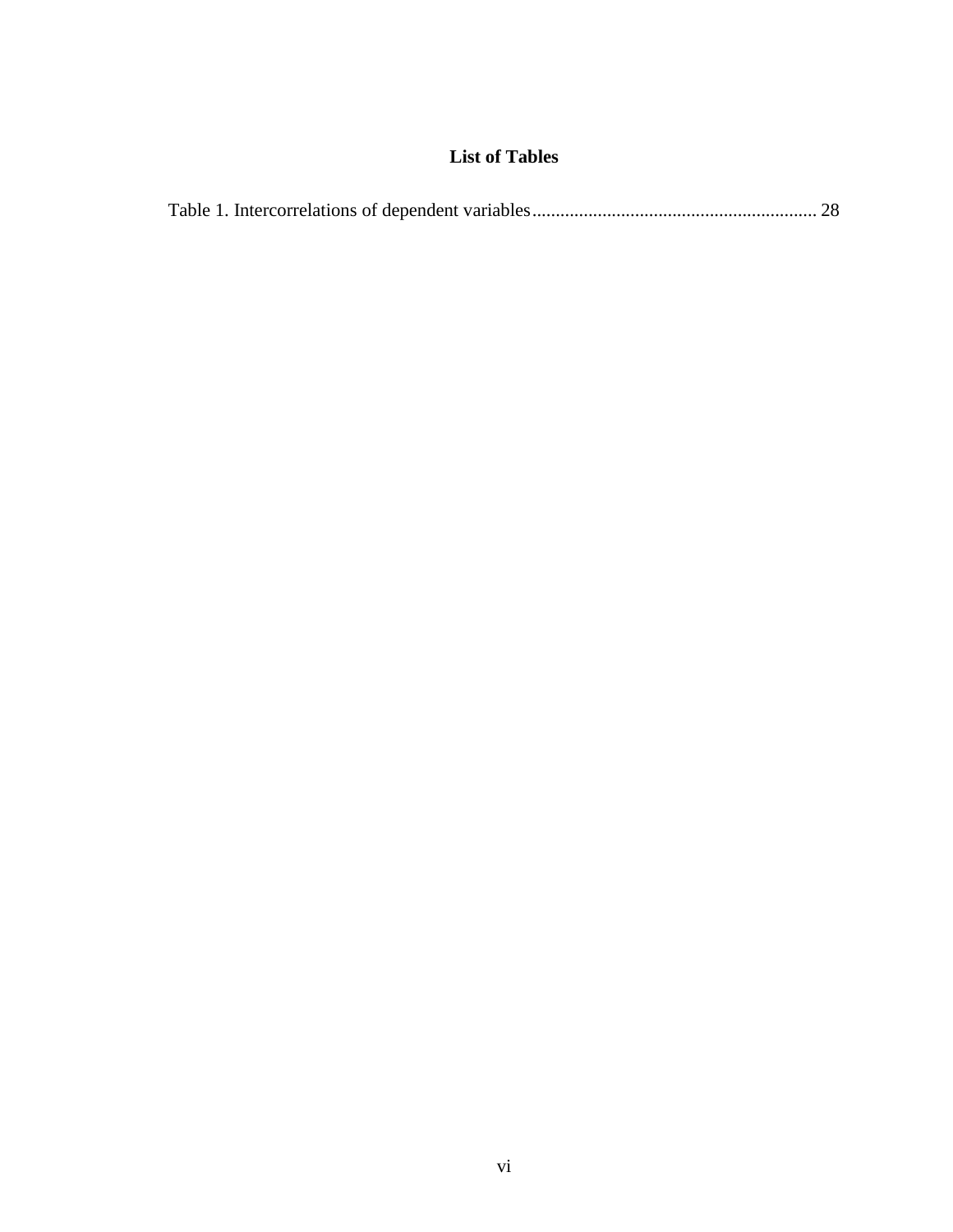# List of Tables

Table 1. Intercorrelations of dependent variables............................................................ 28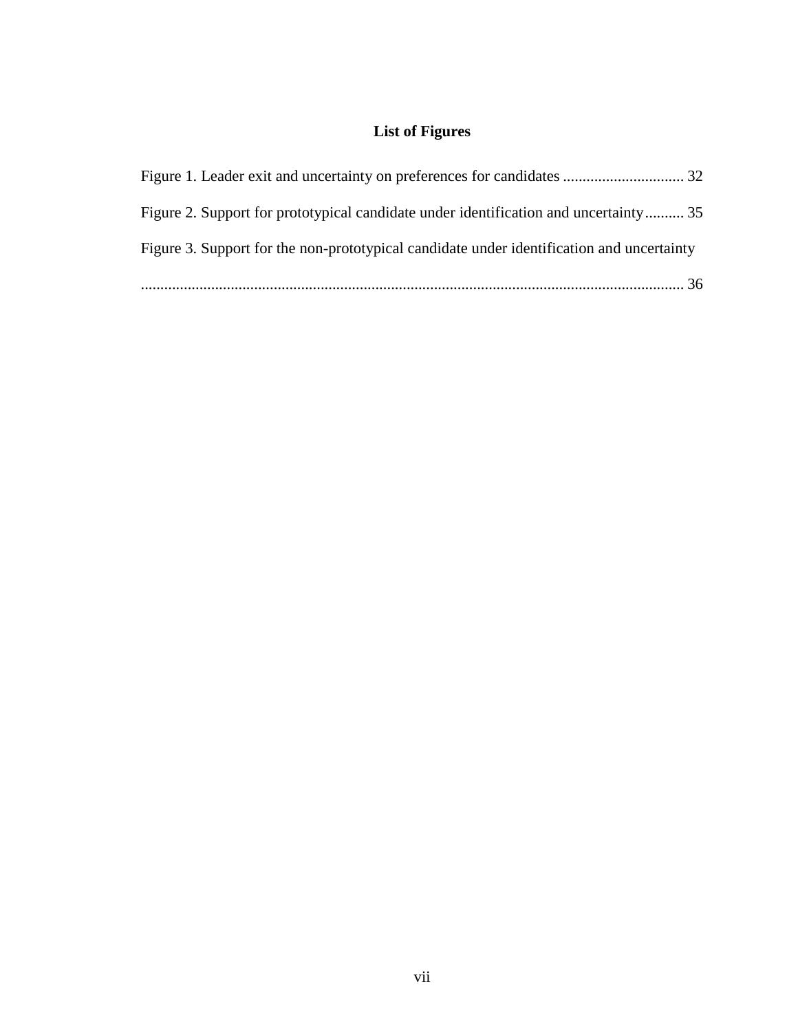## List of Figures

Figure 1. Leader exit and uncertainty on preferences for candidates ............................... 32

Figure 2. Support for prototypical candidate under identification and uncertainty.......... 35

Figure 3. Support for the non-prototypical candidate under identification and uncertainty ........................................................................................................................... 36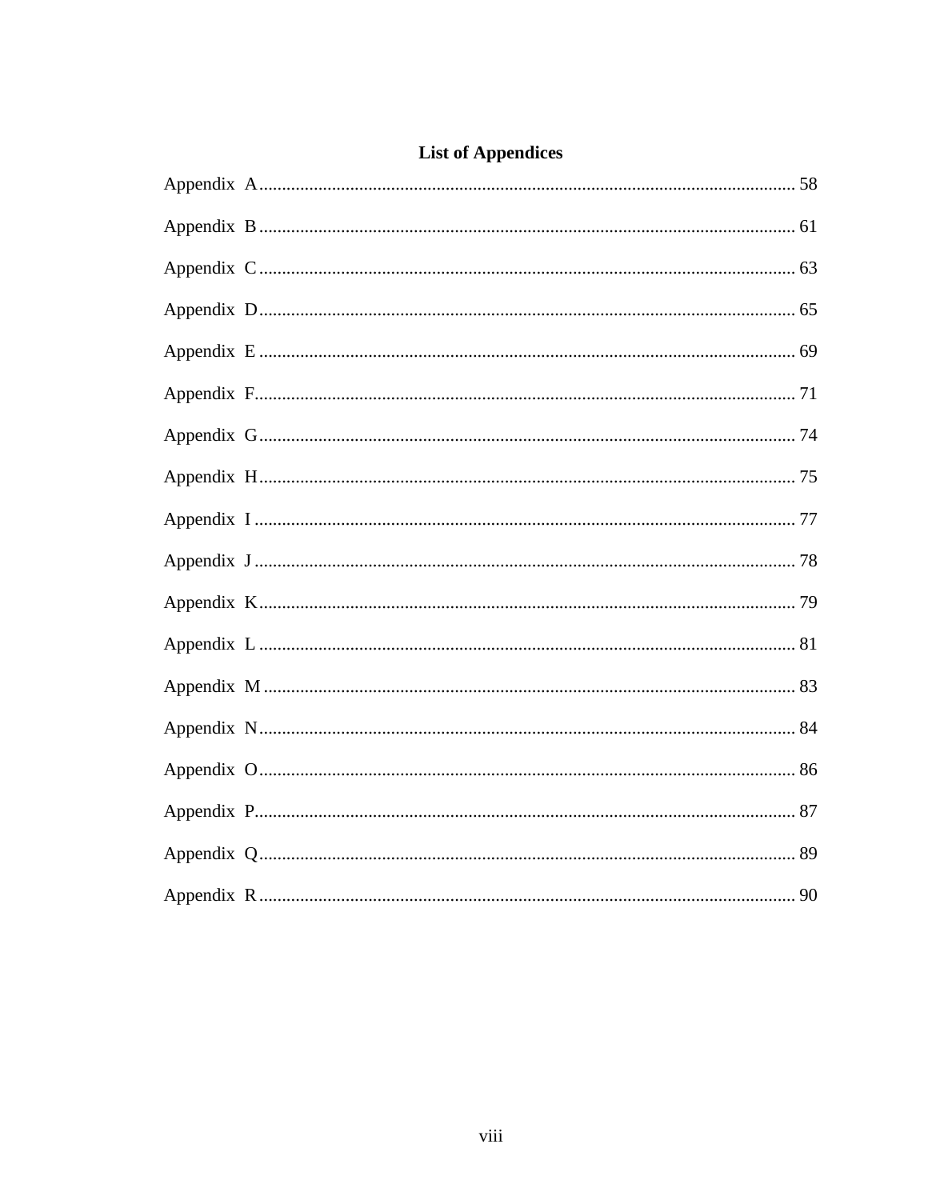## List of Appendices

Appendix A ..................................................................................................................... 58

Appendix B ..................................................................................................................... 61

Appendix C ..................................................................................................................... 63

Appendix D ..................................................................................................................... 65

Appendix E ..................................................................................................................... 69

Appendix F ..................................................................................................................... 71

Appendix G ..................................................................................................................... 74

Appendix H ..................................................................................................................... 75

Appendix I ..................................................................................................................... 77

Appendix J ..................................................................................................................... 78

Appendix K ..................................................................................................................... 79

Appendix L ..................................................................................................................... 81

Appendix M ..................................................................................................................... 83

Appendix N ..................................................................................................................... 84

Appendix O ..................................................................................................................... 86

Appendix P ..................................................................................................................... 87

Appendix Q ..................................................................................................................... 89

Appendix R ..................................................................................................................... 90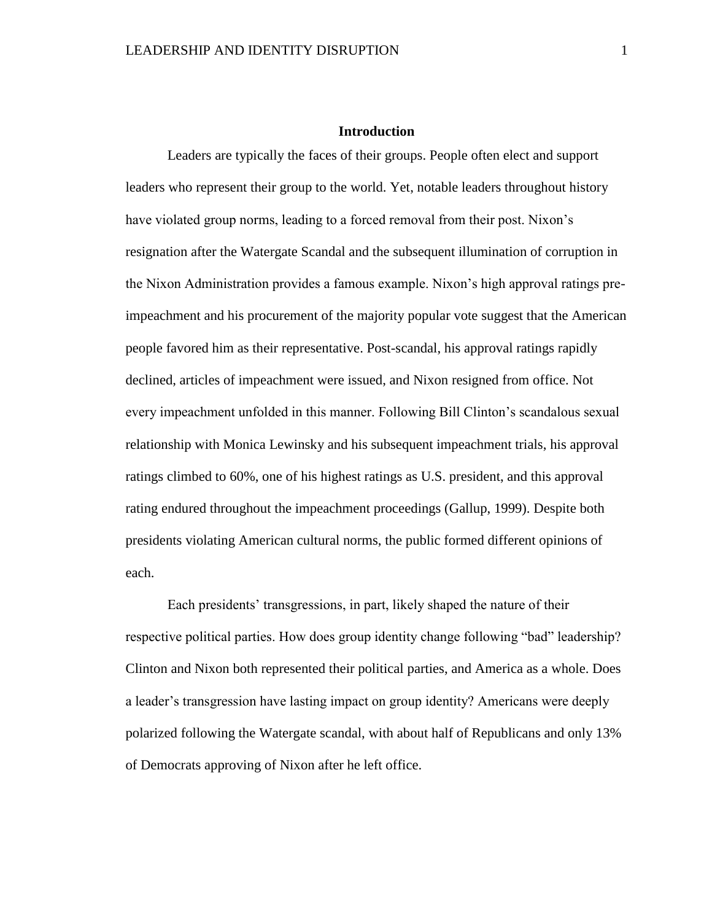## Introduction

Leaders are typically the faces of their groups. People often elect and support leaders who represent their group to the world. Yet, notable leaders throughout history have violated group norms, leading to a forced removal from their post. Nixon's resignation after the Watergate Scandal and the subsequent illumination of corruption in the Nixon Administration provides a famous example. Nixon's high approval ratings pre-impeachment and his procurement of the majority popular vote suggest that the American people favored him as their representative. Post-scandal, his approval ratings rapidly declined, articles of impeachment were issued, and Nixon resigned from office. Not every impeachment unfolded in this manner. Following Bill Clinton's scandalous sexual relationship with Monica Lewinsky and his subsequent impeachment trials, his approval ratings climbed to 60%, one of his highest ratings as U.S. president, and this approval rating endured throughout the impeachment proceedings (Gallup, 1999). Despite both presidents violating American cultural norms, the public formed different opinions of each.

Each presidents' transgressions, in part, likely shaped the nature of their respective political parties. How does group identity change following "bad" leadership? Clinton and Nixon both represented their political parties, and America as a whole. Does a leader's transgression have lasting impact on group identity? Americans were deeply polarized following the Watergate scandal, with about half of Republicans and only 13% of Democrats approving of Nixon after he left office.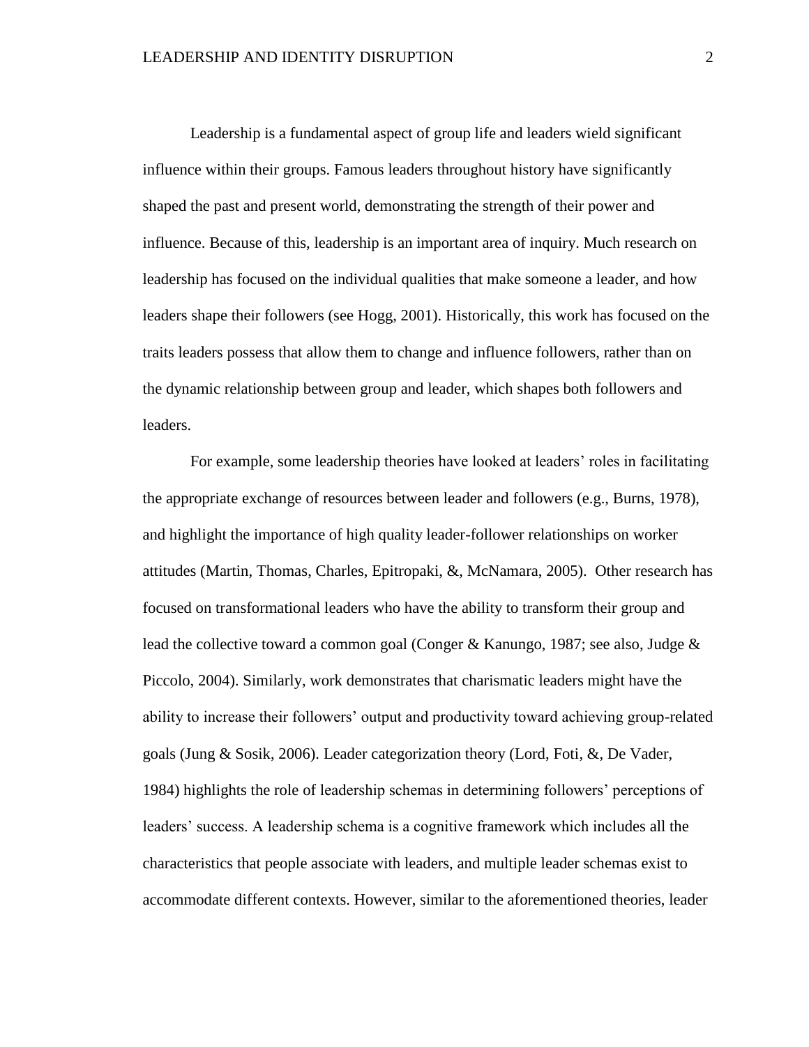Leadership is a fundamental aspect of group life and leaders wield significant influence within their groups. Famous leaders throughout history have significantly shaped the past and present world, demonstrating the strength of their power and influence. Because of this, leadership is an important area of inquiry. Much research on leadership has focused on the individual qualities that make someone a leader, and how leaders shape their followers (see Hogg, 2001). Historically, this work has focused on the traits leaders possess that allow them to change and influence followers, rather than on the dynamic relationship between group and leader, which shapes both followers and leaders.

For example, some leadership theories have looked at leaders' roles in facilitating the appropriate exchange of resources between leader and followers (e.g., Burns, 1978), and highlight the importance of high quality leader-follower relationships on worker attitudes (Martin, Thomas, Charles, Epitropaki, &, McNamara, 2005). Other research has focused on transformational leaders who have the ability to transform their group and lead the collective toward a common goal (Conger & Kanungo, 1987; see also, Judge & Piccolo, 2004). Similarly, work demonstrates that charismatic leaders might have the ability to increase their followers' output and productivity toward achieving group-related goals (Jung & Sosik, 2006). Leader categorization theory (Lord, Foti, &, De Vader, 1984) highlights the role of leadership schemas in determining followers' perceptions of leaders' success. A leadership schema is a cognitive framework which includes all the characteristics that people associate with leaders, and multiple leader schemas exist to accommodate different contexts. However, similar to the aforementioned theories, leader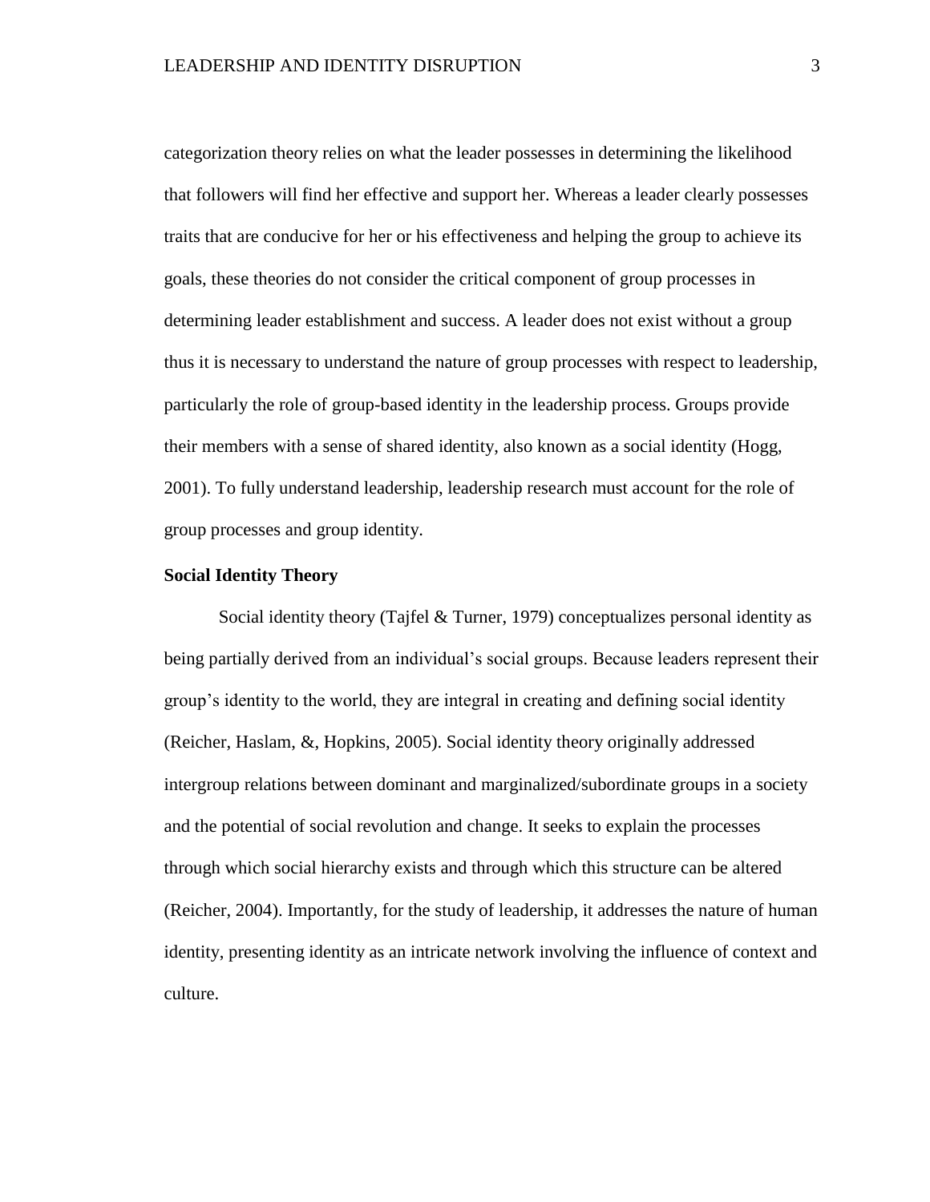categorization theory relies on what the leader possesses in determining the likelihood that followers will find her effective and support her. Whereas a leader clearly possesses traits that are conducive for her or his effectiveness and helping the group to achieve its goals, these theories do not consider the critical component of group processes in determining leader establishment and success. A leader does not exist without a group thus it is necessary to understand the nature of group processes with respect to leadership, particularly the role of group-based identity in the leadership process. Groups provide their members with a sense of shared identity, also known as a social identity (Hogg, 2001). To fully understand leadership, leadership research must account for the role of group processes and group identity.

**Social Identity Theory**

Social identity theory (Tajfel & Turner, 1979) conceptualizes personal identity as being partially derived from an individual's social groups. Because leaders represent their group's identity to the world, they are integral in creating and defining social identity (Reicher, Haslam, &, Hopkins, 2005). Social identity theory originally addressed intergroup relations between dominant and marginalized/subordinate groups in a society and the potential of social revolution and change. It seeks to explain the processes through which social hierarchy exists and through which this structure can be altered (Reicher, 2004). Importantly, for the study of leadership, it addresses the nature of human identity, presenting identity as an intricate network involving the influence of context and culture.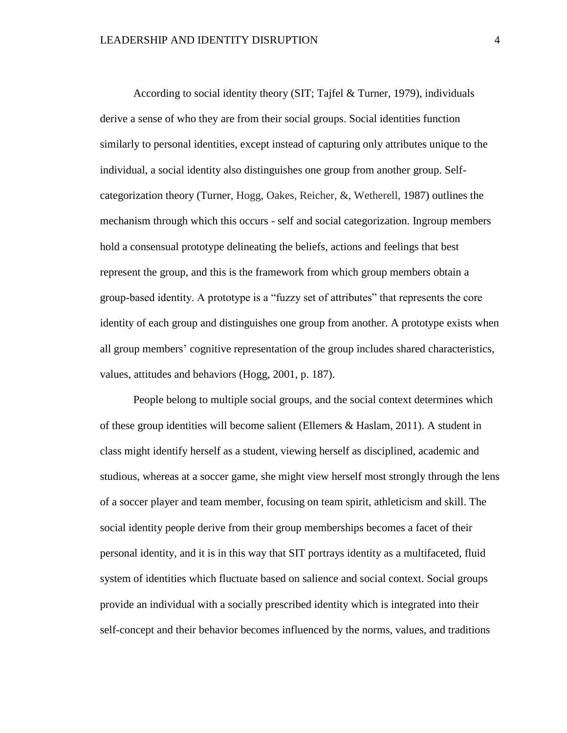According to social identity theory (SIT; Tajfel & Turner, 1979), individuals derive a sense of who they are from their social groups. Social identities function similarly to personal identities, except instead of capturing only attributes unique to the individual, a social identity also distinguishes one group from another group. Self-categorization theory (Turner, Hogg, Oakes, Reicher, &, Wetherell, 1987) outlines the mechanism through which this occurs - self and social categorization. Ingroup members hold a consensual prototype delineating the beliefs, actions and feelings that best represent the group, and this is the framework from which group members obtain a group-based identity. A prototype is a "fuzzy set of attributes" that represents the core identity of each group and distinguishes one group from another. A prototype exists when all group members' cognitive representation of the group includes shared characteristics, values, attitudes and behaviors (Hogg, 2001, p. 187).

People belong to multiple social groups, and the social context determines which of these group identities will become salient (Ellemers & Haslam, 2011). A student in class might identify herself as a student, viewing herself as disciplined, academic and studious, whereas at a soccer game, she might view herself most strongly through the lens of a soccer player and team member, focusing on team spirit, athleticism and skill. The social identity people derive from their group memberships becomes a facet of their personal identity, and it is in this way that SIT portrays identity as a multifaceted, fluid system of identities which fluctuate based on salience and social context. Social groups provide an individual with a socially prescribed identity which is integrated into their self-concept and their behavior becomes influenced by the norms, values, and traditions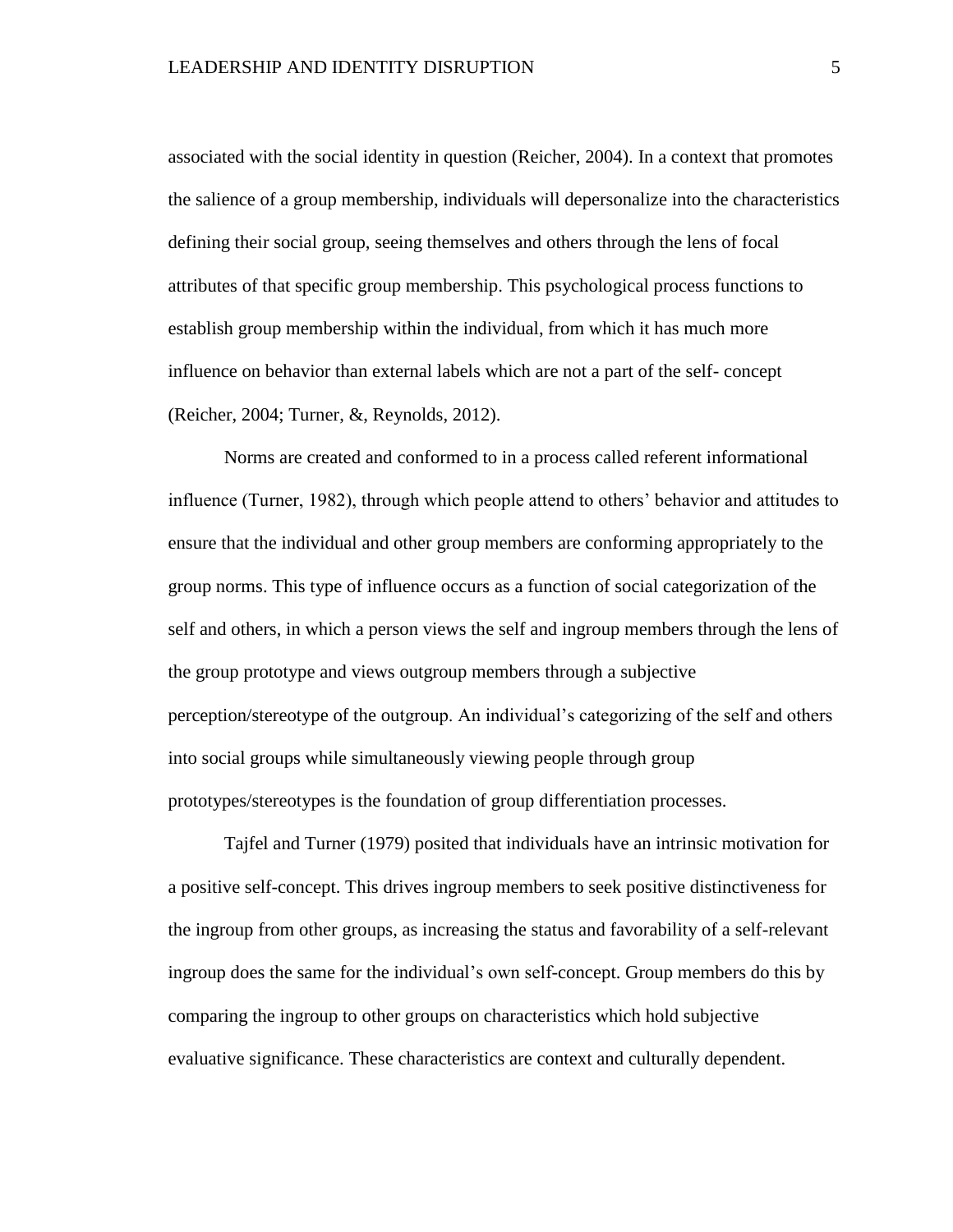associated with the social identity in question (Reicher, 2004). In a context that promotes the salience of a group membership, individuals will depersonalize into the characteristics defining their social group, seeing themselves and others through the lens of focal attributes of that specific group membership. This psychological process functions to establish group membership within the individual, from which it has much more influence on behavior than external labels which are not a part of the self- concept (Reicher, 2004; Turner, &, Reynolds, 2012).

Norms are created and conformed to in a process called referent informational influence (Turner, 1982), through which people attend to others' behavior and attitudes to ensure that the individual and other group members are conforming appropriately to the group norms. This type of influence occurs as a function of social categorization of the self and others, in which a person views the self and ingroup members through the lens of the group prototype and views outgroup members through a subjective perception/stereotype of the outgroup. An individual's categorizing of the self and others into social groups while simultaneously viewing people through group prototypes/stereotypes is the foundation of group differentiation processes.

Tajfel and Turner (1979) posited that individuals have an intrinsic motivation for a positive self-concept. This drives ingroup members to seek positive distinctiveness for the ingroup from other groups, as increasing the status and favorability of a self-relevant ingroup does the same for the individual's own self-concept. Group members do this by comparing the ingroup to other groups on characteristics which hold subjective evaluative significance. These characteristics are context and culturally dependent.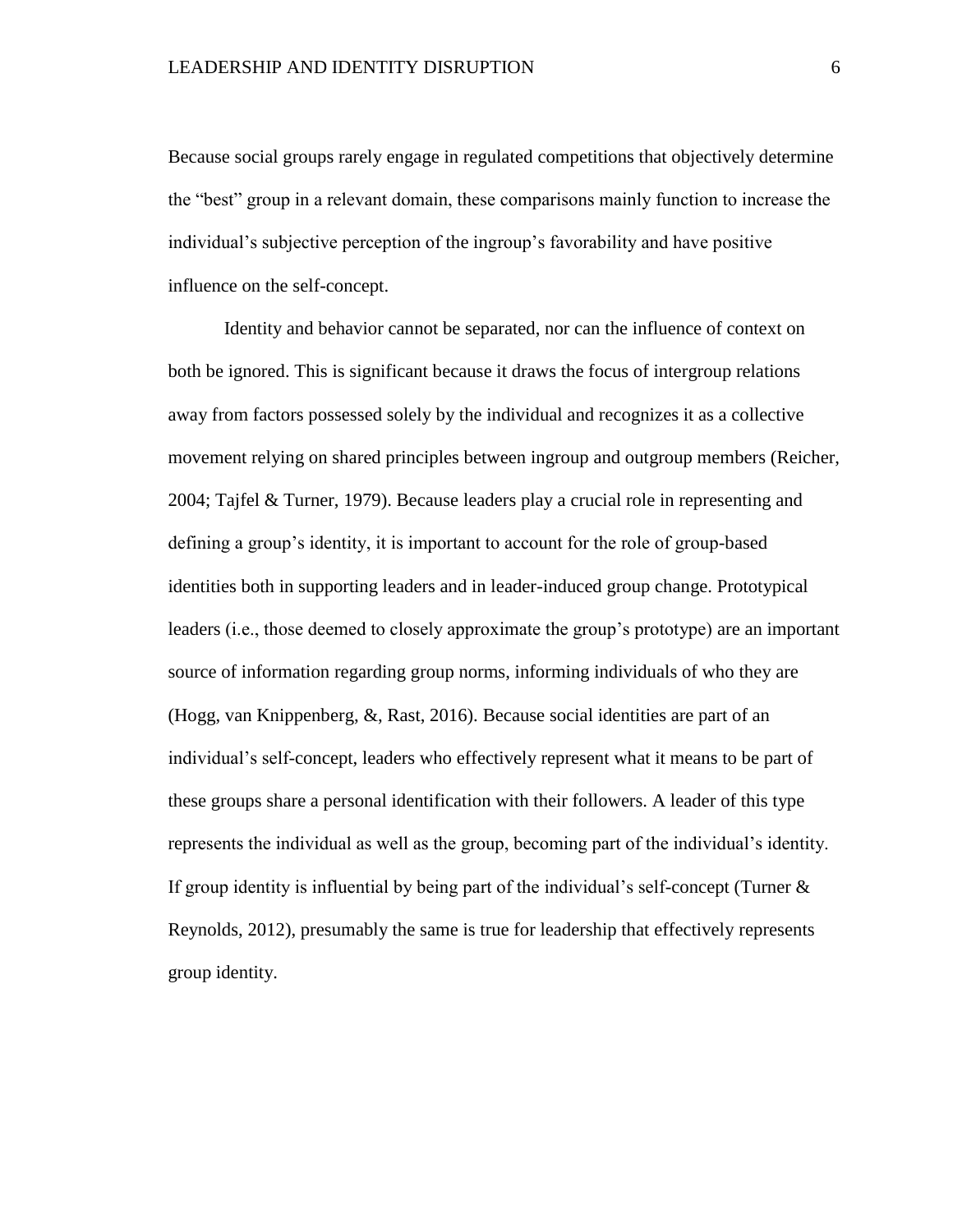Because social groups rarely engage in regulated competitions that objectively determine the "best" group in a relevant domain, these comparisons mainly function to increase the individual's subjective perception of the ingroup's favorability and have positive influence on the self-concept.

Identity and behavior cannot be separated, nor can the influence of context on both be ignored. This is significant because it draws the focus of intergroup relations away from factors possessed solely by the individual and recognizes it as a collective movement relying on shared principles between ingroup and outgroup members (Reicher, 2004; Tajfel & Turner, 1979). Because leaders play a crucial role in representing and defining a group's identity, it is important to account for the role of group-based identities both in supporting leaders and in leader-induced group change. Prototypical leaders (i.e., those deemed to closely approximate the group's prototype) are an important source of information regarding group norms, informing individuals of who they are (Hogg, van Knippenberg, &, Rast, 2016). Because social identities are part of an individual's self-concept, leaders who effectively represent what it means to be part of these groups share a personal identification with their followers. A leader of this type represents the individual as well as the group, becoming part of the individual's identity. If group identity is influential by being part of the individual's self-concept (Turner & Reynolds, 2012), presumably the same is true for leadership that effectively represents group identity.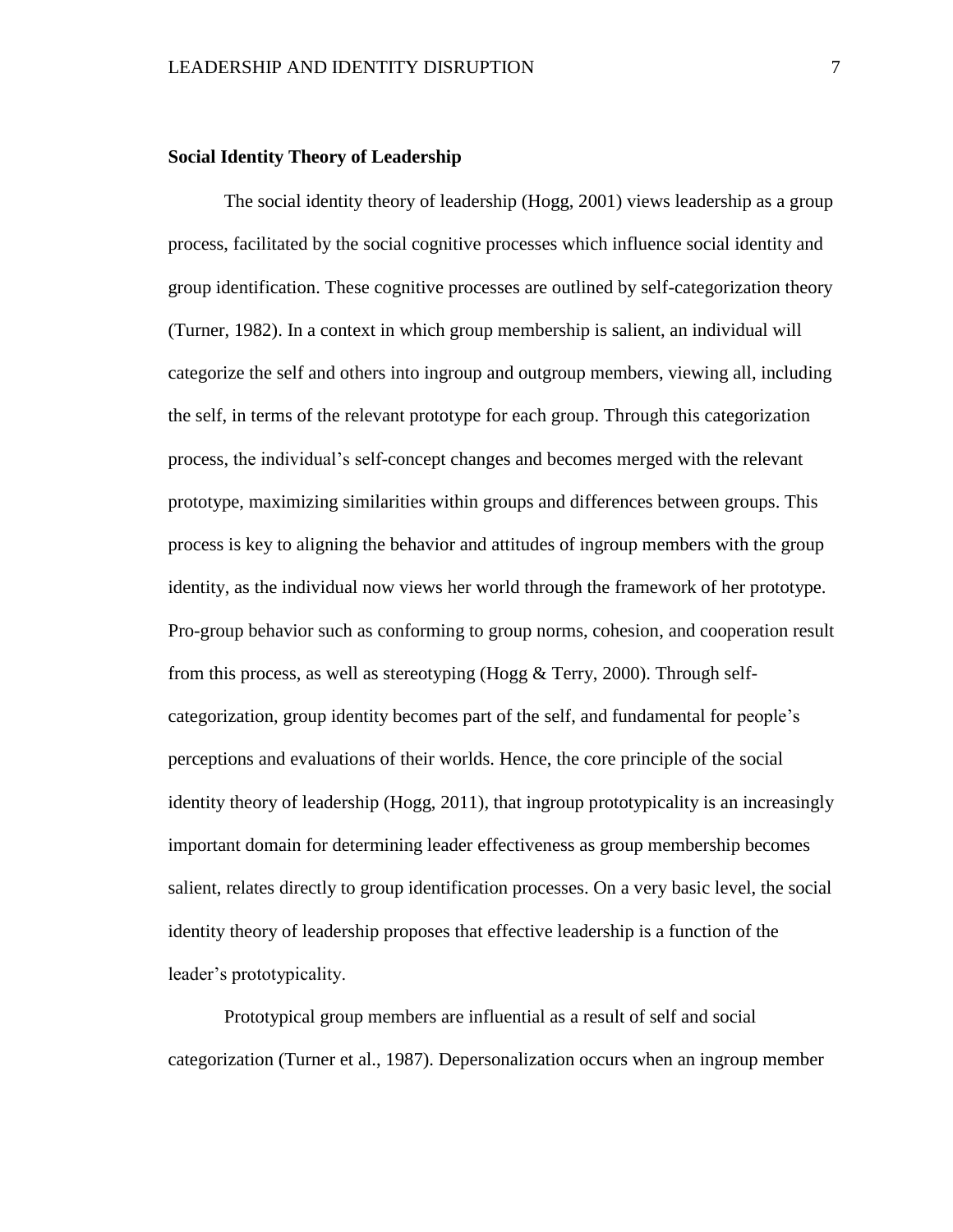**Social Identity Theory of Leadership**

The social identity theory of leadership (Hogg, 2001) views leadership as a group process, facilitated by the social cognitive processes which influence social identity and group identification. These cognitive processes are outlined by self-categorization theory (Turner, 1982). In a context in which group membership is salient, an individual will categorize the self and others into ingroup and outgroup members, viewing all, including the self, in terms of the relevant prototype for each group. Through this categorization process, the individual's self-concept changes and becomes merged with the relevant prototype, maximizing similarities within groups and differences between groups. This process is key to aligning the behavior and attitudes of ingroup members with the group identity, as the individual now views her world through the framework of her prototype. Pro-group behavior such as conforming to group norms, cohesion, and cooperation result from this process, as well as stereotyping (Hogg & Terry, 2000). Through self-categorization, group identity becomes part of the self, and fundamental for people's perceptions and evaluations of their worlds. Hence, the core principle of the social identity theory of leadership (Hogg, 2011), that ingroup prototypicality is an increasingly important domain for determining leader effectiveness as group membership becomes salient, relates directly to group identification processes. On a very basic level, the social identity theory of leadership proposes that effective leadership is a function of the leader's prototypicality.

Prototypical group members are influential as a result of self and social categorization (Turner et al., 1987). Depersonalization occurs when an ingroup member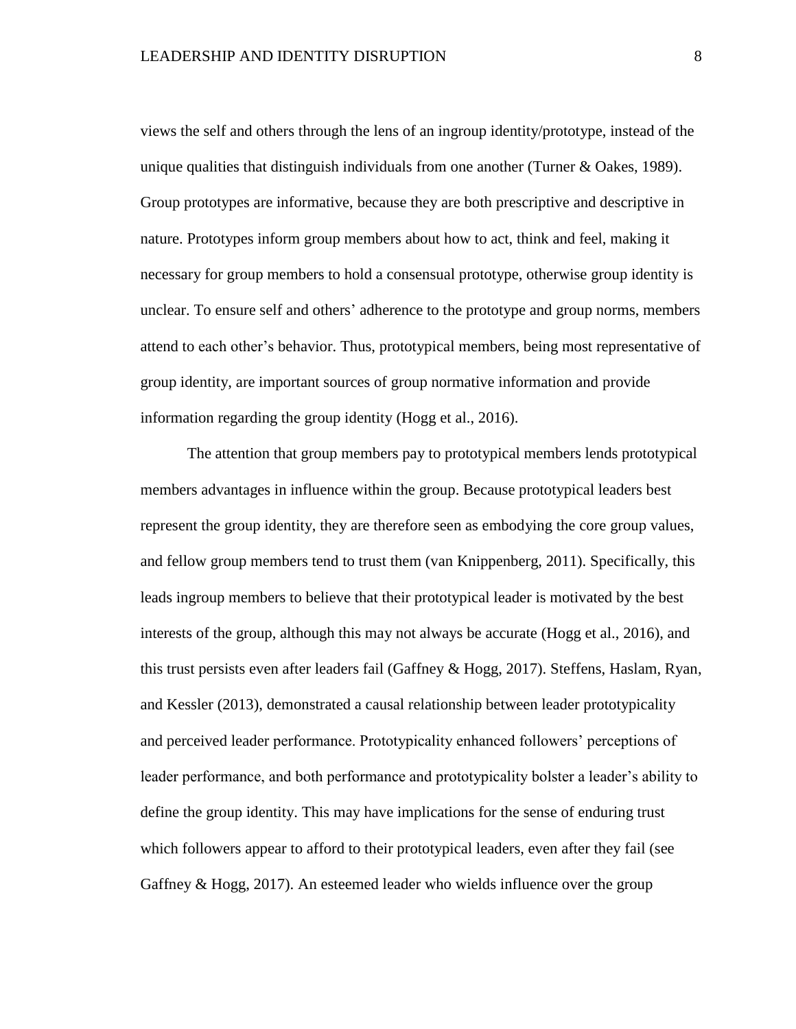views the self and others through the lens of an ingroup identity/prototype, instead of the unique qualities that distinguish individuals from one another (Turner & Oakes, 1989). Group prototypes are informative, because they are both prescriptive and descriptive in nature. Prototypes inform group members about how to act, think and feel, making it necessary for group members to hold a consensual prototype, otherwise group identity is unclear. To ensure self and others' adherence to the prototype and group norms, members attend to each other's behavior. Thus, prototypical members, being most representative of group identity, are important sources of group normative information and provide information regarding the group identity (Hogg et al., 2016).

The attention that group members pay to prototypical members lends prototypical members advantages in influence within the group. Because prototypical leaders best represent the group identity, they are therefore seen as embodying the core group values, and fellow group members tend to trust them (van Knippenberg, 2011). Specifically, this leads ingroup members to believe that their prototypical leader is motivated by the best interests of the group, although this may not always be accurate (Hogg et al., 2016), and this trust persists even after leaders fail (Gaffney & Hogg, 2017). Steffens, Haslam, Ryan, and Kessler (2013), demonstrated a causal relationship between leader prototypicality and perceived leader performance. Prototypicality enhanced followers' perceptions of leader performance, and both performance and prototypicality bolster a leader's ability to define the group identity. This may have implications for the sense of enduring trust which followers appear to afford to their prototypical leaders, even after they fail (see Gaffney & Hogg, 2017). An esteemed leader who wields influence over the group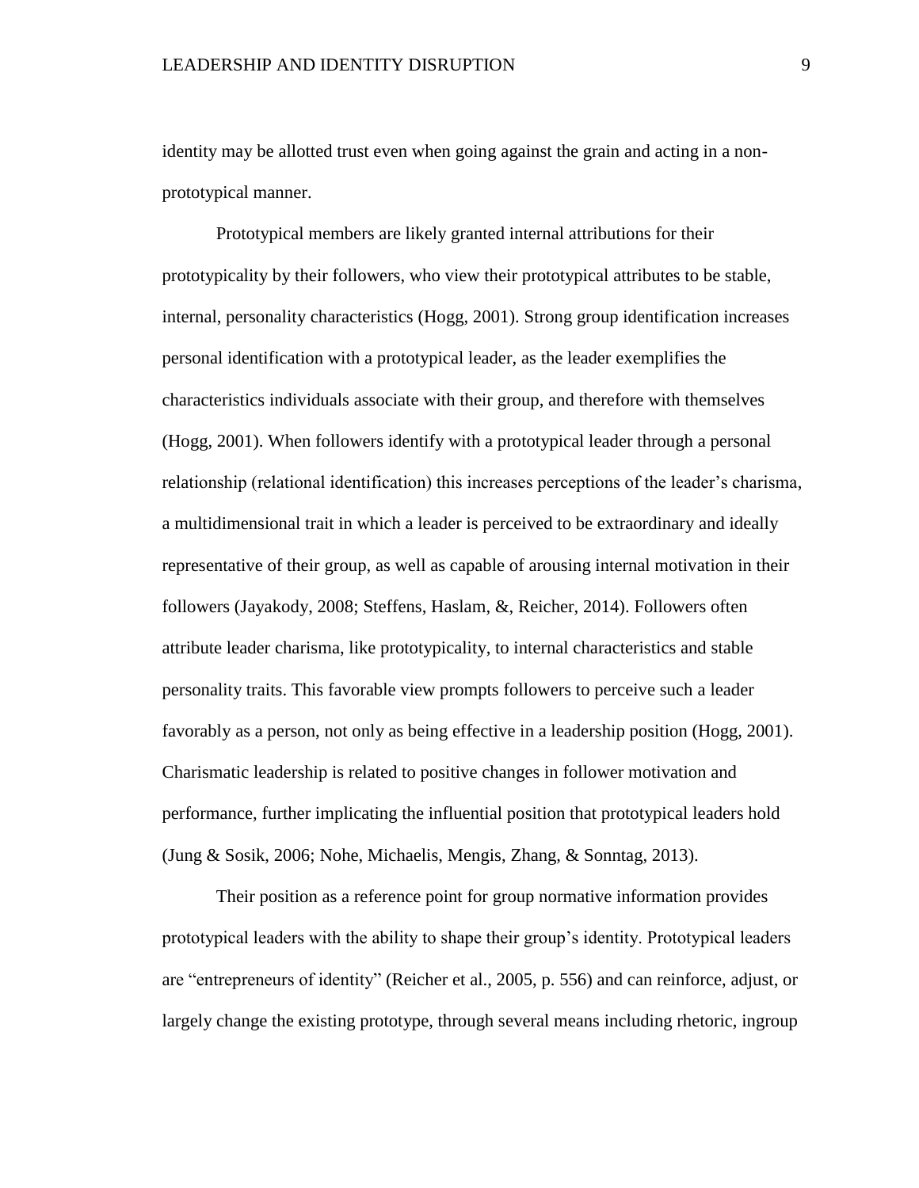identity may be allotted trust even when going against the grain and acting in a non-prototypical manner.

Prototypical members are likely granted internal attributions for their prototypicality by their followers, who view their prototypical attributes to be stable, internal, personality characteristics (Hogg, 2001). Strong group identification increases personal identification with a prototypical leader, as the leader exemplifies the characteristics individuals associate with their group, and therefore with themselves (Hogg, 2001). When followers identify with a prototypical leader through a personal relationship (relational identification) this increases perceptions of the leader's charisma, a multidimensional trait in which a leader is perceived to be extraordinary and ideally representative of their group, as well as capable of arousing internal motivation in their followers (Jayakody, 2008; Steffens, Haslam, &, Reicher, 2014). Followers often attribute leader charisma, like prototypicality, to internal characteristics and stable personality traits. This favorable view prompts followers to perceive such a leader favorably as a person, not only as being effective in a leadership position (Hogg, 2001). Charismatic leadership is related to positive changes in follower motivation and performance, further implicating the influential position that prototypical leaders hold (Jung & Sosik, 2006; Nohe, Michaelis, Mengis, Zhang, & Sonntag, 2013).

Their position as a reference point for group normative information provides prototypical leaders with the ability to shape their group's identity. Prototypical leaders are "entrepreneurs of identity" (Reicher et al., 2005, p. 556) and can reinforce, adjust, or largely change the existing prototype, through several means including rhetoric, ingroup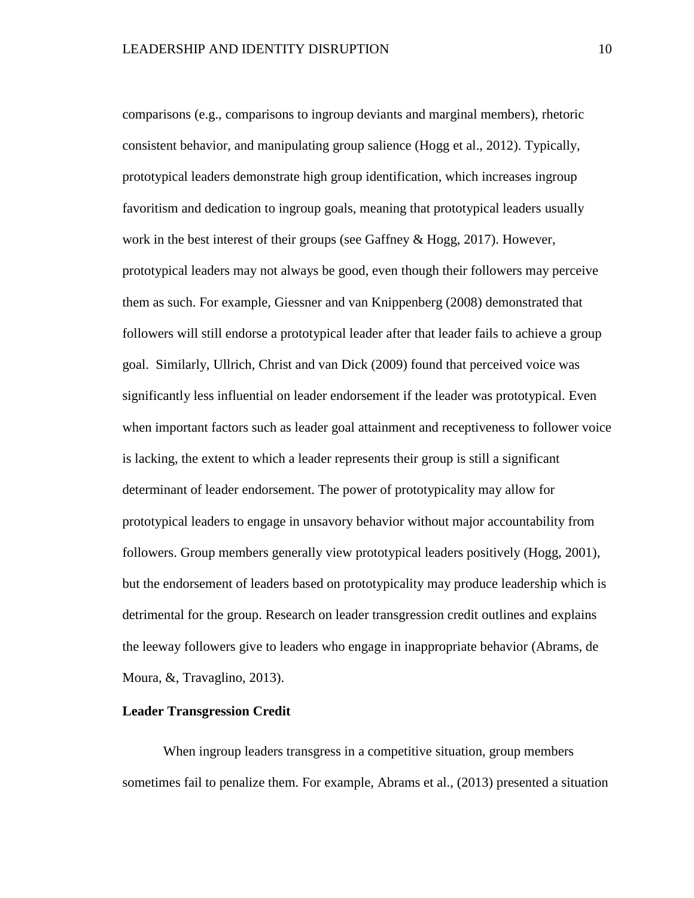comparisons (e.g., comparisons to ingroup deviants and marginal members), rhetoric consistent behavior, and manipulating group salience (Hogg et al., 2012). Typically, prototypical leaders demonstrate high group identification, which increases ingroup favoritism and dedication to ingroup goals, meaning that prototypical leaders usually work in the best interest of their groups (see Gaffney & Hogg, 2017). However, prototypical leaders may not always be good, even though their followers may perceive them as such. For example, Giessner and van Knippenberg (2008) demonstrated that followers will still endorse a prototypical leader after that leader fails to achieve a group goal. Similarly, Ullrich, Christ and van Dick (2009) found that perceived voice was significantly less influential on leader endorsement if the leader was prototypical. Even when important factors such as leader goal attainment and receptiveness to follower voice is lacking, the extent to which a leader represents their group is still a significant determinant of leader endorsement. The power of prototypicality may allow for prototypical leaders to engage in unsavory behavior without major accountability from followers. Group members generally view prototypical leaders positively (Hogg, 2001), but the endorsement of leaders based on prototypicality may produce leadership which is detrimental for the group. Research on leader transgression credit outlines and explains the leeway followers give to leaders who engage in inappropriate behavior (Abrams, de Moura, &, Travaglino, 2013).

**Leader Transgression Credit**

When ingroup leaders transgress in a competitive situation, group members sometimes fail to penalize them. For example, Abrams et al., (2013) presented a situation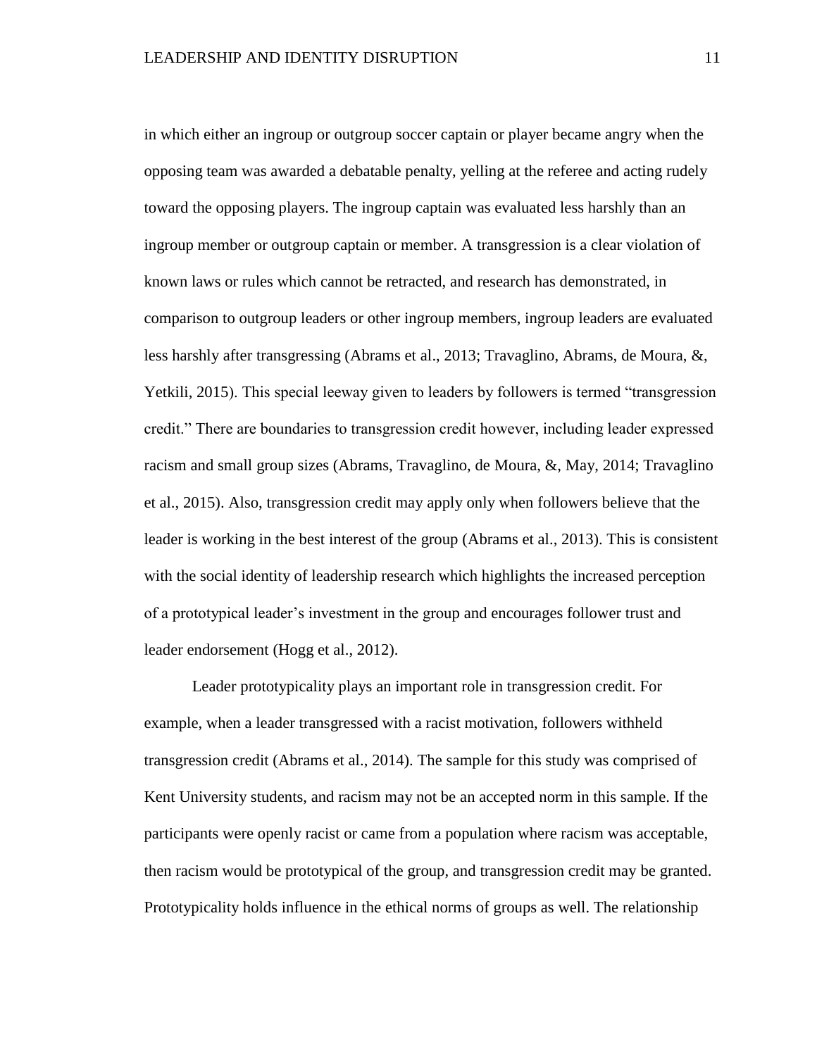in which either an ingroup or outgroup soccer captain or player became angry when the opposing team was awarded a debatable penalty, yelling at the referee and acting rudely toward the opposing players. The ingroup captain was evaluated less harshly than an ingroup member or outgroup captain or member. A transgression is a clear violation of known laws or rules which cannot be retracted, and research has demonstrated, in comparison to outgroup leaders or other ingroup members, ingroup leaders are evaluated less harshly after transgressing (Abrams et al., 2013; Travaglino, Abrams, de Moura, &, Yetkili, 2015). This special leeway given to leaders by followers is termed "transgression credit." There are boundaries to transgression credit however, including leader expressed racism and small group sizes (Abrams, Travaglino, de Moura, &, May, 2014; Travaglino et al., 2015). Also, transgression credit may apply only when followers believe that the leader is working in the best interest of the group (Abrams et al., 2013). This is consistent with the social identity of leadership research which highlights the increased perception of a prototypical leader's investment in the group and encourages follower trust and leader endorsement (Hogg et al., 2012).

Leader prototypicality plays an important role in transgression credit. For example, when a leader transgressed with a racist motivation, followers withheld transgression credit (Abrams et al., 2014). The sample for this study was comprised of Kent University students, and racism may not be an accepted norm in this sample. If the participants were openly racist or came from a population where racism was acceptable, then racism would be prototypical of the group, and transgression credit may be granted. Prototypicality holds influence in the ethical norms of groups as well. The relationship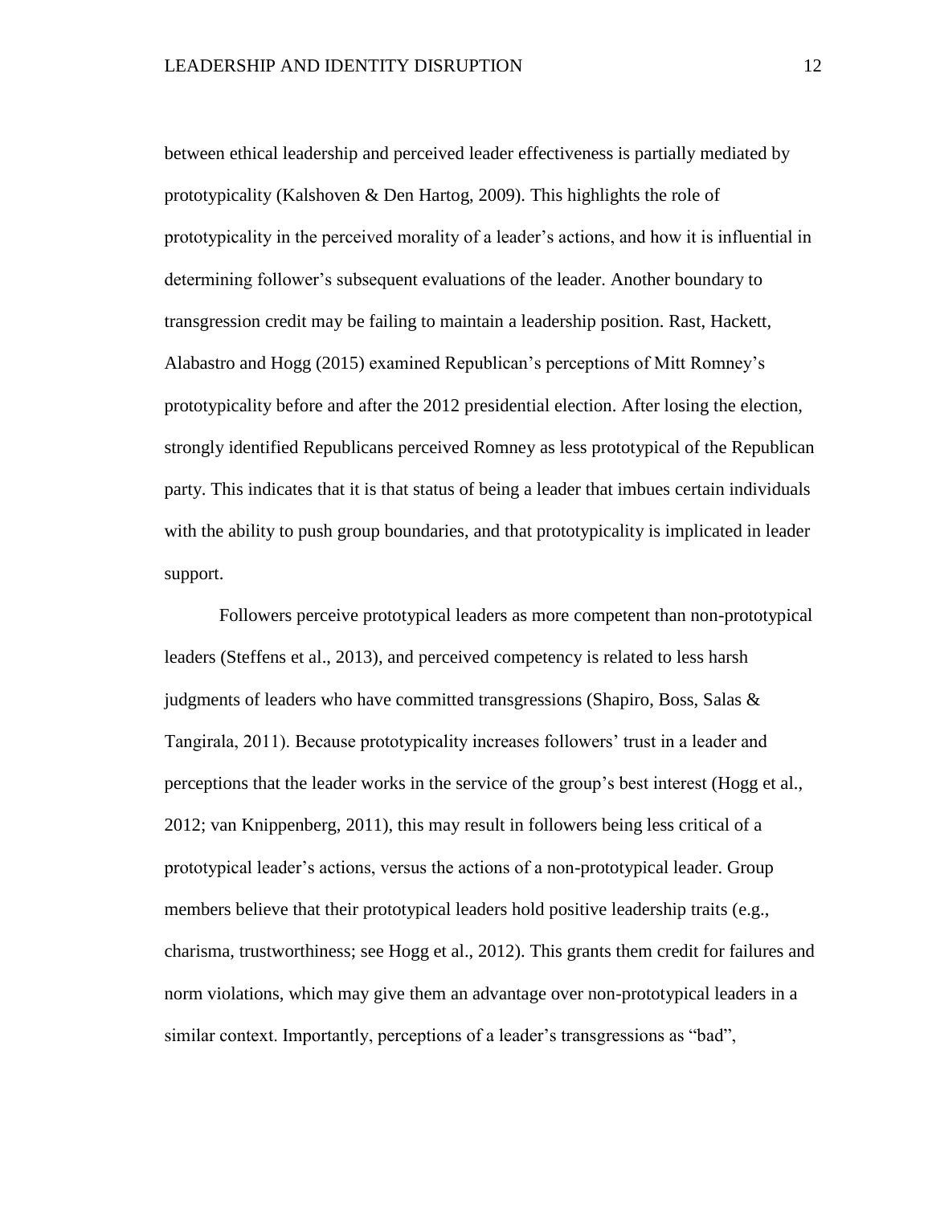between ethical leadership and perceived leader effectiveness is partially mediated by prototypicality (Kalshoven & Den Hartog, 2009). This highlights the role of prototypicality in the perceived morality of a leader's actions, and how it is influential in determining follower's subsequent evaluations of the leader. Another boundary to transgression credit may be failing to maintain a leadership position. Rast, Hackett, Alabastro and Hogg (2015) examined Republican's perceptions of Mitt Romney's prototypicality before and after the 2012 presidential election. After losing the election, strongly identified Republicans perceived Romney as less prototypical of the Republican party. This indicates that it is that status of being a leader that imbues certain individuals with the ability to push group boundaries, and that prototypicality is implicated in leader support.

Followers perceive prototypical leaders as more competent than non-prototypical leaders (Steffens et al., 2013), and perceived competency is related to less harsh judgments of leaders who have committed transgressions (Shapiro, Boss, Salas & Tangirala, 2011). Because prototypicality increases followers' trust in a leader and perceptions that the leader works in the service of the group's best interest (Hogg et al., 2012; van Knippenberg, 2011), this may result in followers being less critical of a prototypical leader's actions, versus the actions of a non-prototypical leader. Group members believe that their prototypical leaders hold positive leadership traits (e.g., charisma, trustworthiness; see Hogg et al., 2012). This grants them credit for failures and norm violations, which may give them an advantage over non-prototypical leaders in a similar context. Importantly, perceptions of a leader's transgressions as "bad",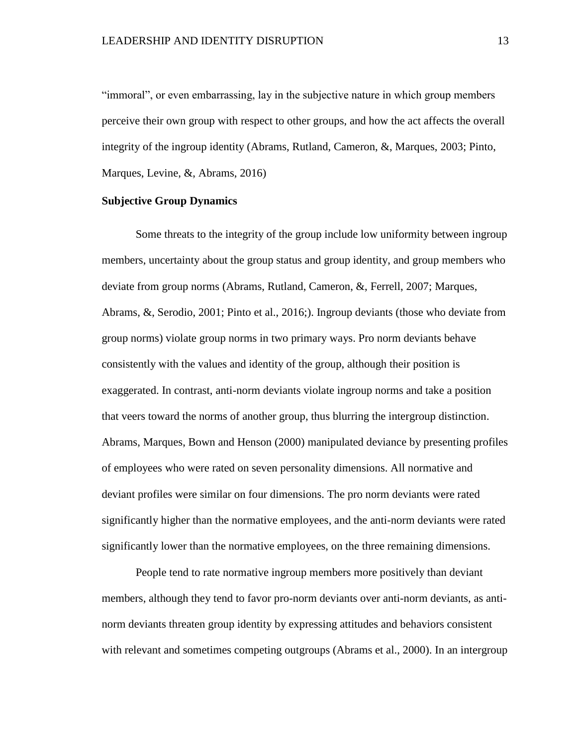"immoral", or even embarrassing, lay in the subjective nature in which group members perceive their own group with respect to other groups, and how the act affects the overall integrity of the ingroup identity (Abrams, Rutland, Cameron, &, Marques, 2003; Pinto, Marques, Levine, &, Abrams, 2016)

**Subjective Group Dynamics**

Some threats to the integrity of the group include low uniformity between ingroup members, uncertainty about the group status and group identity, and group members who deviate from group norms (Abrams, Rutland, Cameron, &, Ferrell, 2007; Marques, Abrams, &, Serodio, 2001; Pinto et al., 2016;). Ingroup deviants (those who deviate from group norms) violate group norms in two primary ways. Pro norm deviants behave consistently with the values and identity of the group, although their position is exaggerated. In contrast, anti-norm deviants violate ingroup norms and take a position that veers toward the norms of another group, thus blurring the intergroup distinction. Abrams, Marques, Bown and Henson (2000) manipulated deviance by presenting profiles of employees who were rated on seven personality dimensions. All normative and deviant profiles were similar on four dimensions. The pro norm deviants were rated significantly higher than the normative employees, and the anti-norm deviants were rated significantly lower than the normative employees, on the three remaining dimensions.

People tend to rate normative ingroup members more positively than deviant members, although they tend to favor pro-norm deviants over anti-norm deviants, as anti-norm deviants threaten group identity by expressing attitudes and behaviors consistent with relevant and sometimes competing outgroups (Abrams et al., 2000). In an intergroup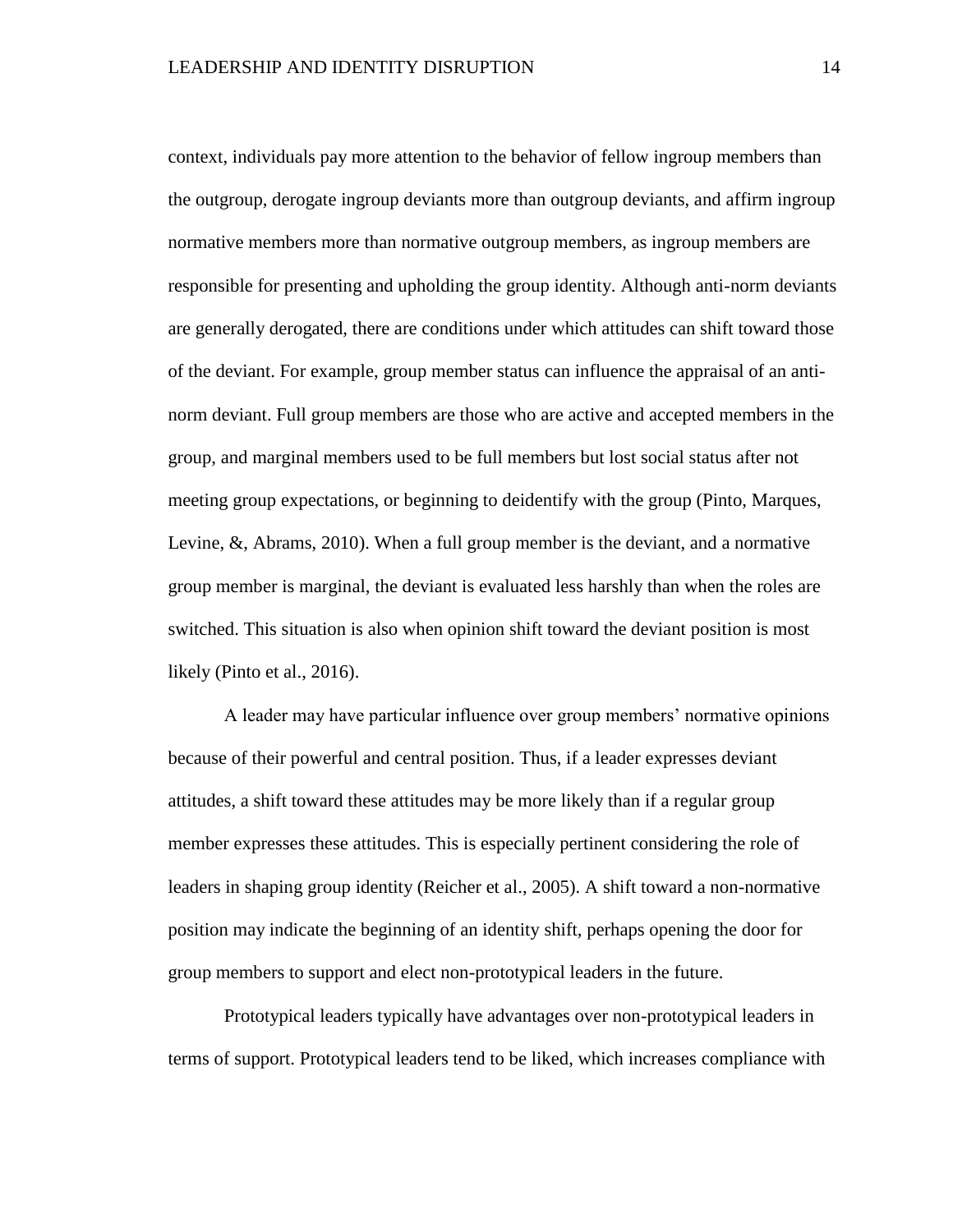context, individuals pay more attention to the behavior of fellow ingroup members than the outgroup, derogate ingroup deviants more than outgroup deviants, and affirm ingroup normative members more than normative outgroup members, as ingroup members are responsible for presenting and upholding the group identity. Although anti-norm deviants are generally derogated, there are conditions under which attitudes can shift toward those of the deviant. For example, group member status can influence the appraisal of an anti-norm deviant. Full group members are those who are active and accepted members in the group, and marginal members used to be full members but lost social status after not meeting group expectations, or beginning to deidentify with the group (Pinto, Marques, Levine, &, Abrams, 2010). When a full group member is the deviant, and a normative group member is marginal, the deviant is evaluated less harshly than when the roles are switched. This situation is also when opinion shift toward the deviant position is most likely (Pinto et al., 2016).

A leader may have particular influence over group members' normative opinions because of their powerful and central position. Thus, if a leader expresses deviant attitudes, a shift toward these attitudes may be more likely than if a regular group member expresses these attitudes. This is especially pertinent considering the role of leaders in shaping group identity (Reicher et al., 2005). A shift toward a non-normative position may indicate the beginning of an identity shift, perhaps opening the door for group members to support and elect non-prototypical leaders in the future.

Prototypical leaders typically have advantages over non-prototypical leaders in terms of support. Prototypical leaders tend to be liked, which increases compliance with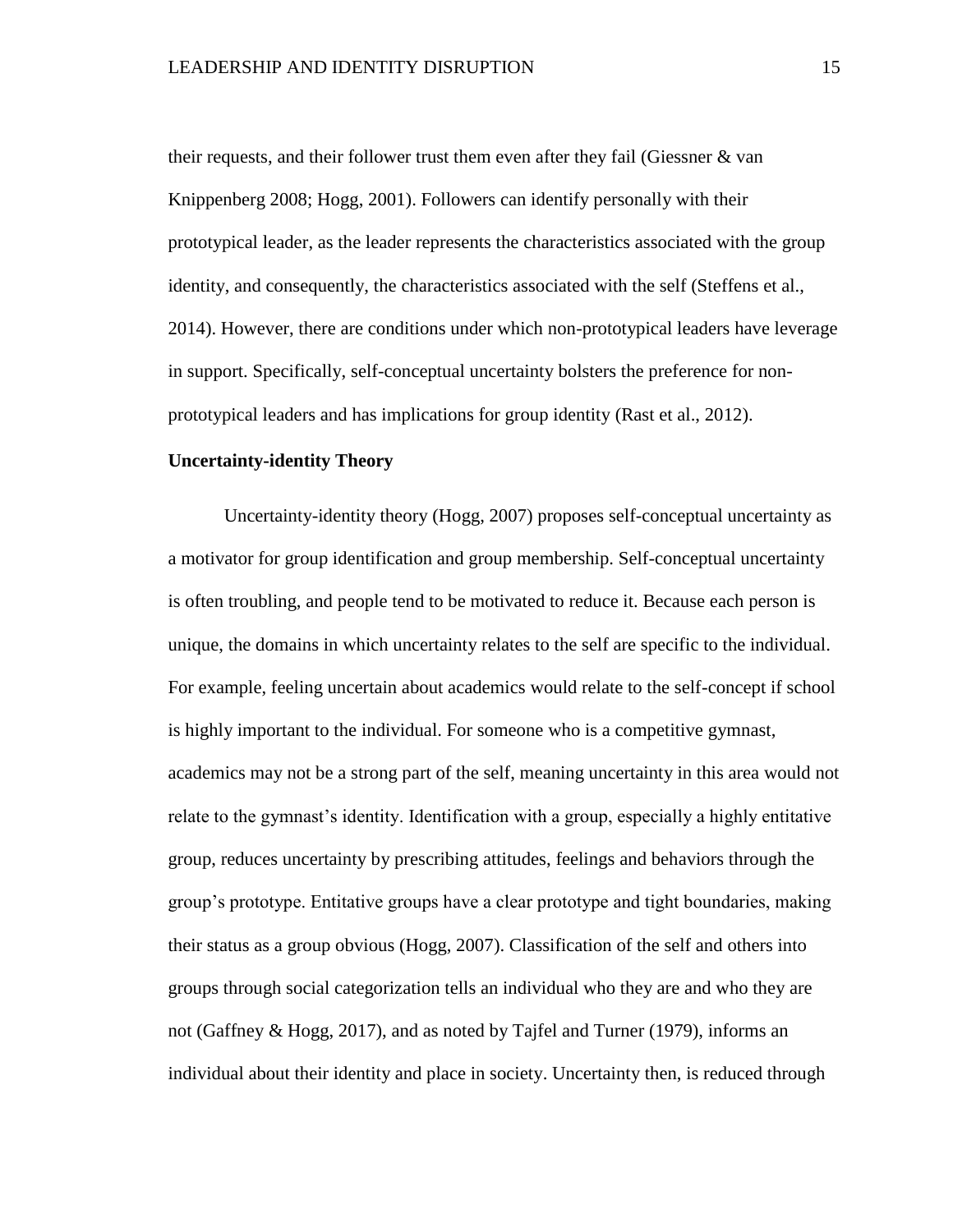their requests, and their follower trust them even after they fail (Giessner & van Knippenberg 2008; Hogg, 2001). Followers can identify personally with their prototypical leader, as the leader represents the characteristics associated with the group identity, and consequently, the characteristics associated with the self (Steffens et al., 2014). However, there are conditions under which non-prototypical leaders have leverage in support. Specifically, self-conceptual uncertainty bolsters the preference for non-prototypical leaders and has implications for group identity (Rast et al., 2012).

**Uncertainty-identity Theory**

Uncertainty-identity theory (Hogg, 2007) proposes self-conceptual uncertainty as a motivator for group identification and group membership. Self-conceptual uncertainty is often troubling, and people tend to be motivated to reduce it. Because each person is unique, the domains in which uncertainty relates to the self are specific to the individual. For example, feeling uncertain about academics would relate to the self-concept if school is highly important to the individual. For someone who is a competitive gymnast, academics may not be a strong part of the self, meaning uncertainty in this area would not relate to the gymnast's identity. Identification with a group, especially a highly entitative group, reduces uncertainty by prescribing attitudes, feelings and behaviors through the group's prototype. Entitative groups have a clear prototype and tight boundaries, making their status as a group obvious (Hogg, 2007). Classification of the self and others into groups through social categorization tells an individual who they are and who they are not (Gaffney & Hogg, 2017), and as noted by Tajfel and Turner (1979), informs an individual about their identity and place in society. Uncertainty then, is reduced through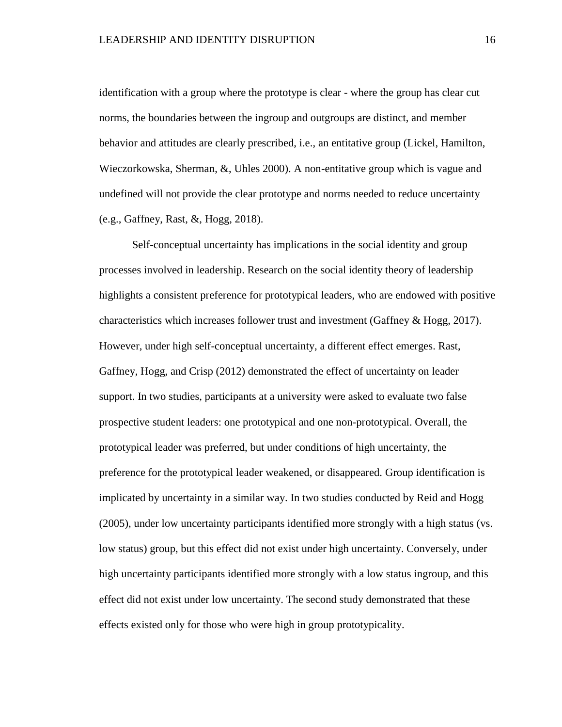identification with a group where the prototype is clear - where the group has clear cut norms, the boundaries between the ingroup and outgroups are distinct, and member behavior and attitudes are clearly prescribed, i.e., an entitative group (Lickel, Hamilton, Wieczorkowska, Sherman, &, Uhles 2000). A non-entitative group which is vague and undefined will not provide the clear prototype and norms needed to reduce uncertainty (e.g., Gaffney, Rast, &, Hogg, 2018).

Self-conceptual uncertainty has implications in the social identity and group processes involved in leadership. Research on the social identity theory of leadership highlights a consistent preference for prototypical leaders, who are endowed with positive characteristics which increases follower trust and investment (Gaffney & Hogg, 2017). However, under high self-conceptual uncertainty, a different effect emerges. Rast, Gaffney, Hogg, and Crisp (2012) demonstrated the effect of uncertainty on leader support. In two studies, participants at a university were asked to evaluate two false prospective student leaders: one prototypical and one non-prototypical. Overall, the prototypical leader was preferred, but under conditions of high uncertainty, the preference for the prototypical leader weakened, or disappeared. Group identification is implicated by uncertainty in a similar way. In two studies conducted by Reid and Hogg (2005), under low uncertainty participants identified more strongly with a high status (vs. low status) group, but this effect did not exist under high uncertainty. Conversely, under high uncertainty participants identified more strongly with a low status ingroup, and this effect did not exist under low uncertainty. The second study demonstrated that these effects existed only for those who were high in group prototypicality.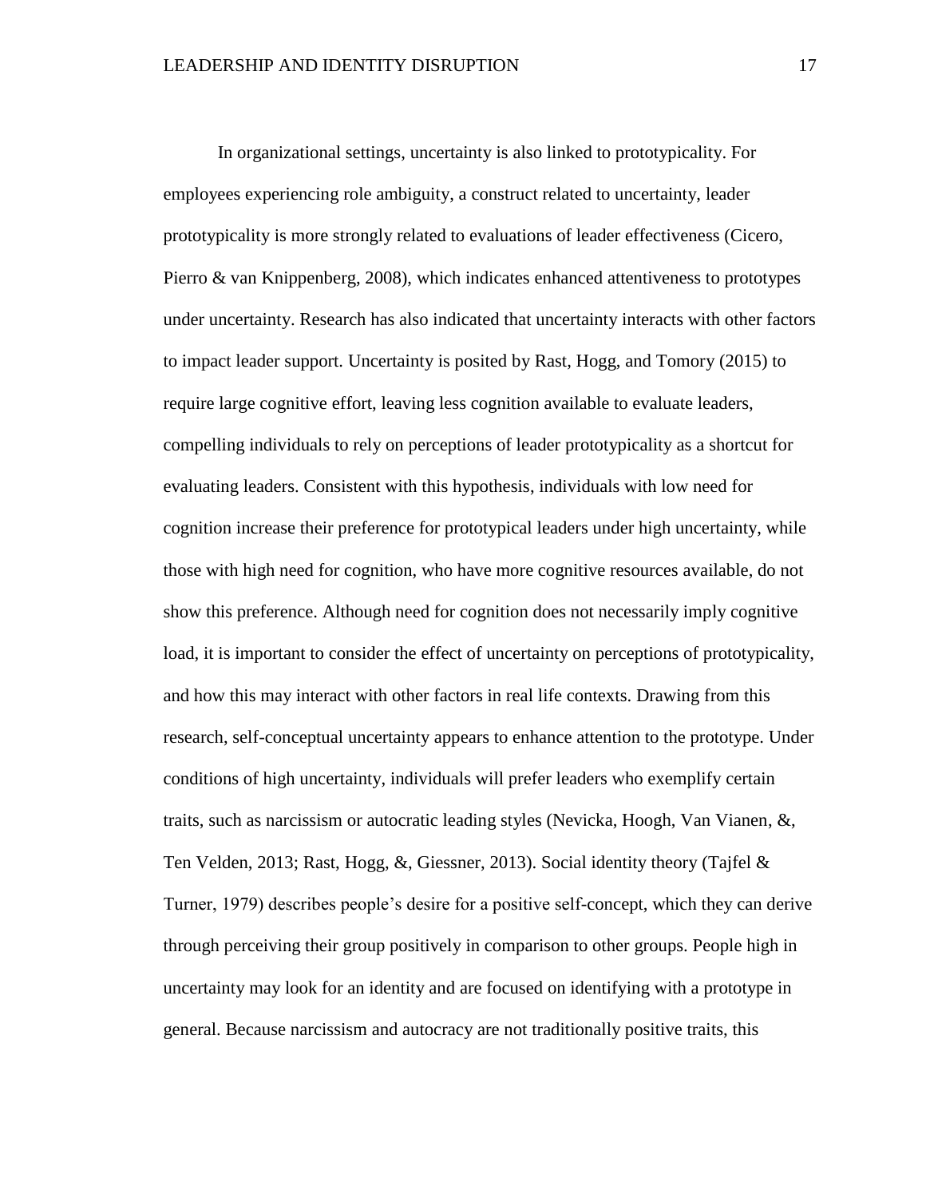In organizational settings, uncertainty is also linked to prototypicality. For employees experiencing role ambiguity, a construct related to uncertainty, leader prototypicality is more strongly related to evaluations of leader effectiveness (Cicero, Pierro & van Knippenberg, 2008), which indicates enhanced attentiveness to prototypes under uncertainty. Research has also indicated that uncertainty interacts with other factors to impact leader support. Uncertainty is posited by Rast, Hogg, and Tomory (2015) to require large cognitive effort, leaving less cognition available to evaluate leaders, compelling individuals to rely on perceptions of leader prototypicality as a shortcut for evaluating leaders. Consistent with this hypothesis, individuals with low need for cognition increase their preference for prototypical leaders under high uncertainty, while those with high need for cognition, who have more cognitive resources available, do not show this preference. Although need for cognition does not necessarily imply cognitive load, it is important to consider the effect of uncertainty on perceptions of prototypicality, and how this may interact with other factors in real life contexts. Drawing from this research, self-conceptual uncertainty appears to enhance attention to the prototype. Under conditions of high uncertainty, individuals will prefer leaders who exemplify certain traits, such as narcissism or autocratic leading styles (Nevicka, Hoogh, Van Vianen, &, Ten Velden, 2013; Rast, Hogg, &, Giessner, 2013). Social identity theory (Tajfel & Turner, 1979) describes people's desire for a positive self-concept, which they can derive through perceiving their group positively in comparison to other groups. People high in uncertainty may look for an identity and are focused on identifying with a prototype in general. Because narcissism and autocracy are not traditionally positive traits, this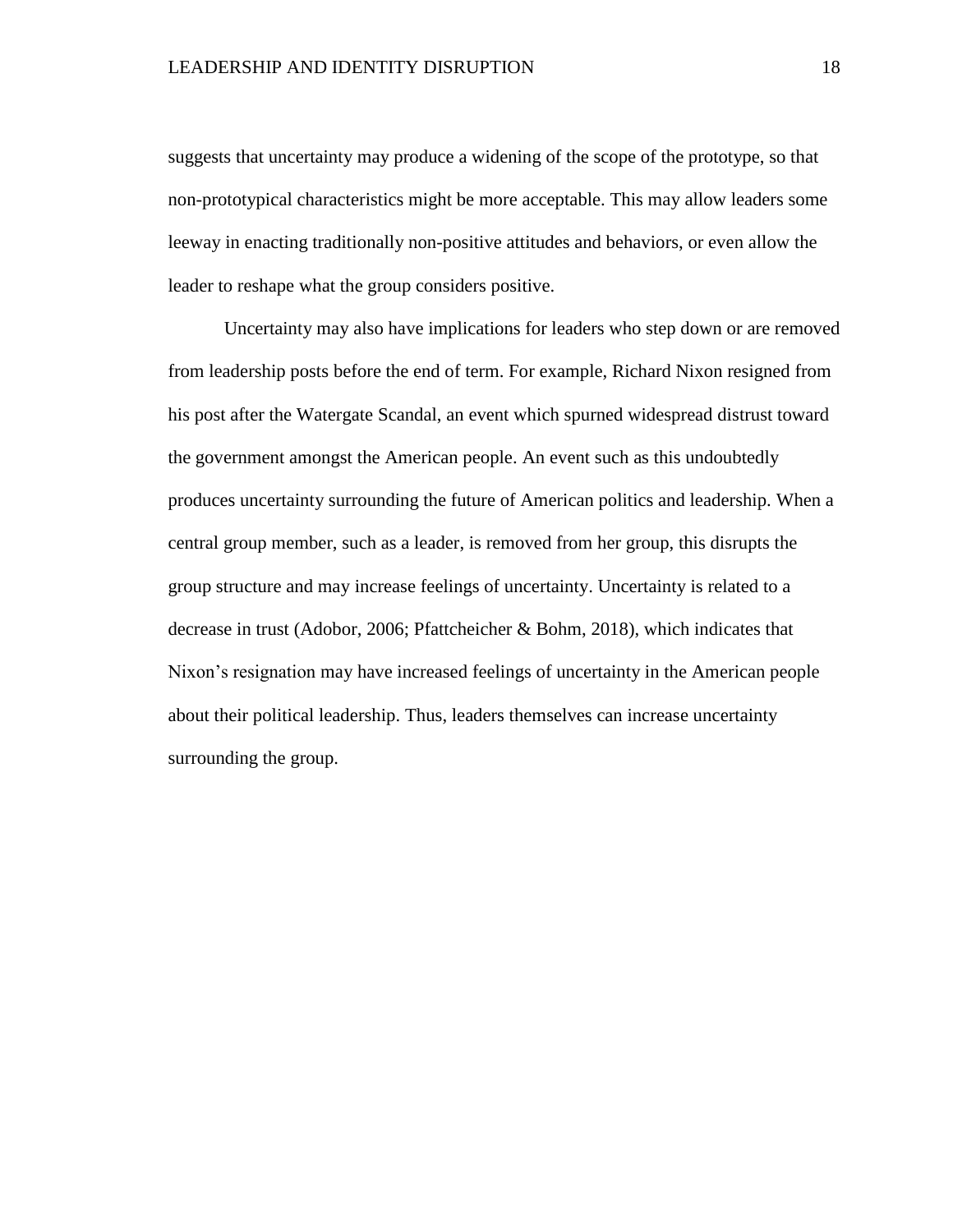suggests that uncertainty may produce a widening of the scope of the prototype, so that non-prototypical characteristics might be more acceptable. This may allow leaders some leeway in enacting traditionally non-positive attitudes and behaviors, or even allow the leader to reshape what the group considers positive.

Uncertainty may also have implications for leaders who step down or are removed from leadership posts before the end of term. For example, Richard Nixon resigned from his post after the Watergate Scandal, an event which spurned widespread distrust toward the government amongst the American people. An event such as this undoubtedly produces uncertainty surrounding the future of American politics and leadership. When a central group member, such as a leader, is removed from her group, this disrupts the group structure and may increase feelings of uncertainty. Uncertainty is related to a decrease in trust (Adobor, 2006; Pfattcheicher & Bohm, 2018), which indicates that Nixon's resignation may have increased feelings of uncertainty in the American people about their political leadership. Thus, leaders themselves can increase uncertainty surrounding the group.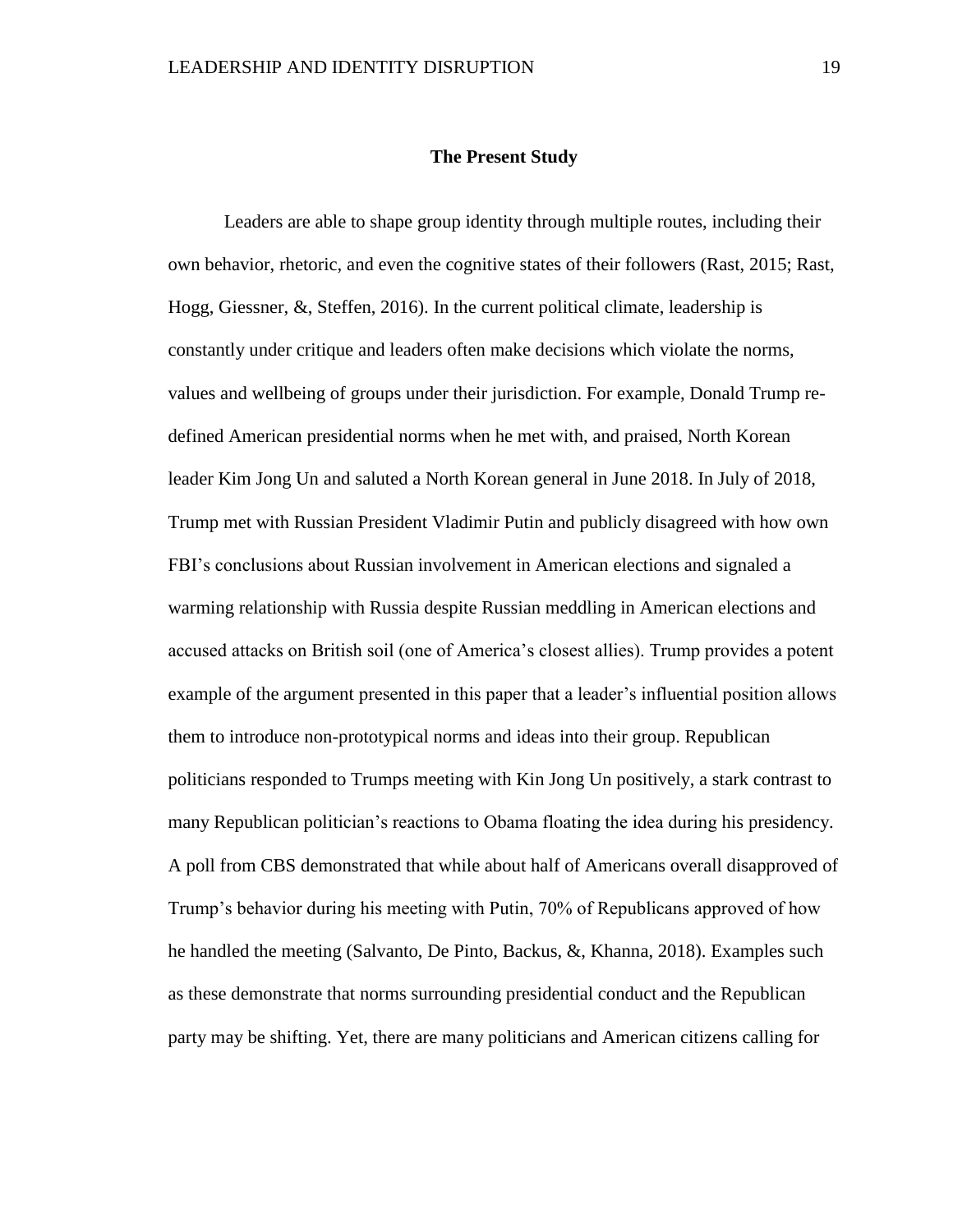## The Present Study

Leaders are able to shape group identity through multiple routes, including their own behavior, rhetoric, and even the cognitive states of their followers (Rast, 2015; Rast, Hogg, Giessner, &, Steffen, 2016). In the current political climate, leadership is constantly under critique and leaders often make decisions which violate the norms, values and wellbeing of groups under their jurisdiction. For example, Donald Trump re-defined American presidential norms when he met with, and praised, North Korean leader Kim Jong Un and saluted a North Korean general in June 2018. In July of 2018, Trump met with Russian President Vladimir Putin and publicly disagreed with how own FBI's conclusions about Russian involvement in American elections and signaled a warming relationship with Russia despite Russian meddling in American elections and accused attacks on British soil (one of America's closest allies). Trump provides a potent example of the argument presented in this paper that a leader's influential position allows them to introduce non-prototypical norms and ideas into their group. Republican politicians responded to Trumps meeting with Kin Jong Un positively, a stark contrast to many Republican politician's reactions to Obama floating the idea during his presidency. A poll from CBS demonstrated that while about half of Americans overall disapproved of Trump's behavior during his meeting with Putin, 70% of Republicans approved of how he handled the meeting (Salvanto, De Pinto, Backus, &, Khanna, 2018). Examples such as these demonstrate that norms surrounding presidential conduct and the Republican party may be shifting. Yet, there are many politicians and American citizens calling for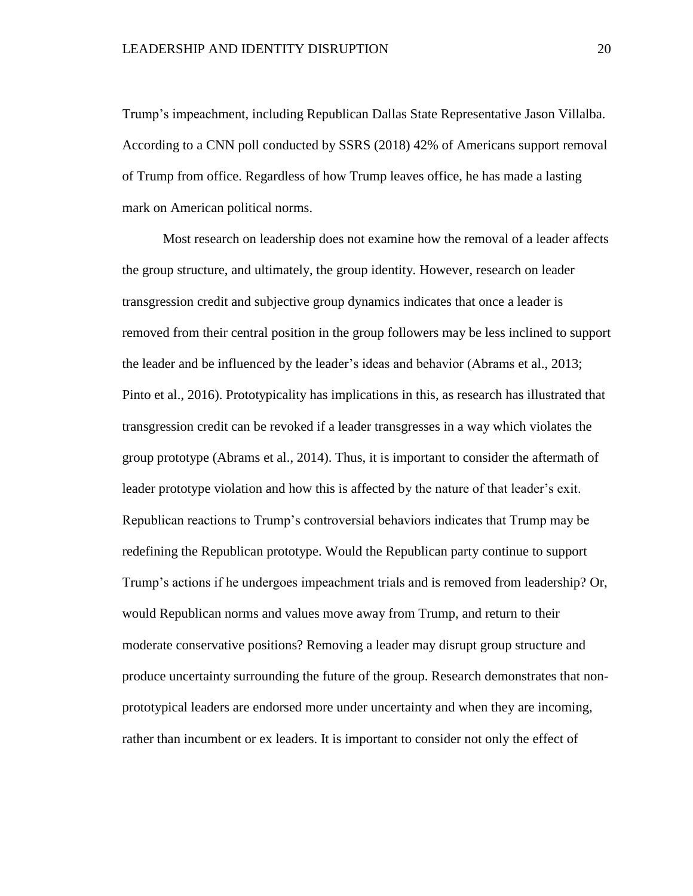Trump's impeachment, including Republican Dallas State Representative Jason Villalba. According to a CNN poll conducted by SSRS (2018) 42% of Americans support removal of Trump from office. Regardless of how Trump leaves office, he has made a lasting mark on American political norms.

Most research on leadership does not examine how the removal of a leader affects the group structure, and ultimately, the group identity. However, research on leader transgression credit and subjective group dynamics indicates that once a leader is removed from their central position in the group followers may be less inclined to support the leader and be influenced by the leader's ideas and behavior (Abrams et al., 2013; Pinto et al., 2016). Prototypicality has implications in this, as research has illustrated that transgression credit can be revoked if a leader transgresses in a way which violates the group prototype (Abrams et al., 2014). Thus, it is important to consider the aftermath of leader prototype violation and how this is affected by the nature of that leader's exit. Republican reactions to Trump's controversial behaviors indicates that Trump may be redefining the Republican prototype. Would the Republican party continue to support Trump's actions if he undergoes impeachment trials and is removed from leadership? Or, would Republican norms and values move away from Trump, and return to their moderate conservative positions? Removing a leader may disrupt group structure and produce uncertainty surrounding the future of the group. Research demonstrates that non-prototypical leaders are endorsed more under uncertainty and when they are incoming, rather than incumbent or ex leaders. It is important to consider not only the effect of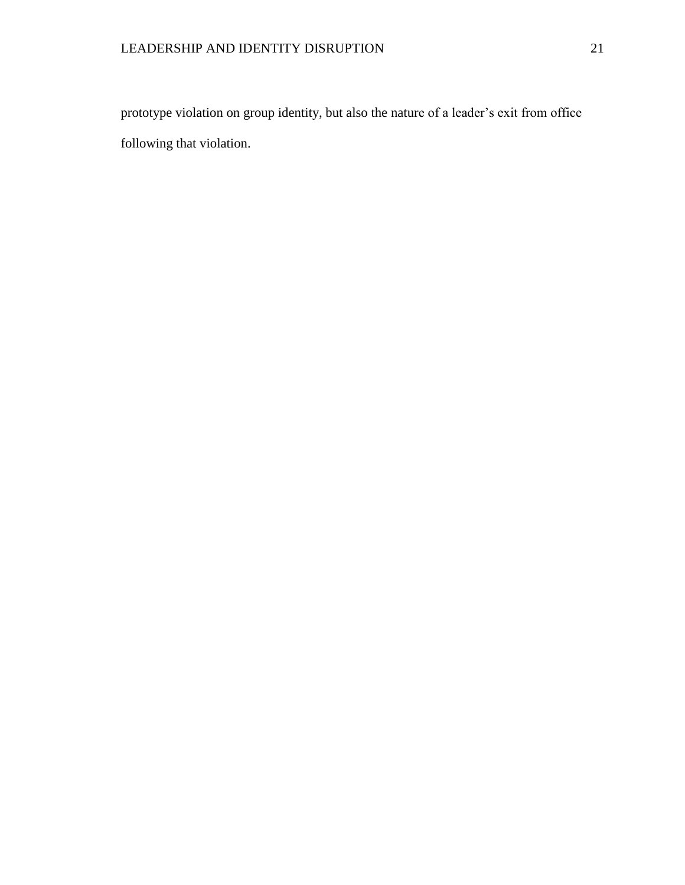prototype violation on group identity, but also the nature of a leader's exit from office following that violation.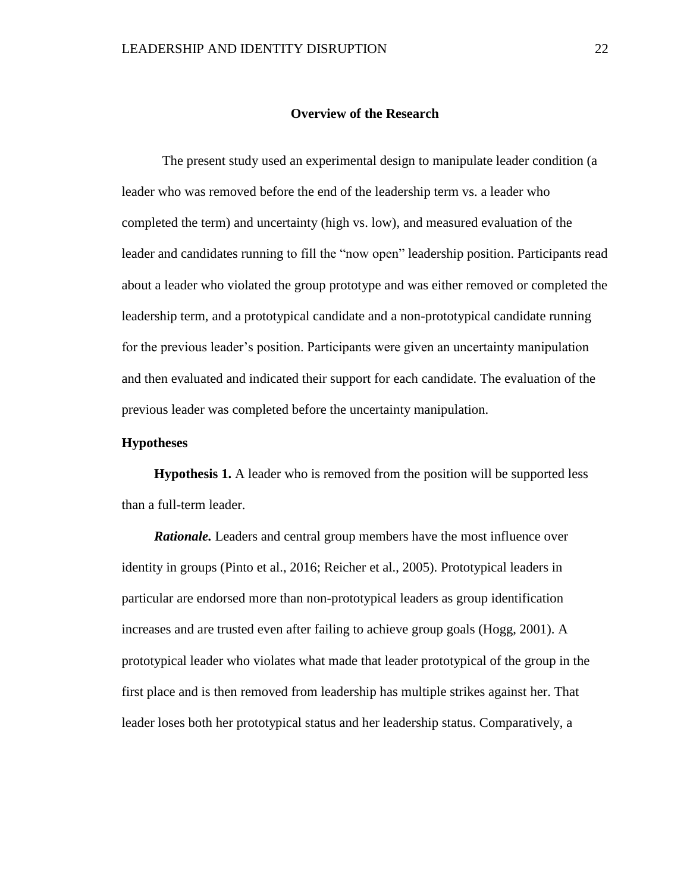## Overview of the Research

The present study used an experimental design to manipulate leader condition (a leader who was removed before the end of the leadership term vs. a leader who completed the term) and uncertainty (high vs. low), and measured evaluation of the leader and candidates running to fill the "now open" leadership position. Participants read about a leader who violated the group prototype and was either removed or completed the leadership term, and a prototypical candidate and a non-prototypical candidate running for the previous leader's position. Participants were given an uncertainty manipulation and then evaluated and indicated their support for each candidate. The evaluation of the previous leader was completed before the uncertainty manipulation.

### Hypotheses

**Hypothesis 1.** A leader who is removed from the position will be supported less than a full-term leader.

***Rationale.*** Leaders and central group members have the most influence over identity in groups (Pinto et al., 2016; Reicher et al., 2005). Prototypical leaders in particular are endorsed more than non-prototypical leaders as group identification increases and are trusted even after failing to achieve group goals (Hogg, 2001). A prototypical leader who violates what made that leader prototypical of the group in the first place and is then removed from leadership has multiple strikes against her. That leader loses both her prototypical status and her leadership status. Comparatively, a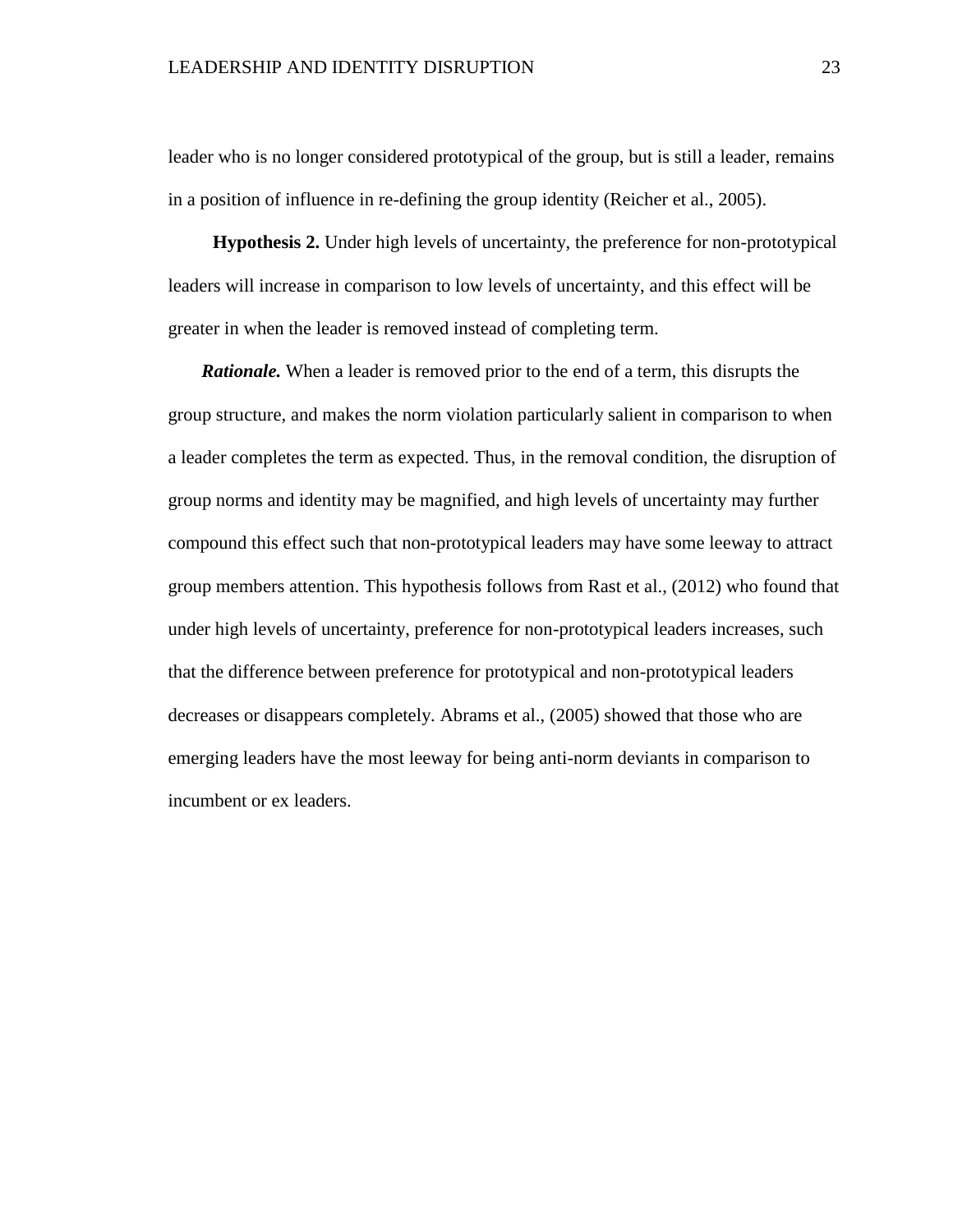leader who is no longer considered prototypical of the group, but is still a leader, remains in a position of influence in re-defining the group identity (Reicher et al., 2005).

**Hypothesis 2.** Under high levels of uncertainty, the preference for non-prototypical leaders will increase in comparison to low levels of uncertainty, and this effect will be greater in when the leader is removed instead of completing term.

***Rationale.*** When a leader is removed prior to the end of a term, this disrupts the group structure, and makes the norm violation particularly salient in comparison to when a leader completes the term as expected. Thus, in the removal condition, the disruption of group norms and identity may be magnified, and high levels of uncertainty may further compound this effect such that non-prototypical leaders may have some leeway to attract group members attention. This hypothesis follows from Rast et al., (2012) who found that under high levels of uncertainty, preference for non-prototypical leaders increases, such that the difference between preference for prototypical and non-prototypical leaders decreases or disappears completely. Abrams et al., (2005) showed that those who are emerging leaders have the most leeway for being anti-norm deviants in comparison to incumbent or ex leaders.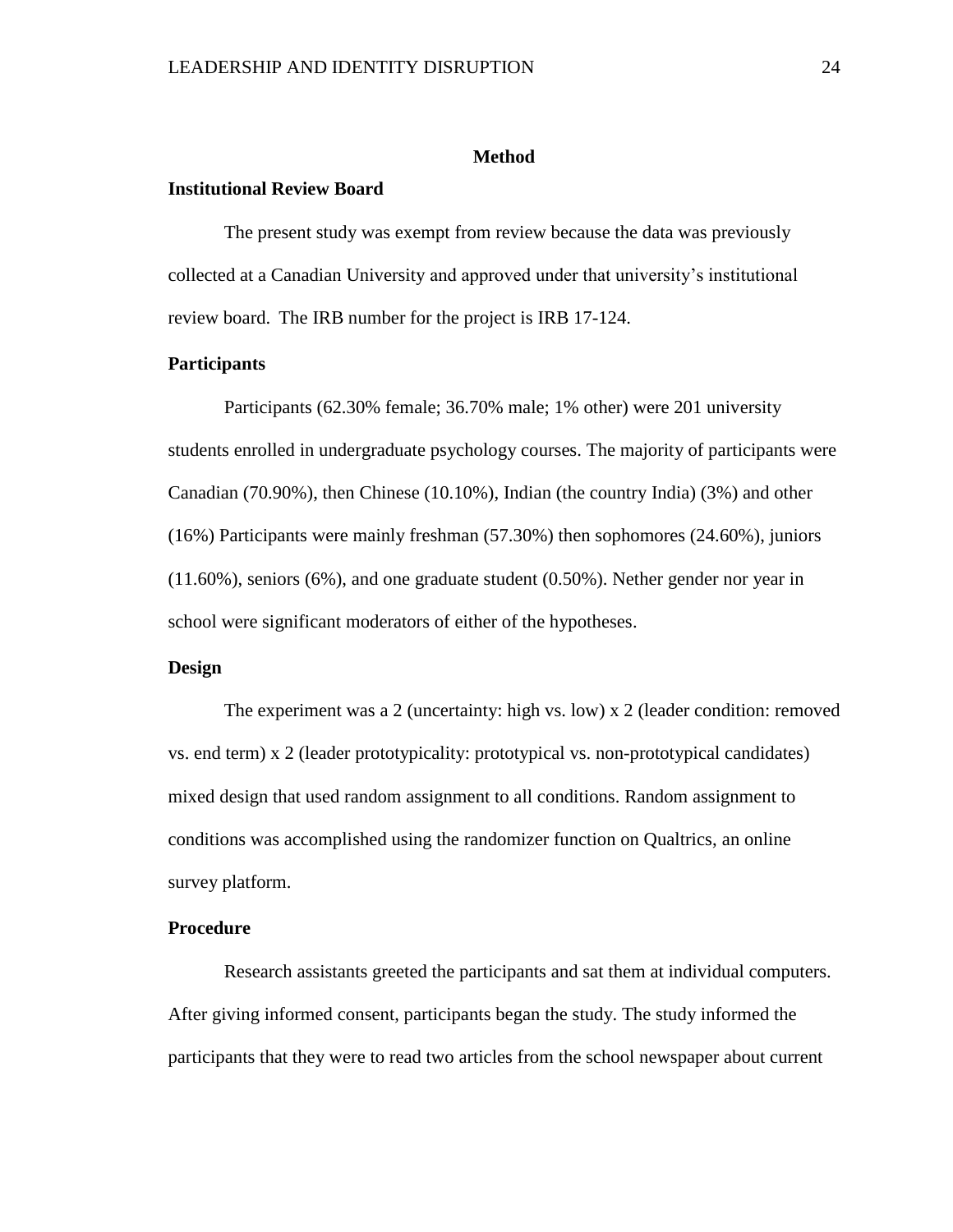# Method

## Institutional Review Board

The present study was exempt from review because the data was previously collected at a Canadian University and approved under that university's institutional review board. The IRB number for the project is IRB 17-124.

## Participants

Participants (62.30% female; 36.70% male; 1% other) were 201 university students enrolled in undergraduate psychology courses. The majority of participants were Canadian (70.90%), then Chinese (10.10%), Indian (the country India) (3%) and other (16%) Participants were mainly freshman (57.30%) then sophomores (24.60%), juniors (11.60%), seniors (6%), and one graduate student (0.50%). Nether gender nor year in school were significant moderators of either of the hypotheses.

## Design

The experiment was a 2 (uncertainty: high vs. low) x 2 (leader condition: removed vs. end term) x 2 (leader prototypicality: prototypical vs. non-prototypical candidates) mixed design that used random assignment to all conditions. Random assignment to conditions was accomplished using the randomizer function on Qualtrics, an online survey platform.

## Procedure

Research assistants greeted the participants and sat them at individual computers. After giving informed consent, participants began the study. The study informed the participants that they were to read two articles from the school newspaper about current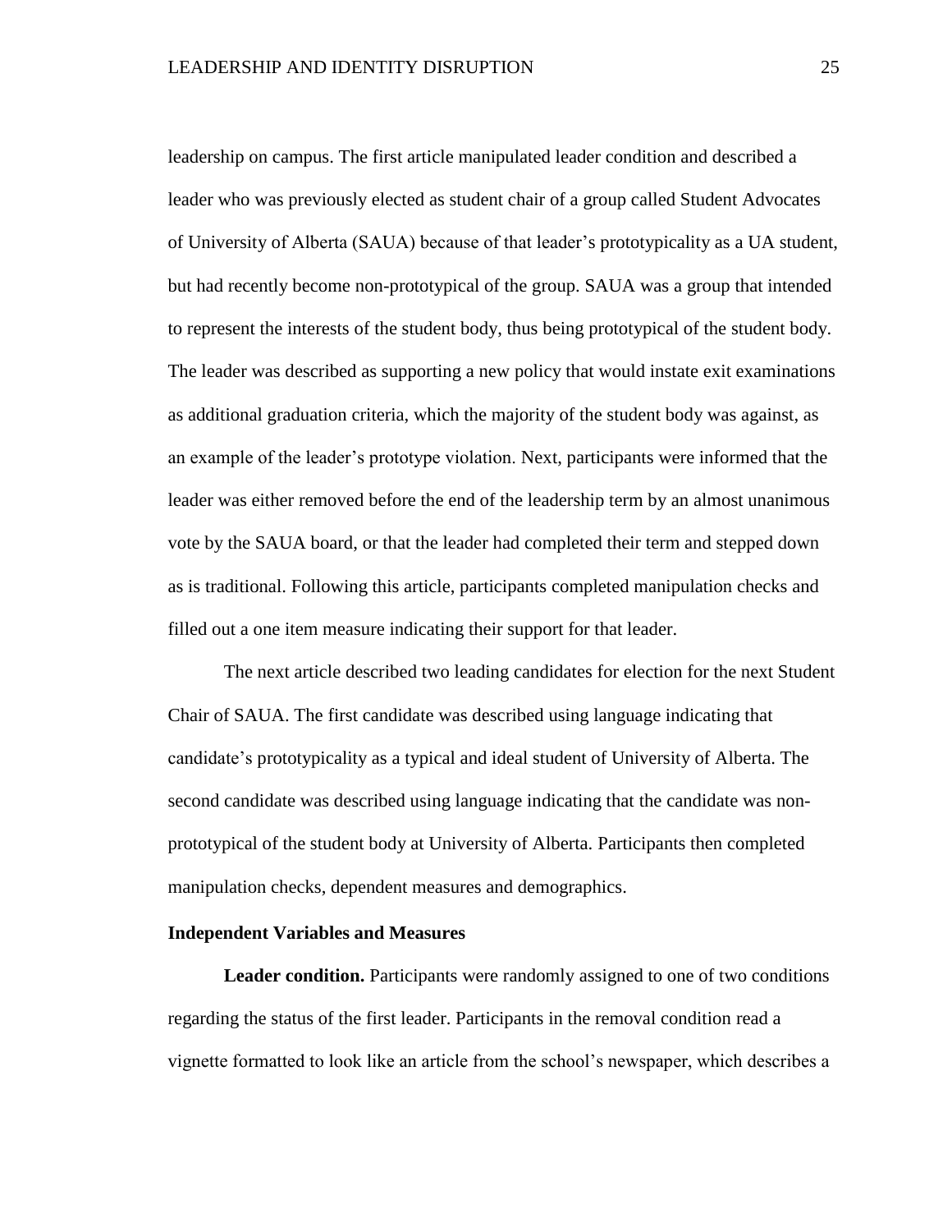leadership on campus. The first article manipulated leader condition and described a leader who was previously elected as student chair of a group called Student Advocates of University of Alberta (SAUA) because of that leader's prototypicality as a UA student, but had recently become non-prototypical of the group. SAUA was a group that intended to represent the interests of the student body, thus being prototypical of the student body. The leader was described as supporting a new policy that would instate exit examinations as additional graduation criteria, which the majority of the student body was against, as an example of the leader's prototype violation. Next, participants were informed that the leader was either removed before the end of the leadership term by an almost unanimous vote by the SAUA board, or that the leader had completed their term and stepped down as is traditional. Following this article, participants completed manipulation checks and filled out a one item measure indicating their support for that leader.

The next article described two leading candidates for election for the next Student Chair of SAUA. The first candidate was described using language indicating that candidate's prototypicality as a typical and ideal student of University of Alberta. The second candidate was described using language indicating that the candidate was non-prototypical of the student body at University of Alberta. Participants then completed manipulation checks, dependent measures and demographics.

## Independent Variables and Measures

**Leader condition.** Participants were randomly assigned to one of two conditions regarding the status of the first leader. Participants in the removal condition read a vignette formatted to look like an article from the school's newspaper, which describes a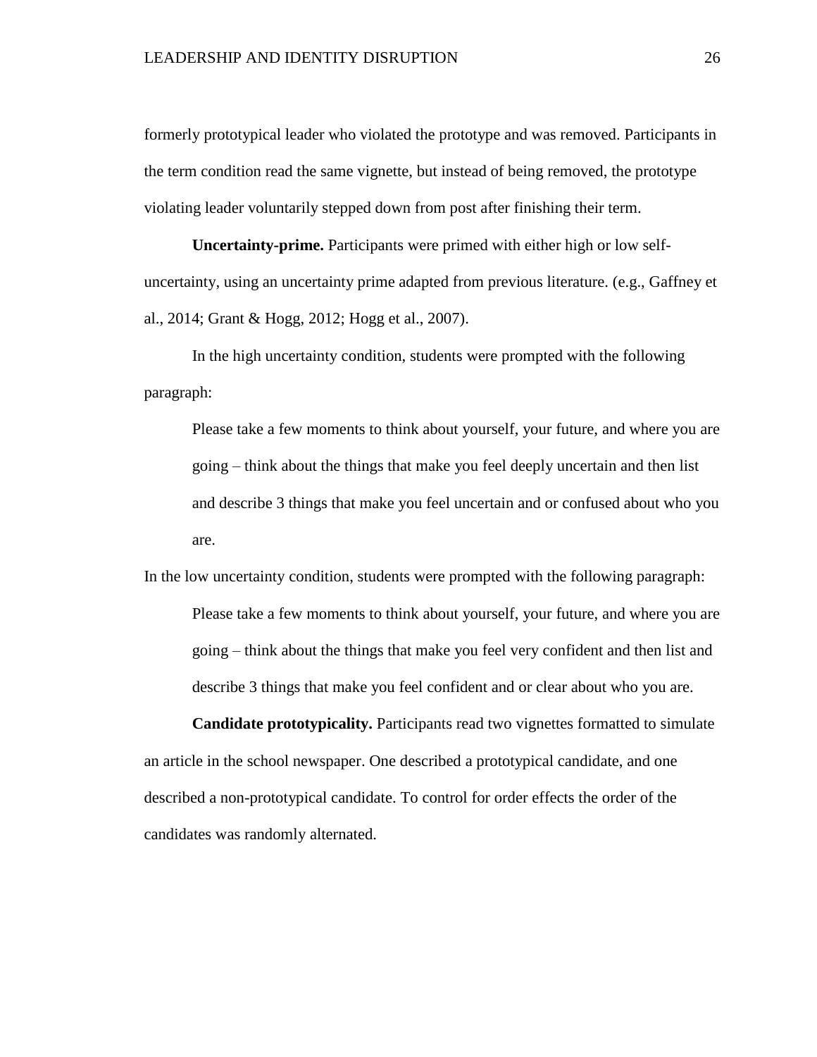formerly prototypical leader who violated the prototype and was removed. Participants in the term condition read the same vignette, but instead of being removed, the prototype violating leader voluntarily stepped down from post after finishing their term.

**Uncertainty-prime.** Participants were primed with either high or low self-uncertainty, using an uncertainty prime adapted from previous literature. (e.g., Gaffney et al., 2014; Grant & Hogg, 2012; Hogg et al., 2007).

In the high uncertainty condition, students were prompted with the following paragraph:

> Please take a few moments to think about yourself, your future, and where you are going – think about the things that make you feel deeply uncertain and then list and describe 3 things that make you feel uncertain and or confused about who you are.

In the low uncertainty condition, students were prompted with the following paragraph:

> Please take a few moments to think about yourself, your future, and where you are going – think about the things that make you feel very confident and then list and describe 3 things that make you feel confident and or clear about who you are.

**Candidate prototypicality.** Participants read two vignettes formatted to simulate an article in the school newspaper. One described a prototypical candidate, and one described a non-prototypical candidate. To control for order effects the order of the candidates was randomly alternated.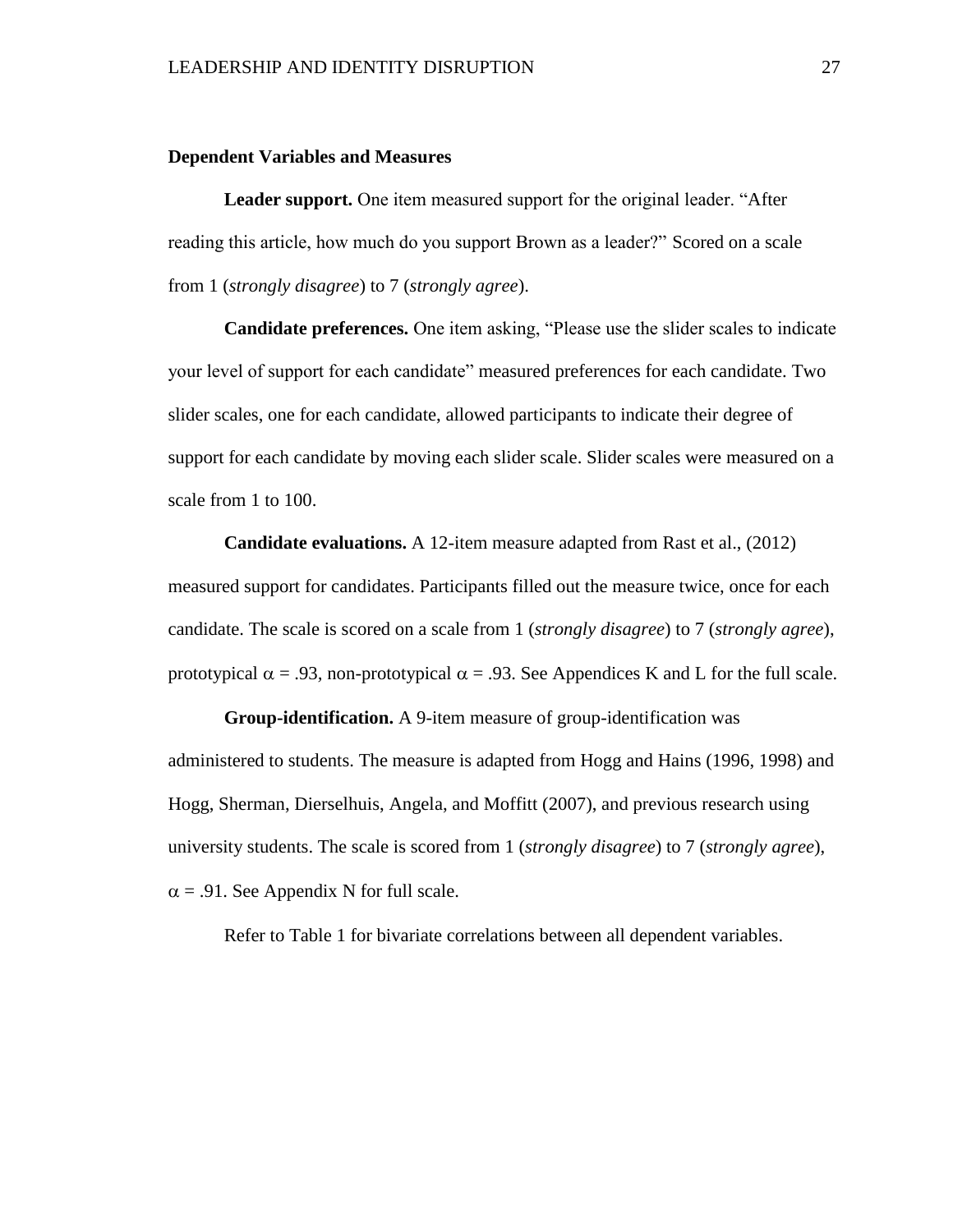**Dependent Variables and Measures**

**Leader support.** One item measured support for the original leader. “After reading this article, how much do you support Brown as a leader?” Scored on a scale from 1 (*strongly disagree*) to 7 (*strongly agree*).

**Candidate preferences.** One item asking, “Please use the slider scales to indicate your level of support for each candidate” measured preferences for each candidate. Two slider scales, one for each candidate, allowed participants to indicate their degree of support for each candidate by moving each slider scale. Slider scales were measured on a scale from 1 to 100.

**Candidate evaluations.** A 12-item measure adapted from Rast et al., (2012) measured support for candidates. Participants filled out the measure twice, once for each candidate. The scale is scored on a scale from 1 (*strongly disagree*) to 7 (*strongly agree*), prototypical $\alpha$ = .93, non-prototypical $\alpha$ = .93. See Appendices K and L for the full scale.

**Group-identification.** A 9-item measure of group-identification was administered to students. The measure is adapted from Hogg and Hains (1996, 1998) and Hogg, Sherman, Dierselhuis, Angela, and Moffitt (2007), and previous research using university students. The scale is scored from 1 (*strongly disagree*) to 7 (*strongly agree*), $\alpha$ = .91. See Appendix N for full scale.

Refer to Table 1 for bivariate correlations between all dependent variables.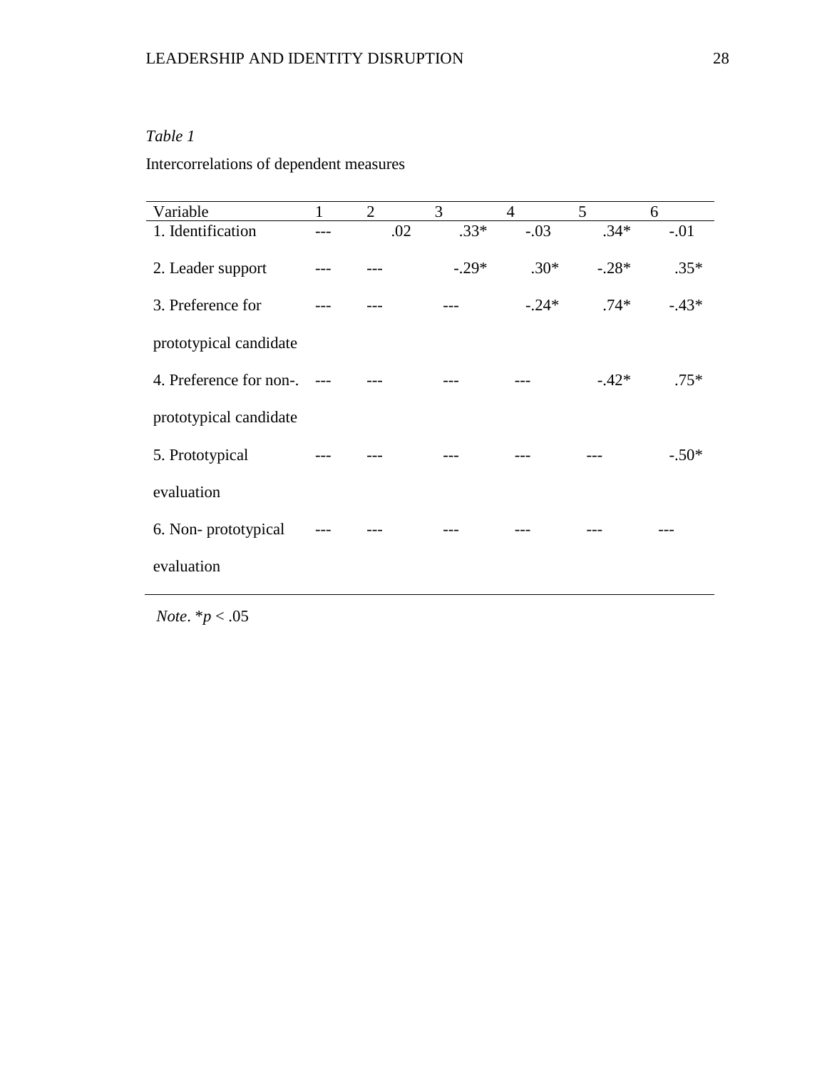*Table 1*

Intercorrelations of dependent measures

| Variable | 1 | 2 | 3 | 4 | 5 | 6 |
|---|---|---|---|---|---|---|
| 1. Identification | --- | .02 | .33* | -.03 | .34* | -.01 |
| 2. Leader support | --- | --- | -.29* | .30* | -.28* | .35* |
| 3. Preference for prototypical candidate | --- | --- | --- | -.24* | .74* | -.43* |
| 4. Preference for non-. prototypical candidate | --- | --- | --- | --- | -.42* | .75* |
| 5. Prototypical evaluation | --- | --- | --- | --- | --- | -.50* |
| 6. Non- prototypical evaluation | --- | --- | --- | --- | --- | --- |

*Note*. $*p < .05$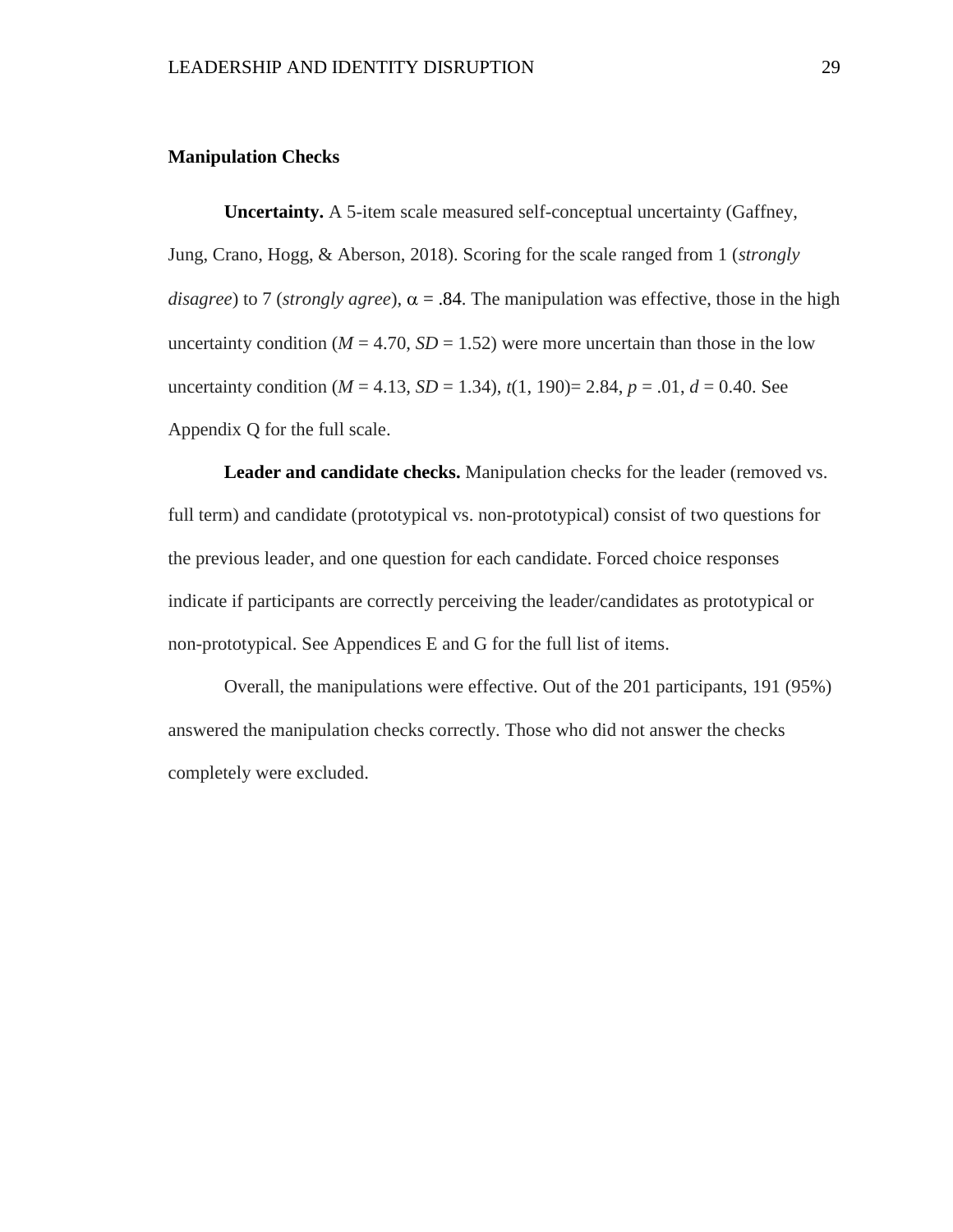## Manipulation Checks

**Uncertainty.** A 5-item scale measured self-conceptual uncertainty (Gaffney, Jung, Crano, Hogg, & Aberson, 2018). Scoring for the scale ranged from 1 (*strongly disagree*) to 7 (*strongly agree*), $\alpha = .84$. The manipulation was effective, those in the high uncertainty condition ($M = 4.70$, $SD = 1.52$) were more uncertain than those in the low uncertainty condition ($M = 4.13$, $SD = 1.34$), $t(1, 190) = 2.84$, $p = .01$, $d = 0.40$. See Appendix Q for the full scale.

**Leader and candidate checks.** Manipulation checks for the leader (removed vs. full term) and candidate (prototypical vs. non-prototypical) consist of two questions for the previous leader, and one question for each candidate. Forced choice responses indicate if participants are correctly perceiving the leader/candidates as prototypical or non-prototypical. See Appendices E and G for the full list of items.

Overall, the manipulations were effective. Out of the 201 participants, 191 (95%) answered the manipulation checks correctly. Those who did not answer the checks completely were excluded.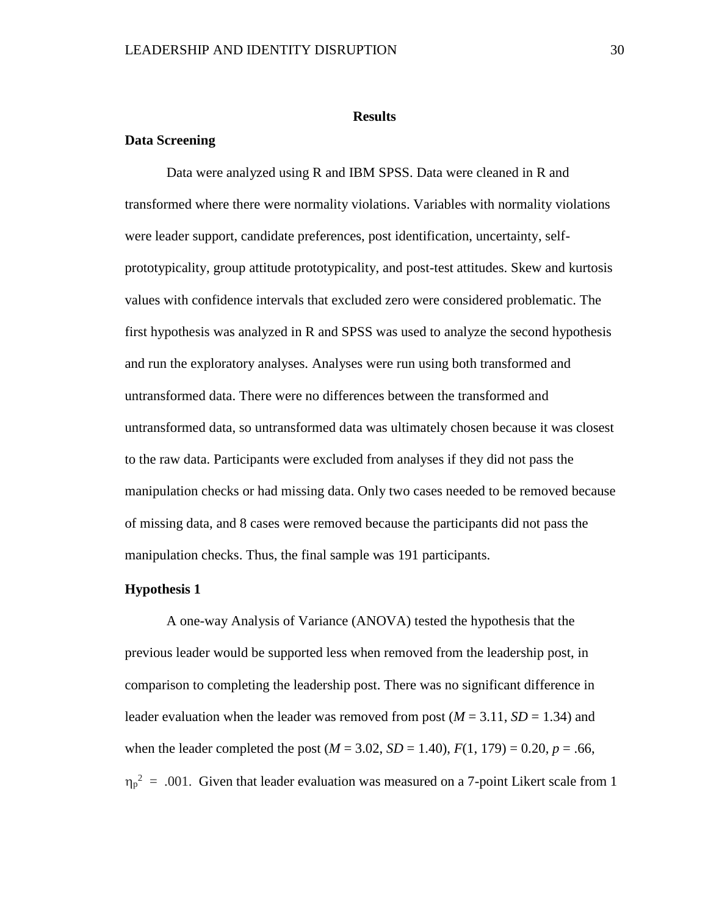## Results

### Data Screening

Data were analyzed using R and IBM SPSS. Data were cleaned in R and transformed where there were normality violations. Variables with normality violations were leader support, candidate preferences, post identification, uncertainty, self-prototypicality, group attitude prototypicality, and post-test attitudes. Skew and kurtosis values with confidence intervals that excluded zero were considered problematic. The first hypothesis was analyzed in R and SPSS was used to analyze the second hypothesis and run the exploratory analyses. Analyses were run using both transformed and untransformed data. There were no differences between the transformed and untransformed data, so untransformed data was ultimately chosen because it was closest to the raw data. Participants were excluded from analyses if they did not pass the manipulation checks or had missing data. Only two cases needed to be removed because of missing data, and 8 cases were removed because the participants did not pass the manipulation checks. Thus, the final sample was 191 participants.

### Hypothesis 1

A one-way Analysis of Variance (ANOVA) tested the hypothesis that the previous leader would be supported less when removed from the leadership post, in comparison to completing the leadership post. There was no significant difference in leader evaluation when the leader was removed from post ($M$ = 3.11, $SD$ = 1.34) and when the leader completed the post ($M$ = 3.02, $SD$ = 1.40), $F(1, 179) = 0.20$, $p = .66$, $\eta_p^2 = .001$. Given that leader evaluation was measured on a 7-point Likert scale from 1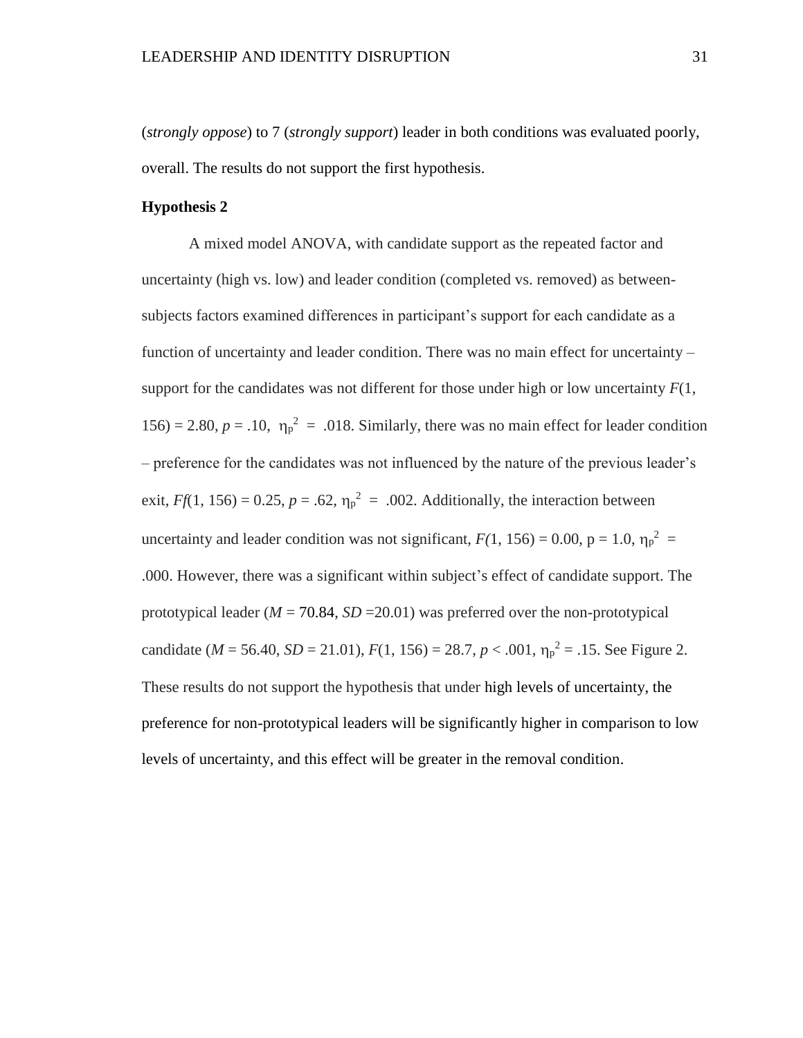(*strongly oppose*) to 7 (*strongly support*) leader in both conditions was evaluated poorly, overall. The results do not support the first hypothesis.

**Hypothesis 2**

A mixed model ANOVA, with candidate support as the repeated factor and uncertainty (high vs. low) and leader condition (completed vs. removed) as between-subjects factors examined differences in participant's support for each candidate as a function of uncertainty and leader condition. There was no main effect for uncertainty – support for the candidates was not different for those under high or low uncertainty $F(1, 156) = 2.80$, $p = .10$, $\eta_p^2 = .018$. Similarly, there was no main effect for leader condition – preference for the candidates was not influenced by the nature of the previous leader's exit, $Ff(1, 156) = 0.25$, $p = .62$, $\eta_p^2 = .002$. Additionally, the interaction between uncertainty and leader condition was not significant, $F(1, 156) = 0.00$, p = 1.0, $\eta_p^2 = .000$. However, there was a significant within subject's effect of candidate support. The prototypical leader ($M$ = 70.84, $SD$ =20.01) was preferred over the non-prototypical candidate ($M$ = 56.40, $SD$ = 21.01), $F(1, 156) = 28.7$, $p < .001$, $\eta_p^2 = .15$. See Figure 2. These results do not support the hypothesis that under high levels of uncertainty, the preference for non-prototypical leaders will be significantly higher in comparison to low levels of uncertainty, and this effect will be greater in the removal condition.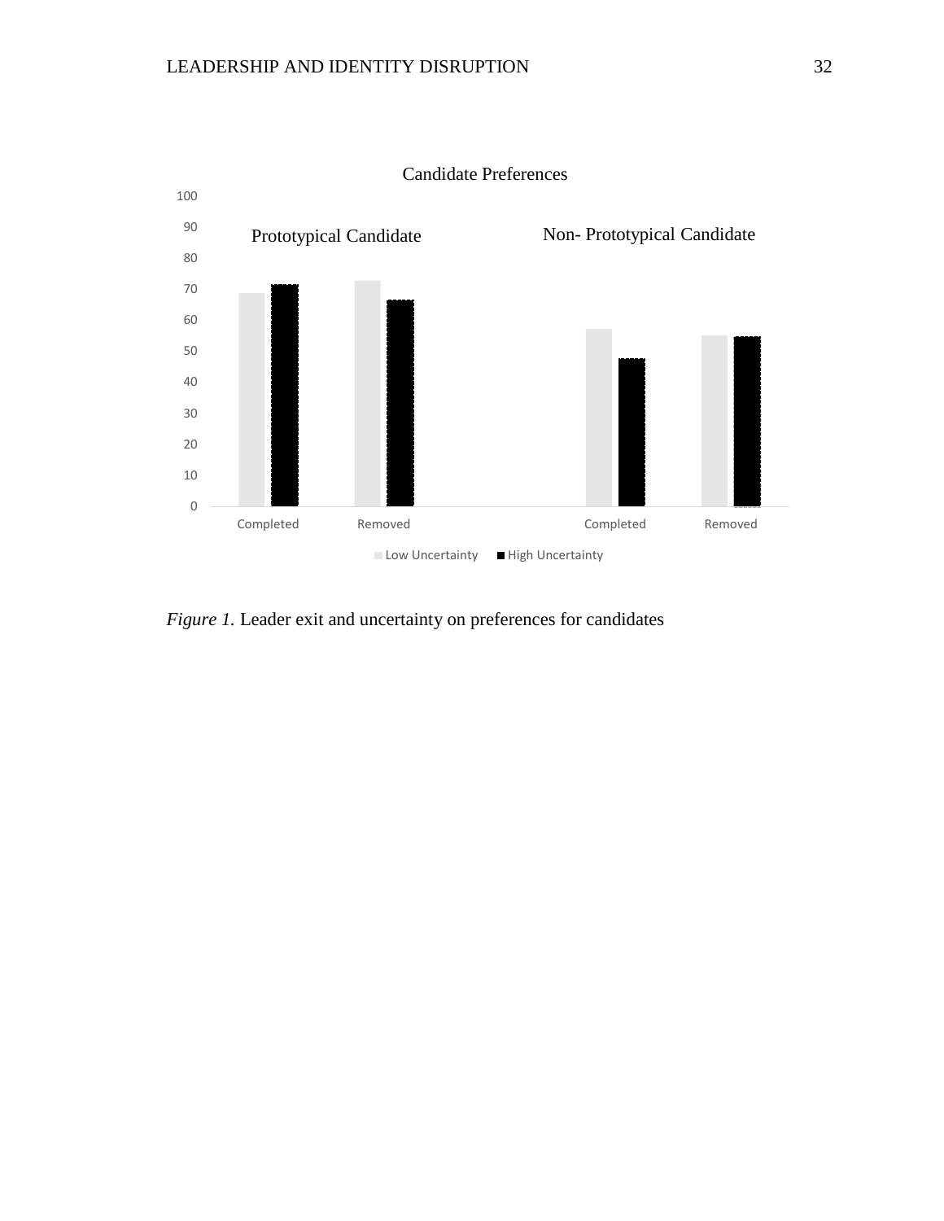Candidate Preferences

Prototypical Candidate

Non- Prototypical Candidate

100
90
80
70
60
50
40
30
20
10
0

Completed Removed Completed Removed

Low Uncertainty High Uncertainty

*Figure 1.* Leader exit and uncertainty on preferences for candidates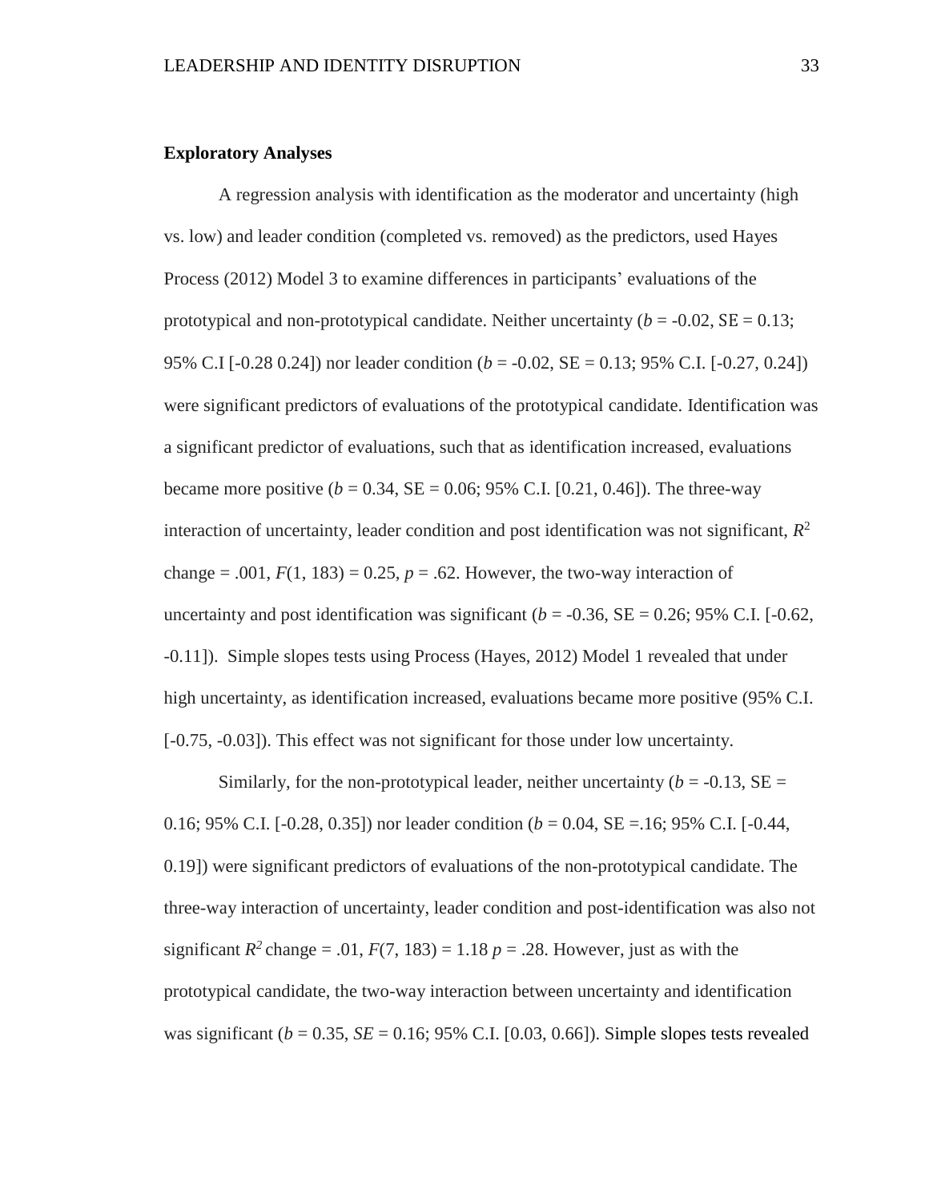**Exploratory Analyses**

A regression analysis with identification as the moderator and uncertainty (high vs. low) and leader condition (completed vs. removed) as the predictors, used Hayes Process (2012) Model 3 to examine differences in participants' evaluations of the prototypical and non-prototypical candidate. Neither uncertainty ($b$ = -0.02, SE = 0.13; 95% C.I [-0.28 0.24]) nor leader condition ($b$ = -0.02, SE = 0.13; 95% C.I. [-0.27, 0.24]) were significant predictors of evaluations of the prototypical candidate. Identification was a significant predictor of evaluations, such that as identification increased, evaluations became more positive ($b$ = 0.34, SE = 0.06; 95% C.I. [0.21, 0.46]). The three-way interaction of uncertainty, leader condition and post identification was not significant, $R^2$ change = .001, $F(1, 183) = 0.25$, $p = .62$. However, the two-way interaction of uncertainty and post identification was significant ($b$ = -0.36, SE = 0.26; 95% C.I. [-0.62, -0.11]). Simple slopes tests using Process (Hayes, 2012) Model 1 revealed that under high uncertainty, as identification increased, evaluations became more positive (95% C.I. [-0.75, -0.03]). This effect was not significant for those under low uncertainty.

Similarly, for the non-prototypical leader, neither uncertainty ($b$ = -0.13, SE = 0.16; 95% C.I. [-0.28, 0.35]) nor leader condition ($b$ = 0.04, SE =.16; 95% C.I. [-0.44, 0.19]) were significant predictors of evaluations of the non-prototypical candidate. The three-way interaction of uncertainty, leader condition and post-identification was also not significant $R^2$ change = .01, $F(7, 183) = 1.18$ $p = .28$. However, just as with the prototypical candidate, the two-way interaction between uncertainty and identification was significant ($b$ = 0.35, $SE$ = 0.16; 95% C.I. [0.03, 0.66]). Simple slopes tests revealed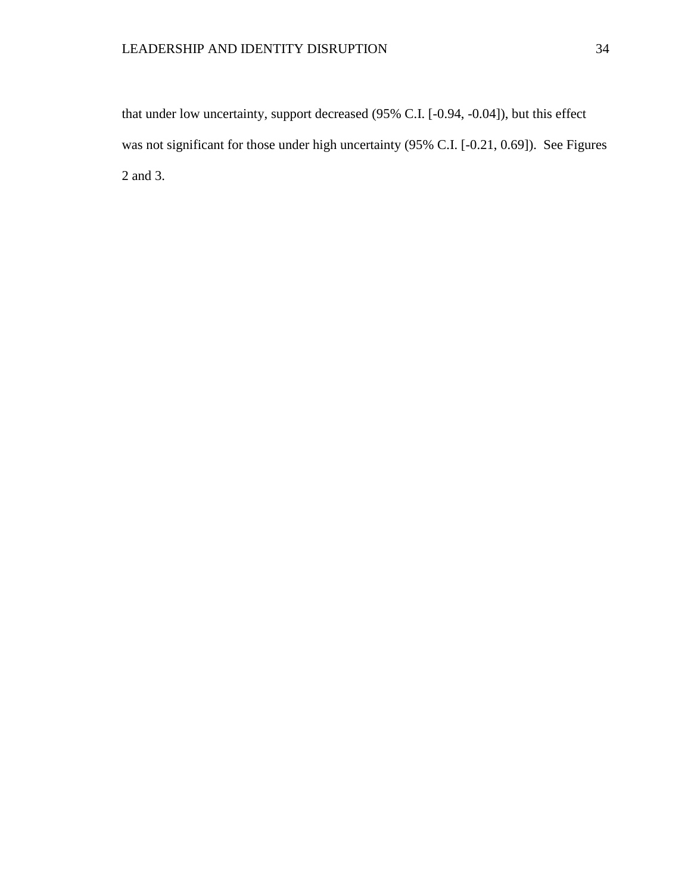that under low uncertainty, support decreased (95% C.I. [-0.94, -0.04]), but this effect was not significant for those under high uncertainty (95% C.I. [-0.21, 0.69]). See Figures 2 and 3.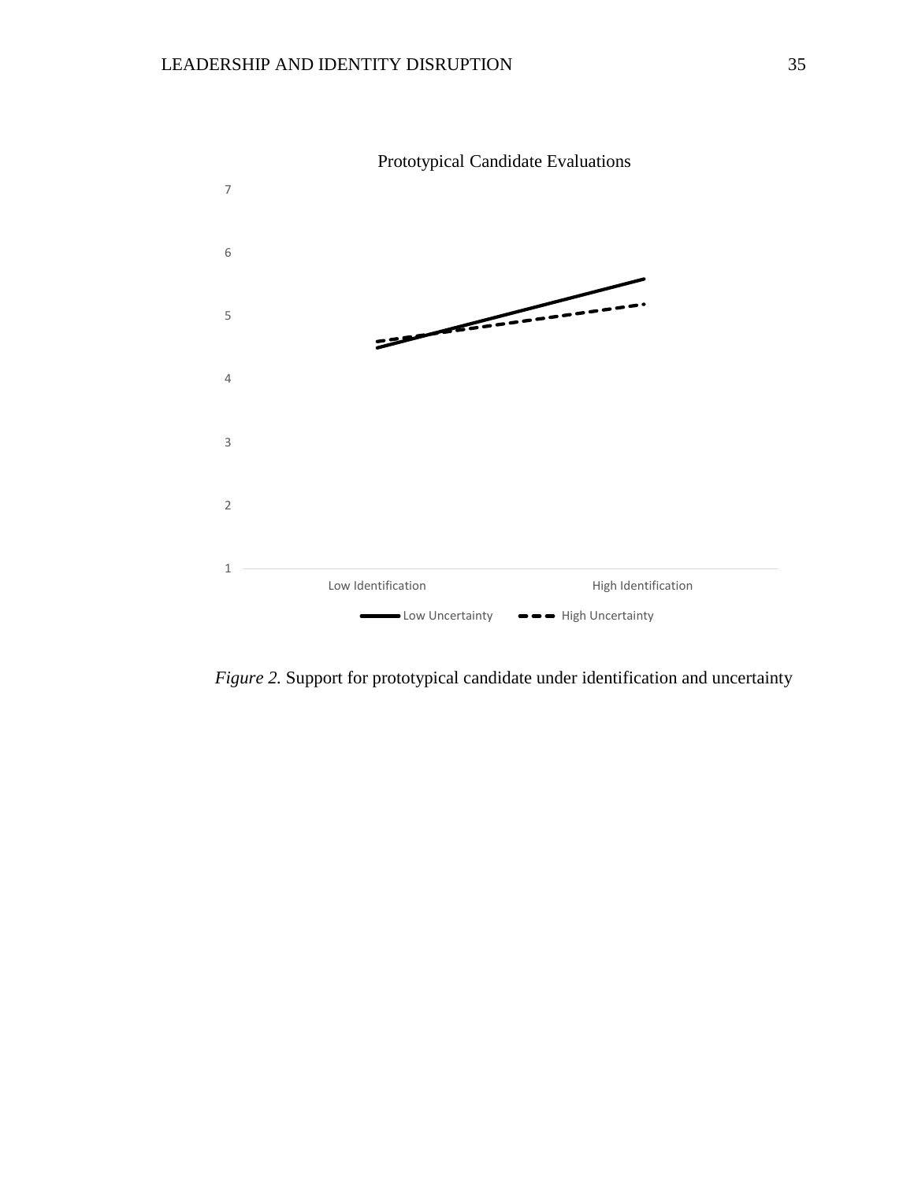Prototypical Candidate Evaluations

*Figure 2.* Support for prototypical candidate under identification and uncertainty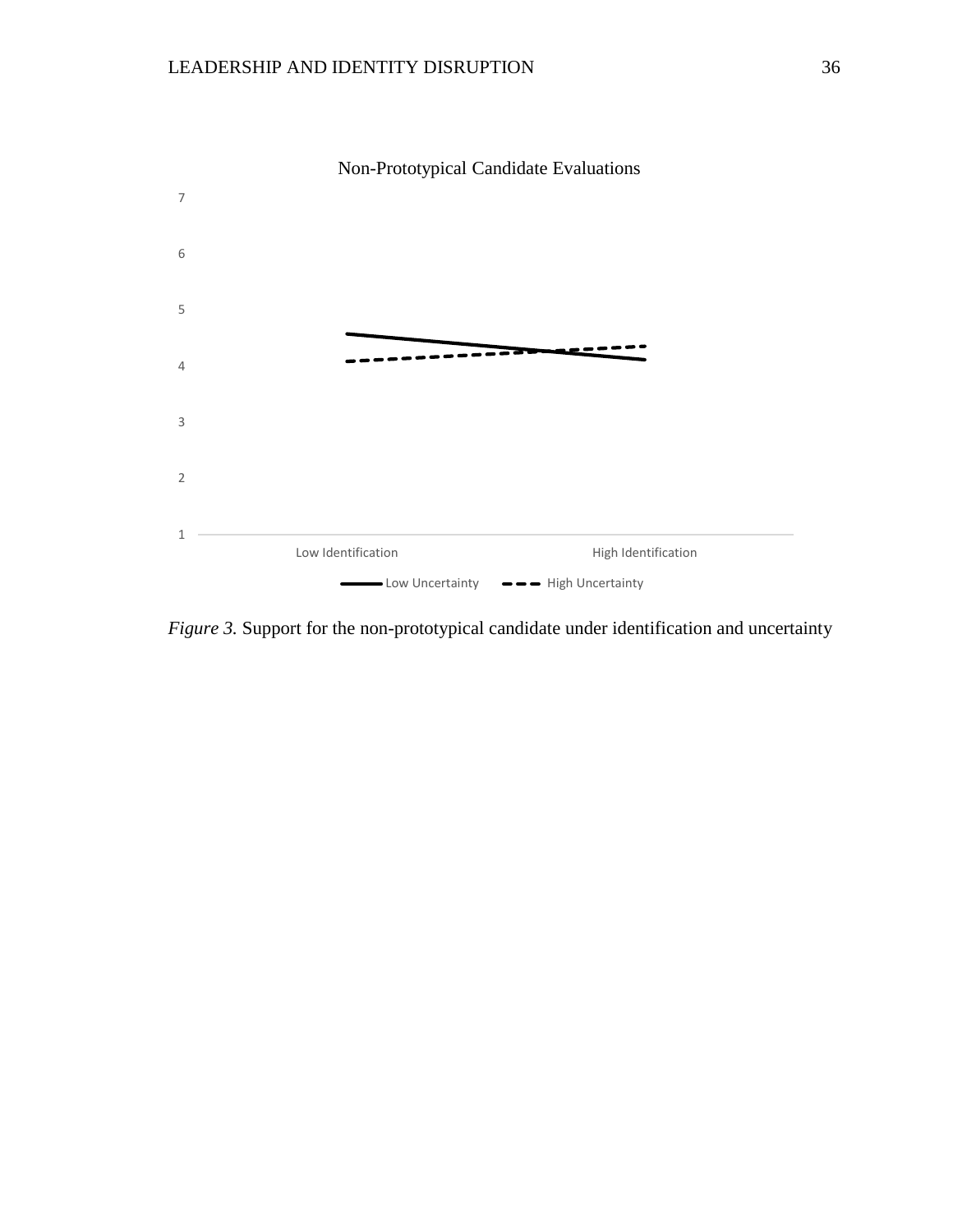Non-Prototypical Candidate Evaluations

*Figure 3.* Support for the non-prototypical candidate under identification and uncertainty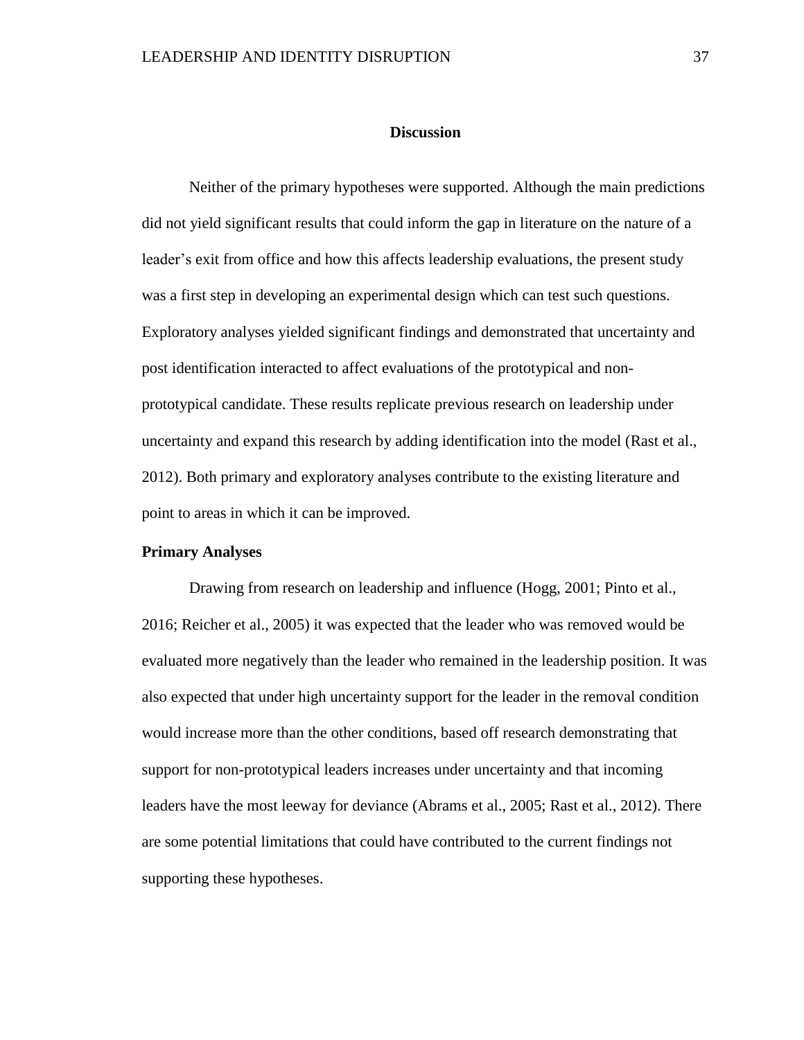# Discussion

Neither of the primary hypotheses were supported. Although the main predictions did not yield significant results that could inform the gap in literature on the nature of a leader's exit from office and how this affects leadership evaluations, the present study was a first step in developing an experimental design which can test such questions. Exploratory analyses yielded significant findings and demonstrated that uncertainty and post identification interacted to affect evaluations of the prototypical and non-prototypical candidate. These results replicate previous research on leadership under uncertainty and expand this research by adding identification into the model (Rast et al., 2012). Both primary and exploratory analyses contribute to the existing literature and point to areas in which it can be improved.

## Primary Analyses

Drawing from research on leadership and influence (Hogg, 2001; Pinto et al., 2016; Reicher et al., 2005) it was expected that the leader who was removed would be evaluated more negatively than the leader who remained in the leadership position. It was also expected that under high uncertainty support for the leader in the removal condition would increase more than the other conditions, based off research demonstrating that support for non-prototypical leaders increases under uncertainty and that incoming leaders have the most leeway for deviance (Abrams et al., 2005; Rast et al., 2012). There are some potential limitations that could have contributed to the current findings not supporting these hypotheses.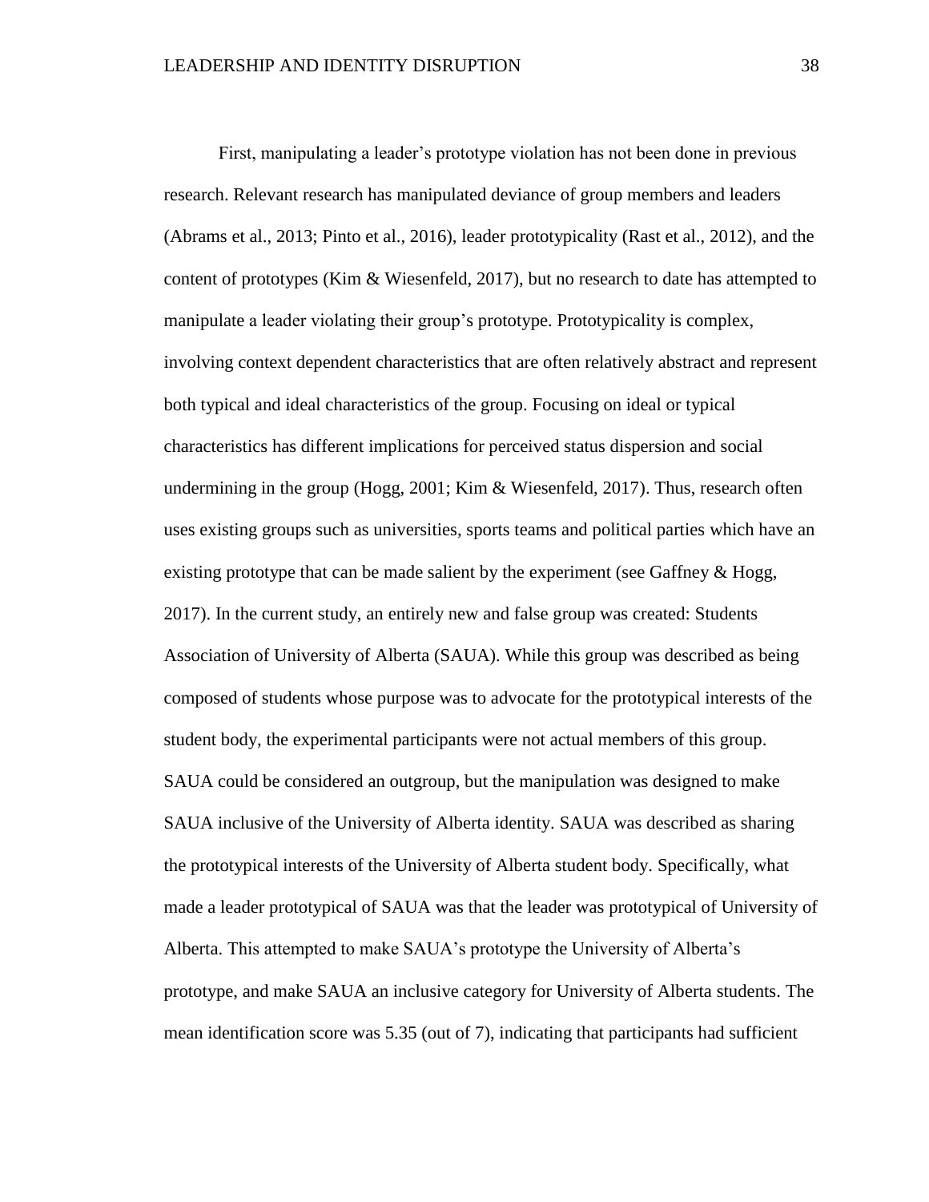First, manipulating a leader's prototype violation has not been done in previous research. Relevant research has manipulated deviance of group members and leaders (Abrams et al., 2013; Pinto et al., 2016), leader prototypicality (Rast et al., 2012), and the content of prototypes (Kim & Wiesenfeld, 2017), but no research to date has attempted to manipulate a leader violating their group's prototype. Prototypicality is complex, involving context dependent characteristics that are often relatively abstract and represent both typical and ideal characteristics of the group. Focusing on ideal or typical characteristics has different implications for perceived status dispersion and social undermining in the group (Hogg, 2001; Kim & Wiesenfeld, 2017). Thus, research often uses existing groups such as universities, sports teams and political parties which have an existing prototype that can be made salient by the experiment (see Gaffney & Hogg, 2017). In the current study, an entirely new and false group was created: Students Association of University of Alberta (SAUA). While this group was described as being composed of students whose purpose was to advocate for the prototypical interests of the student body, the experimental participants were not actual members of this group. SAUA could be considered an outgroup, but the manipulation was designed to make SAUA inclusive of the University of Alberta identity. SAUA was described as sharing the prototypical interests of the University of Alberta student body. Specifically, what made a leader prototypical of SAUA was that the leader was prototypical of University of Alberta. This attempted to make SAUA's prototype the University of Alberta's prototype, and make SAUA an inclusive category for University of Alberta students. The mean identification score was 5.35 (out of 7), indicating that participants had sufficient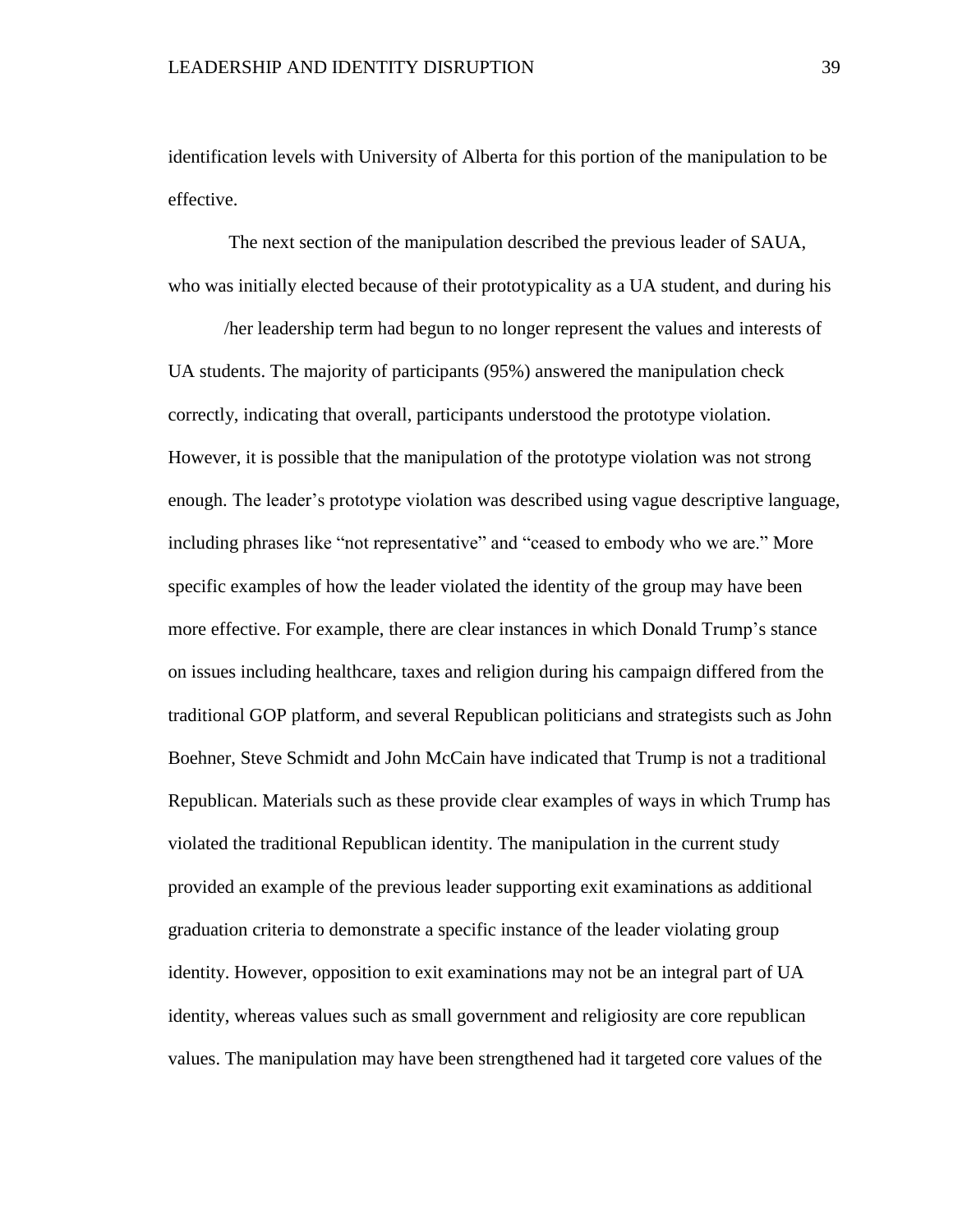identification levels with University of Alberta for this portion of the manipulation to be effective.

The next section of the manipulation described the previous leader of SAUA, who was initially elected because of their prototypicality as a UA student, and during his/her leadership term had begun to no longer represent the values and interests of UA students. The majority of participants (95%) answered the manipulation check correctly, indicating that overall, participants understood the prototype violation. However, it is possible that the manipulation of the prototype violation was not strong enough. The leader's prototype violation was described using vague descriptive language, including phrases like "not representative" and "ceased to embody who we are." More specific examples of how the leader violated the identity of the group may have been more effective. For example, there are clear instances in which Donald Trump's stance on issues including healthcare, taxes and religion during his campaign differed from the traditional GOP platform, and several Republican politicians and strategists such as John Boehner, Steve Schmidt and John McCain have indicated that Trump is not a traditional Republican. Materials such as these provide clear examples of ways in which Trump has violated the traditional Republican identity. The manipulation in the current study provided an example of the previous leader supporting exit examinations as additional graduation criteria to demonstrate a specific instance of the leader violating group identity. However, opposition to exit examinations may not be an integral part of UA identity, whereas values such as small government and religiosity are core republican values. The manipulation may have been strengthened had it targeted core values of the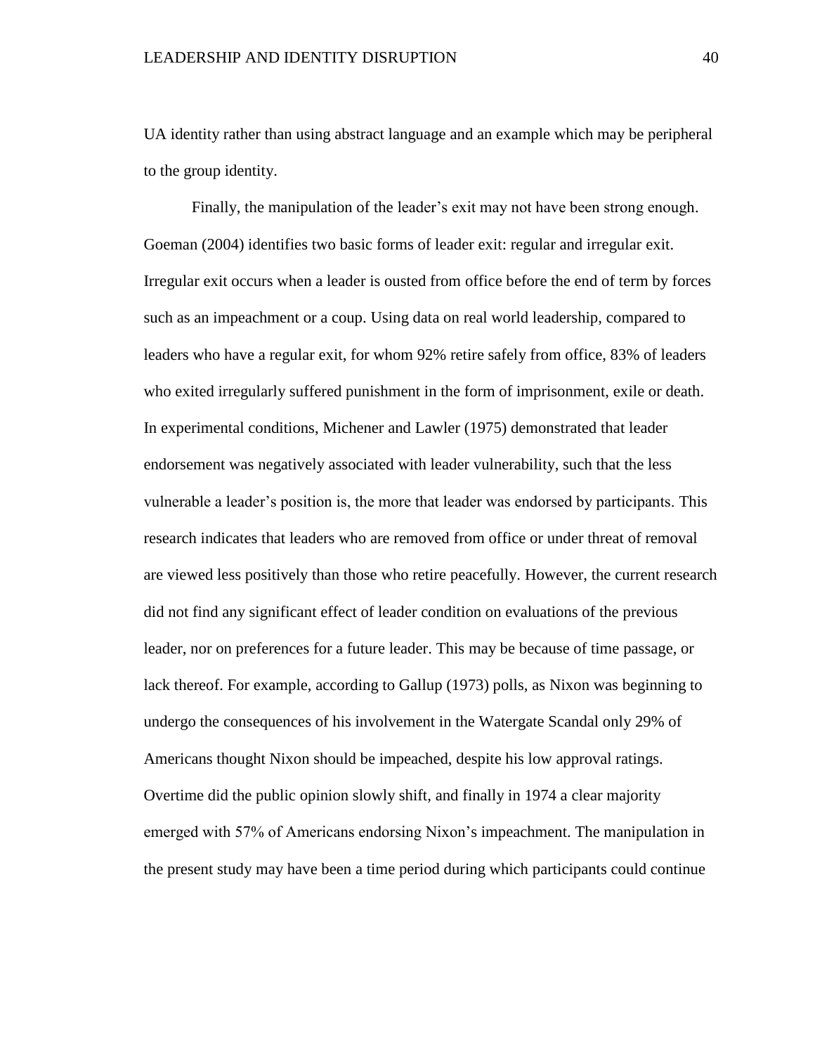UA identity rather than using abstract language and an example which may be peripheral to the group identity.

Finally, the manipulation of the leader's exit may not have been strong enough. Goeman (2004) identifies two basic forms of leader exit: regular and irregular exit. Irregular exit occurs when a leader is ousted from office before the end of term by forces such as an impeachment or a coup. Using data on real world leadership, compared to leaders who have a regular exit, for whom 92% retire safely from office, 83% of leaders who exited irregularly suffered punishment in the form of imprisonment, exile or death. In experimental conditions, Michener and Lawler (1975) demonstrated that leader endorsement was negatively associated with leader vulnerability, such that the less vulnerable a leader's position is, the more that leader was endorsed by participants. This research indicates that leaders who are removed from office or under threat of removal are viewed less positively than those who retire peacefully. However, the current research did not find any significant effect of leader condition on evaluations of the previous leader, nor on preferences for a future leader. This may be because of time passage, or lack thereof. For example, according to Gallup (1973) polls, as Nixon was beginning to undergo the consequences of his involvement in the Watergate Scandal only 29% of Americans thought Nixon should be impeached, despite his low approval ratings. Overtime did the public opinion slowly shift, and finally in 1974 a clear majority emerged with 57% of Americans endorsing Nixon's impeachment. The manipulation in the present study may have been a time period during which participants could continue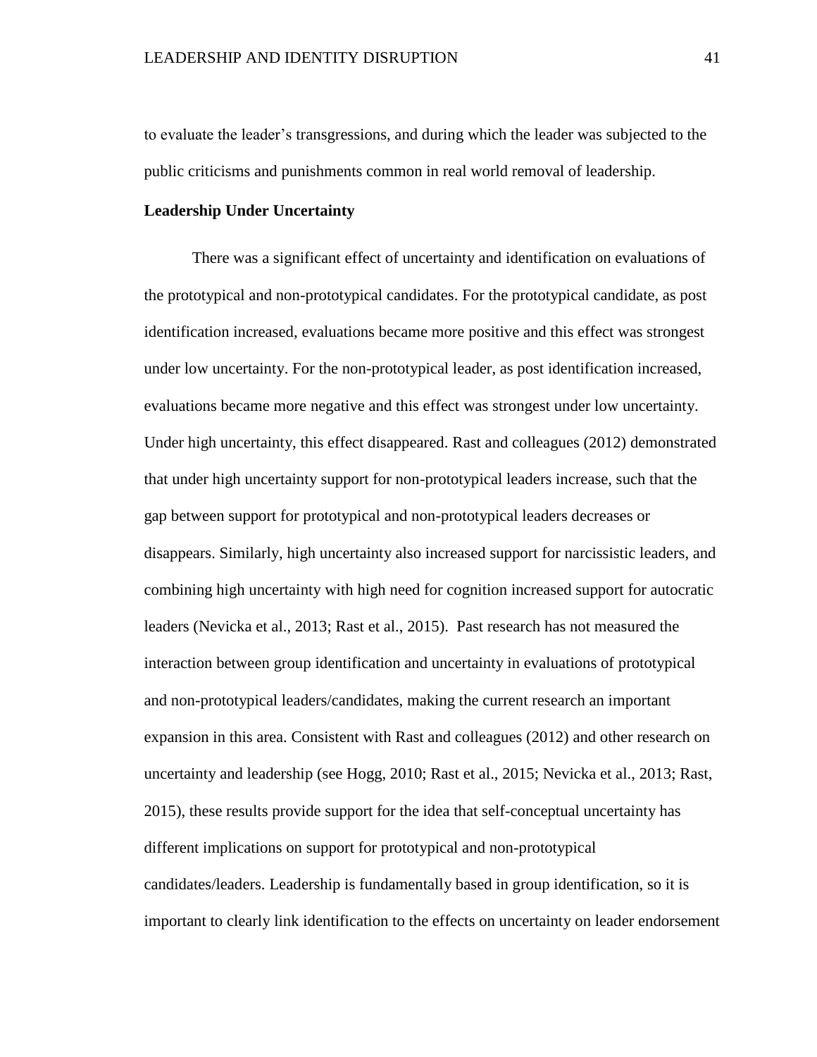to evaluate the leader's transgressions, and during which the leader was subjected to the public criticisms and punishments common in real world removal of leadership.

**Leadership Under Uncertainty**

There was a significant effect of uncertainty and identification on evaluations of the prototypical and non-prototypical candidates. For the prototypical candidate, as post identification increased, evaluations became more positive and this effect was strongest under low uncertainty. For the non-prototypical leader, as post identification increased, evaluations became more negative and this effect was strongest under low uncertainty. Under high uncertainty, this effect disappeared. Rast and colleagues (2012) demonstrated that under high uncertainty support for non-prototypical leaders increase, such that the gap between support for prototypical and non-prototypical leaders decreases or disappears. Similarly, high uncertainty also increased support for narcissistic leaders, and combining high uncertainty with high need for cognition increased support for autocratic leaders (Nevicka et al., 2013; Rast et al., 2015). Past research has not measured the interaction between group identification and uncertainty in evaluations of prototypical and non-prototypical leaders/candidates, making the current research an important expansion in this area. Consistent with Rast and colleagues (2012) and other research on uncertainty and leadership (see Hogg, 2010; Rast et al., 2015; Nevicka et al., 2013; Rast, 2015), these results provide support for the idea that self-conceptual uncertainty has different implications on support for prototypical and non-prototypical candidates/leaders. Leadership is fundamentally based in group identification, so it is important to clearly link identification to the effects on uncertainty on leader endorsement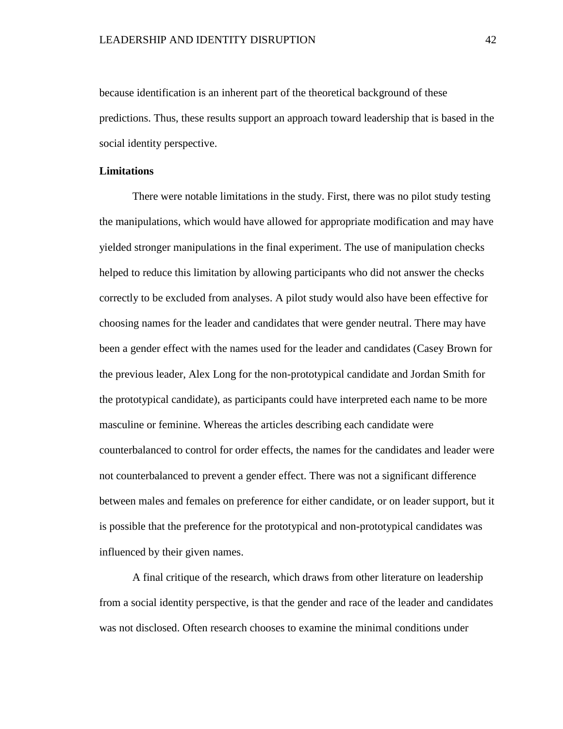because identification is an inherent part of the theoretical background of these predictions. Thus, these results support an approach toward leadership that is based in the social identity perspective.

**Limitations**

There were notable limitations in the study. First, there was no pilot study testing the manipulations, which would have allowed for appropriate modification and may have yielded stronger manipulations in the final experiment. The use of manipulation checks helped to reduce this limitation by allowing participants who did not answer the checks correctly to be excluded from analyses. A pilot study would also have been effective for choosing names for the leader and candidates that were gender neutral. There may have been a gender effect with the names used for the leader and candidates (Casey Brown for the previous leader, Alex Long for the non-prototypical candidate and Jordan Smith for the prototypical candidate), as participants could have interpreted each name to be more masculine or feminine. Whereas the articles describing each candidate were counterbalanced to control for order effects, the names for the candidates and leader were not counterbalanced to prevent a gender effect. There was not a significant difference between males and females on preference for either candidate, or on leader support, but it is possible that the preference for the prototypical and non-prototypical candidates was influenced by their given names.

A final critique of the research, which draws from other literature on leadership from a social identity perspective, is that the gender and race of the leader and candidates was not disclosed. Often research chooses to examine the minimal conditions under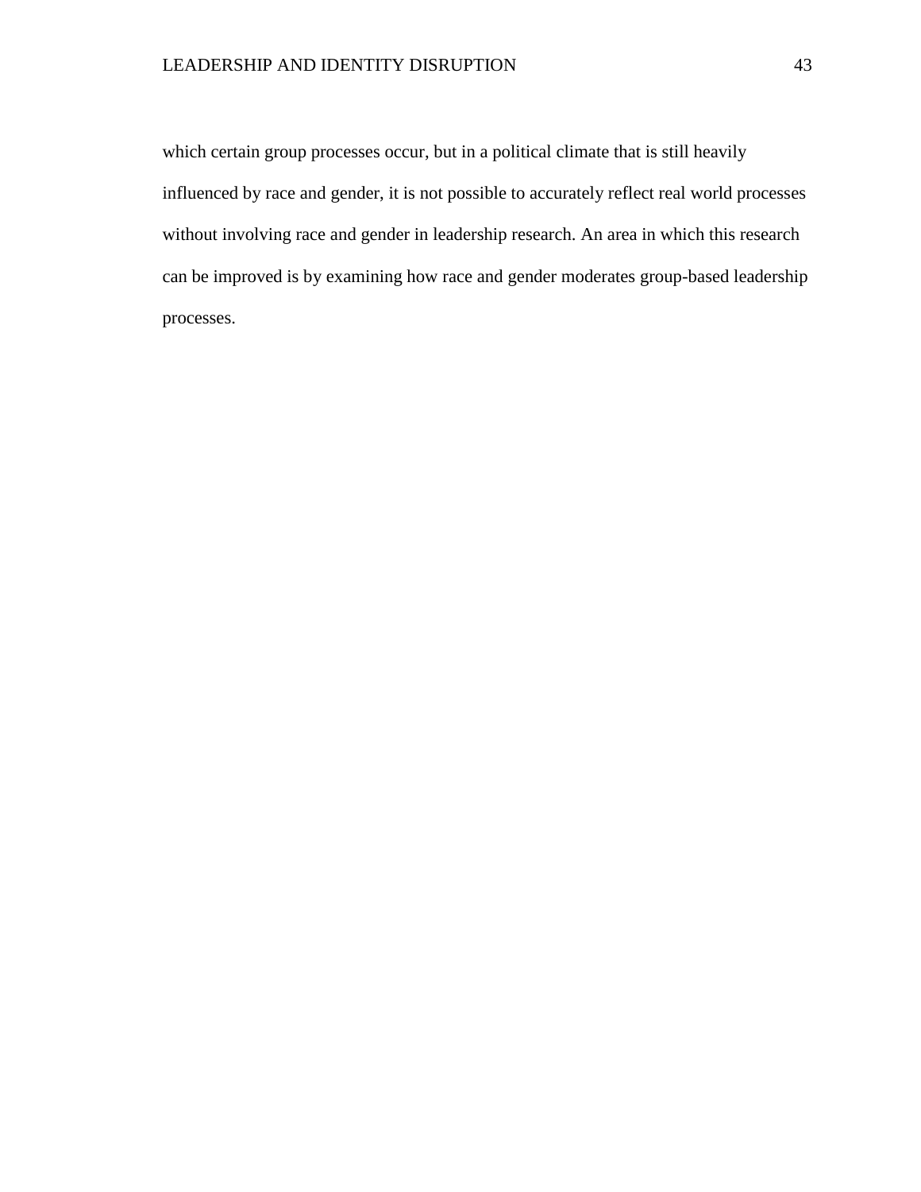which certain group processes occur, but in a political climate that is still heavily influenced by race and gender, it is not possible to accurately reflect real world processes without involving race and gender in leadership research. An area in which this research can be improved is by examining how race and gender moderates group-based leadership processes.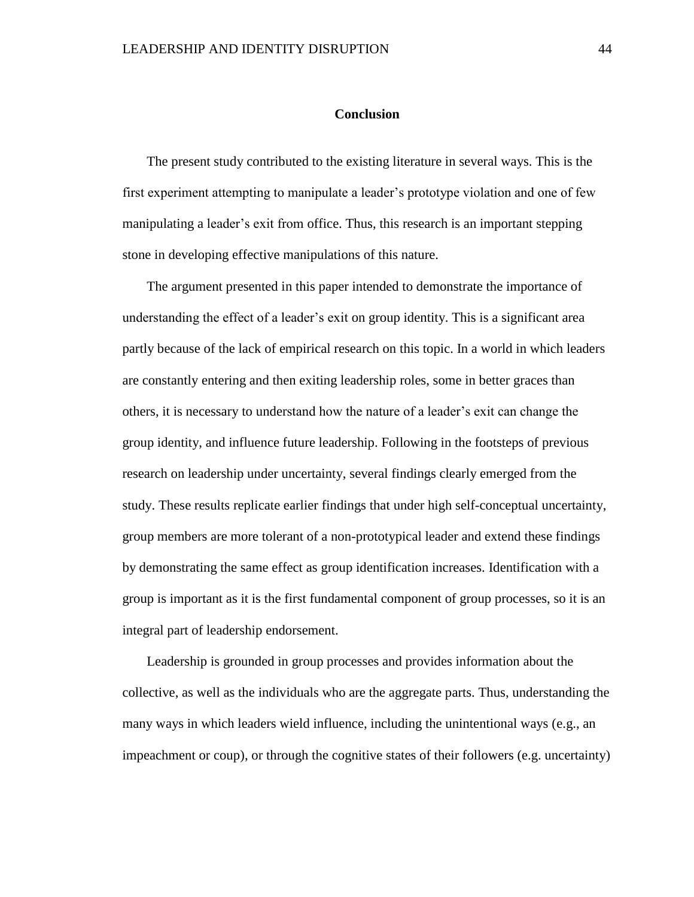## Conclusion

The present study contributed to the existing literature in several ways. This is the first experiment attempting to manipulate a leader's prototype violation and one of few manipulating a leader's exit from office. Thus, this research is an important stepping stone in developing effective manipulations of this nature.

The argument presented in this paper intended to demonstrate the importance of understanding the effect of a leader's exit on group identity. This is a significant area partly because of the lack of empirical research on this topic. In a world in which leaders are constantly entering and then exiting leadership roles, some in better graces than others, it is necessary to understand how the nature of a leader's exit can change the group identity, and influence future leadership. Following in the footsteps of previous research on leadership under uncertainty, several findings clearly emerged from the study. These results replicate earlier findings that under high self-conceptual uncertainty, group members are more tolerant of a non-prototypical leader and extend these findings by demonstrating the same effect as group identification increases. Identification with a group is important as it is the first fundamental component of group processes, so it is an integral part of leadership endorsement.

Leadership is grounded in group processes and provides information about the collective, as well as the individuals who are the aggregate parts. Thus, understanding the many ways in which leaders wield influence, including the unintentional ways (e.g., an impeachment or coup), or through the cognitive states of their followers (e.g. uncertainty)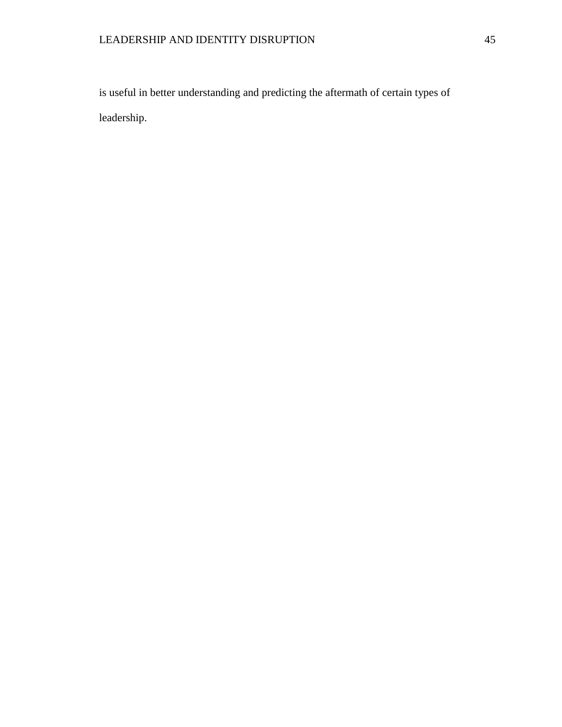is useful in better understanding and predicting the aftermath of certain types of leadership.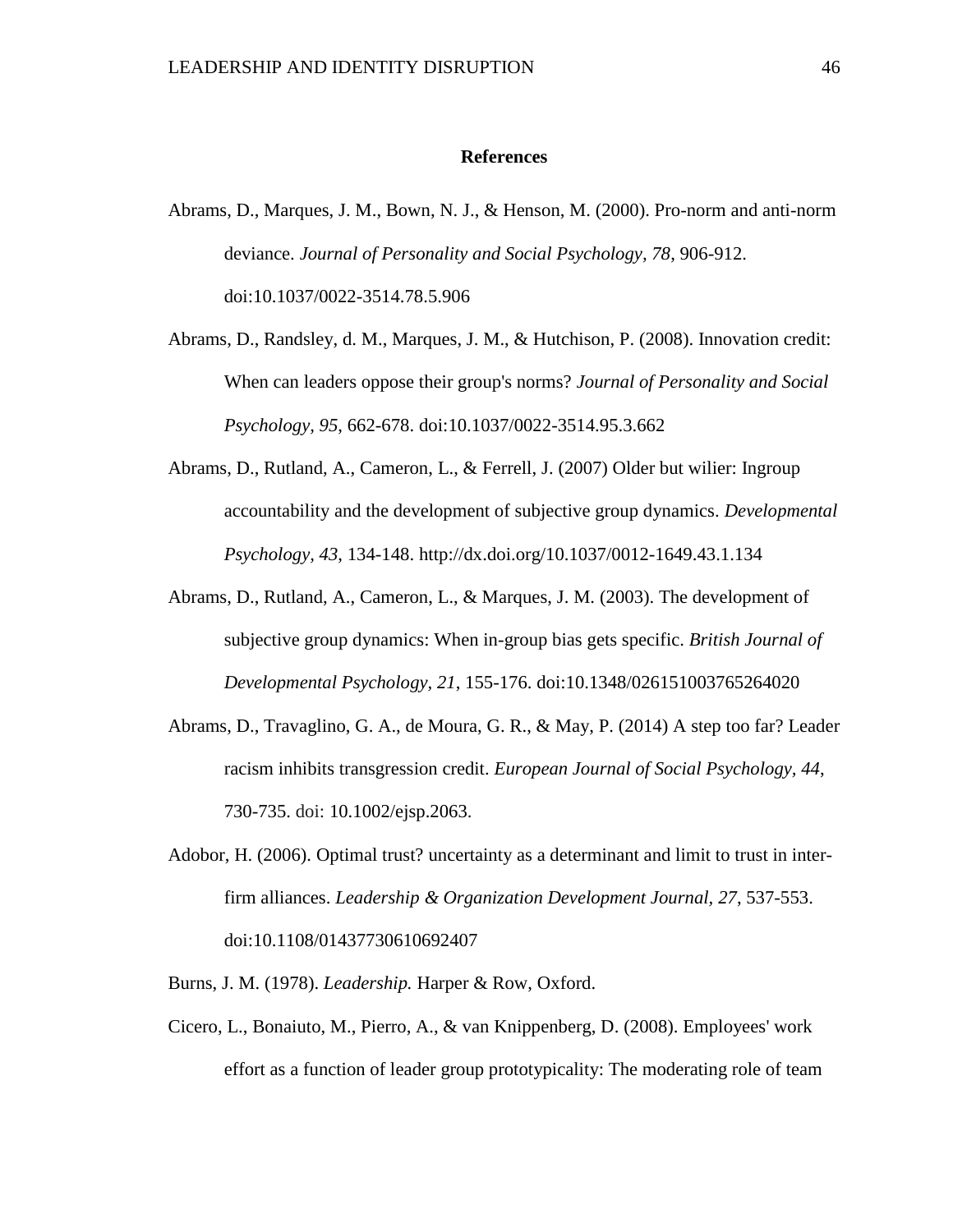# References

Abrams, D., Marques, J. M., Bown, N. J., & Henson, M. (2000). Pro-norm and anti-norm deviance. *Journal of Personality and Social Psychology, 78*, 906-912. doi:10.1037/0022-3514.78.5.906

Abrams, D., Randsley, d. M., Marques, J. M., & Hutchison, P. (2008). Innovation credit: When can leaders oppose their group's norms? *Journal of Personality and Social Psychology, 95*, 662-678. doi:10.1037/0022-3514.95.3.662

Abrams, D., Rutland, A., Cameron, L., & Ferrell, J. (2007) Older but wilier: Ingroup accountability and the development of subjective group dynamics. *Developmental Psychology, 43*, 134-148. http://dx.doi.org/10.1037/0012-1649.43.1.134

Abrams, D., Rutland, A., Cameron, L., & Marques, J. M. (2003). The development of subjective group dynamics: When in-group bias gets specific. *British Journal of Developmental Psychology, 21*, 155-176. doi:10.1348/026151003765264020

Abrams, D., Travaglino, G. A., de Moura, G. R., & May, P. (2014) A step too far? Leader racism inhibits transgression credit. *European Journal of Social Psychology, 44*, 730-735. doi: 10.1002/ejsp.2063.

Adobor, H. (2006). Optimal trust? uncertainty as a determinant and limit to trust in inter-firm alliances. *Leadership & Organization Development Journal, 27*, 537-553. doi:10.1108/01437730610692407

Burns, J. M. (1978). *Leadership.* Harper & Row, Oxford.

Cicero, L., Bonaiuto, M., Pierro, A., & van Knippenberg, D. (2008). Employees' work effort as a function of leader group prototypicality: The moderating role of team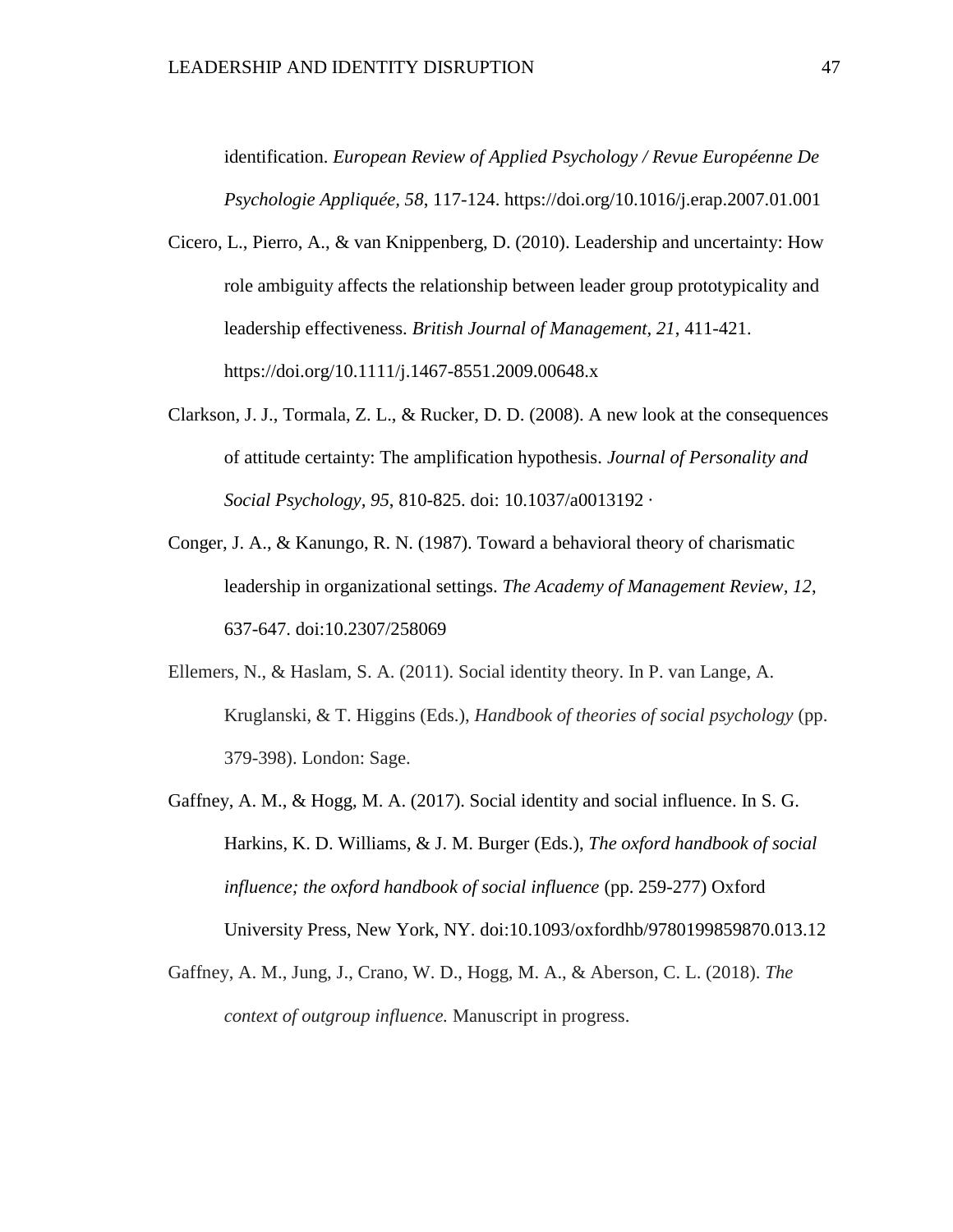identification. *European Review of Applied Psychology / Revue Européenne De Psychologie Appliquée, 58*, 117-124. https://doi.org/10.1016/j.erap.2007.01.001

Cicero, L., Pierro, A., & van Knippenberg, D. (2010). Leadership and uncertainty: How role ambiguity affects the relationship between leader group prototypicality and leadership effectiveness. *British Journal of Management, 21*, 411-421. https://doi.org/10.1111/j.1467-8551.2009.00648.x

Clarkson, J. J., Tormala, Z. L., & Rucker, D. D. (2008). A new look at the consequences of attitude certainty: The amplification hypothesis. *Journal of Personality and Social Psychology, 95*, 810-825. doi: 10.1037/a0013192 ·

Conger, J. A., & Kanungo, R. N. (1987). Toward a behavioral theory of charismatic leadership in organizational settings. *The Academy of Management Review, 12*, 637-647. doi:10.2307/258069

Ellemers, N., & Haslam, S. A. (2011). Social identity theory. In P. van Lange, A. Kruglanski, & T. Higgins (Eds.), *Handbook of theories of social psychology* (pp. 379-398). London: Sage.

Gaffney, A. M., & Hogg, M. A. (2017). Social identity and social influence. In S. G. Harkins, K. D. Williams, & J. M. Burger (Eds.), *The oxford handbook of social influence; the oxford handbook of social influence* (pp. 259-277) Oxford University Press, New York, NY. doi:10.1093/oxfordhb/9780199859870.013.12

Gaffney, A. M., Jung, J., Crano, W. D., Hogg, M. A., & Aberson, C. L. (2018). *The context of outgroup influence.* Manuscript in progress.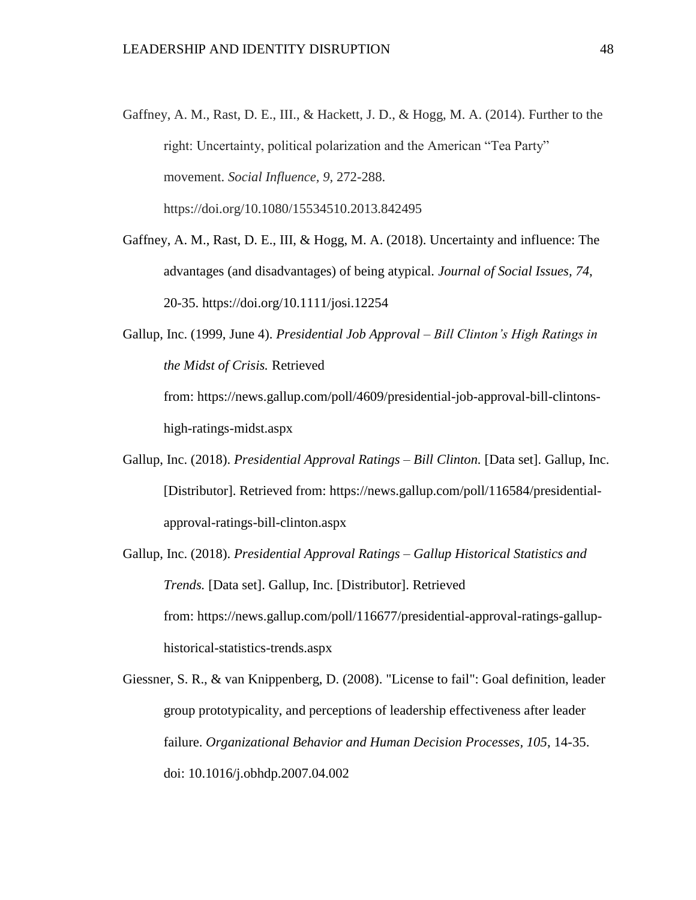Gaffney, A. M., Rast, D. E., III., & Hackett, J. D., & Hogg, M. A. (2014). Further to the right: Uncertainty, political polarization and the American “Tea Party” movement. *Social Influence, 9,* 272-288. https://doi.org/10.1080/15534510.2013.842495

Gaffney, A. M., Rast, D. E., III, & Hogg, M. A. (2018). Uncertainty and influence: The advantages (and disadvantages) of being atypical. *Journal of Social Issues, 74*, 20-35. https://doi.org/10.1111/josi.12254

Gallup, Inc. (1999, June 4). *Presidential Job Approval – Bill Clinton’s High Ratings in the Midst of Crisis.* Retrieved from: https://news.gallup.com/poll/4609/presidential-job-approval-bill-clintons-high-ratings-midst.aspx

Gallup, Inc. (2018). *Presidential Approval Ratings – Bill Clinton.* [Data set]. Gallup, Inc. [Distributor]. Retrieved from: https://news.gallup.com/poll/116584/presidential-approval-ratings-bill-clinton.aspx

Gallup, Inc. (2018). *Presidential Approval Ratings – Gallup Historical Statistics and Trends.* [Data set]. Gallup, Inc. [Distributor]. Retrieved from: https://news.gallup.com/poll/116677/presidential-approval-ratings-gallup-historical-statistics-trends.aspx

Giessner, S. R., & van Knippenberg, D. (2008). "License to fail": Goal definition, leader group prototypicality, and perceptions of leadership effectiveness after leader failure. *Organizational Behavior and Human Decision Processes, 105*, 14-35. doi: 10.1016/j.obhdp.2007.04.002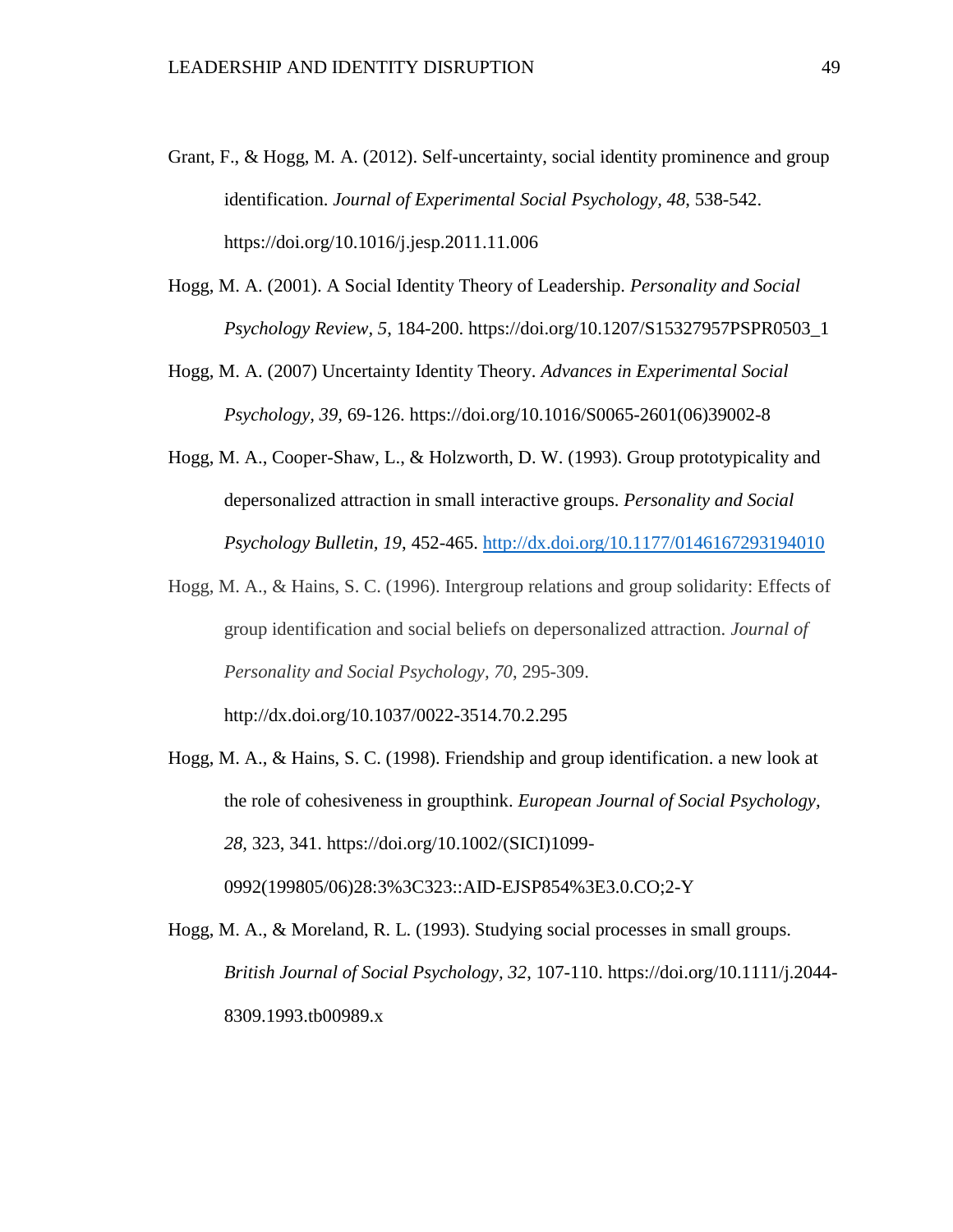Grant, F., & Hogg, M. A. (2012). Self-uncertainty, social identity prominence and group identification. *Journal of Experimental Social Psychology*, *48*, 538-542. https://doi.org/10.1016/j.jesp.2011.11.006

Hogg, M. A. (2001). A Social Identity Theory of Leadership. *Personality and Social Psychology Review, 5*, 184-200. https://doi.org/10.1207/S15327957PSPR0503_1

Hogg, M. A. (2007) Uncertainty Identity Theory. *Advances in Experimental Social Psychology, 39,* 69-126. https://doi.org/10.1016/S0065-2601(06)39002-8

Hogg, M. A., Cooper-Shaw, L., & Holzworth, D. W. (1993). Group prototypicality and depersonalized attraction in small interactive groups. *Personality and Social Psychology Bulletin, 19*, 452-465. http://dx.doi.org/10.1177/0146167293194010

Hogg, M. A., & Hains, S. C. (1996). Intergroup relations and group solidarity: Effects of group identification and social beliefs on depersonalized attraction. *Journal of Personality and Social Psychology*, *70*, 295-309. http://dx.doi.org/10.1037/0022-3514.70.2.295

Hogg, M. A., & Hains, S. C. (1998). Friendship and group identification. a new look at the role of cohesiveness in groupthink. *European Journal of Social Psychology, 28,* 323, 341. https://doi.org/10.1002/(SICI)1099-0992(199805/06)28:3%3C323::AID-EJSP854%3E3.0.CO;2-Y

Hogg, M. A., & Moreland, R. L. (1993). Studying social processes in small groups. *British Journal of Social Psychology, 32,* 107-110. https://doi.org/10.1111/j.2044-8309.1993.tb00989.x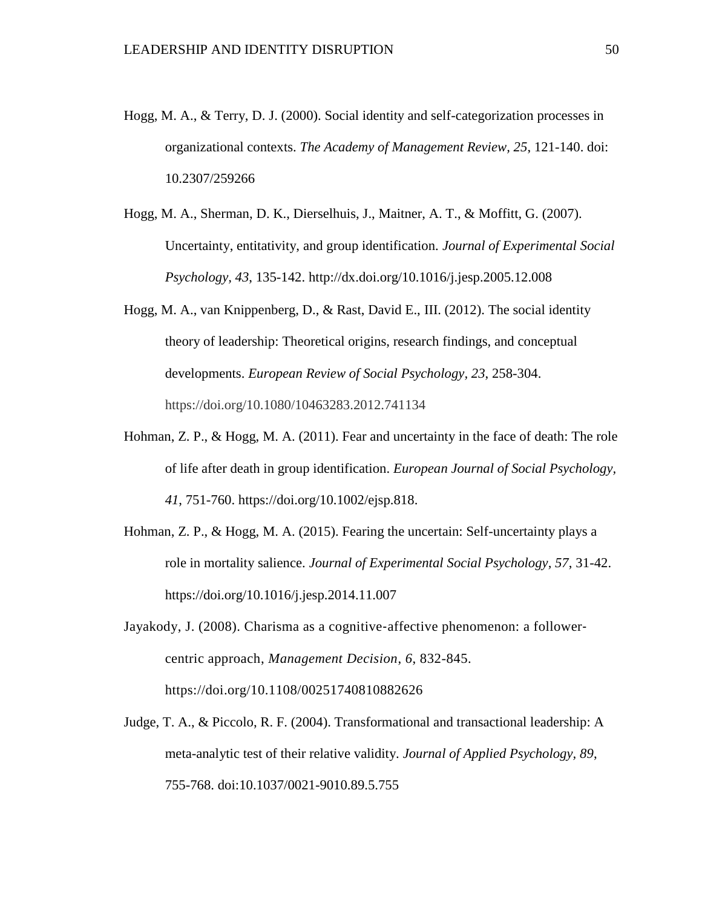Hogg, M. A., & Terry, D. J. (2000). Social identity and self-categorization processes in organizational contexts. *The Academy of Management Review, 25*, 121-140. doi: 10.2307/259266

Hogg, M. A., Sherman, D. K., Dierselhuis, J., Maitner, A. T., & Moffitt, G. (2007). Uncertainty, entitativity, and group identification. *Journal of Experimental Social Psychology, 43*, 135-142. http://dx.doi.org/10.1016/j.jesp.2005.12.008

Hogg, M. A., van Knippenberg, D., & Rast, David E., III. (2012). The social identity theory of leadership: Theoretical origins, research findings, and conceptual developments. *European Review of Social Psychology, 23*, 258-304. https://doi.org/10.1080/10463283.2012.741134

Hohman, Z. P., & Hogg, M. A. (2011). Fear and uncertainty in the face of death: The role of life after death in group identification. *European Journal of Social Psychology, 41*, 751-760. https://doi.org/10.1002/ejsp.818.

Hohman, Z. P., & Hogg, M. A. (2015). Fearing the uncertain: Self-uncertainty plays a role in mortality salience. *Journal of Experimental Social Psychology, 57*, 31-42. https://doi.org/10.1016/j.jesp.2014.11.007

Jayakody, J. (2008). Charisma as a cognitive‐affective phenomenon: a follower‐centric approach, *Management Decision*, *6*, 832-845. https://doi.org/10.1108/00251740810882626

Judge, T. A., & Piccolo, R. F. (2004). Transformational and transactional leadership: A meta-analytic test of their relative validity. *Journal of Applied Psychology, 89*, 755-768. doi:10.1037/0021-9010.89.5.755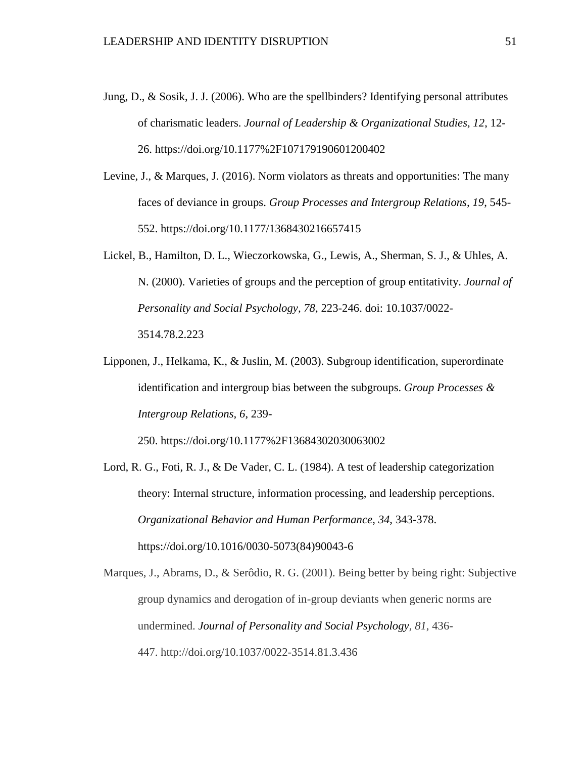Jung, D., & Sosik, J. J. (2006). Who are the spellbinders? Identifying personal attributes of charismatic leaders. *Journal of Leadership & Organizational Studies, 12*, 12-26. https://doi.org/10.1177%2F107179190601200402

Levine, J., & Marques, J. (2016). Norm violators as threats and opportunities: The many faces of deviance in groups. *Group Processes and Intergroup Relations, 19*, 545-552. https://doi.org/10.1177/1368430216657415

Lickel, B., Hamilton, D. L., Wieczorkowska, G., Lewis, A., Sherman, S. J., & Uhles, A. N. (2000). Varieties of groups and the perception of group entitativity. *Journal of Personality and Social Psychology, 78*, 223-246. doi: 10.1037/0022-3514.78.2.223

Lipponen, J., Helkama, K., & Juslin, M. (2003). Subgroup identification, superordinate identification and intergroup bias between the subgroups. *Group Processes & Intergroup Relations, 6*, 239-250. https://doi.org/10.1177%2F13684302030063002

Lord, R. G., Foti, R. J., & De Vader, C. L. (1984). A test of leadership categorization theory: Internal structure, information processing, and leadership perceptions. *Organizational Behavior and Human Performance, 34*, 343-378. https://doi.org/10.1016/0030-5073(84)90043-6

Marques, J., Abrams, D., & Serôdio, R. G. (2001). Being better by being right: Subjective group dynamics and derogation of in-group deviants when generic norms are undermined. *Journal of Personality and Social Psychology, 81*, 436-447. http://doi.org/10.1037/0022-3514.81.3.436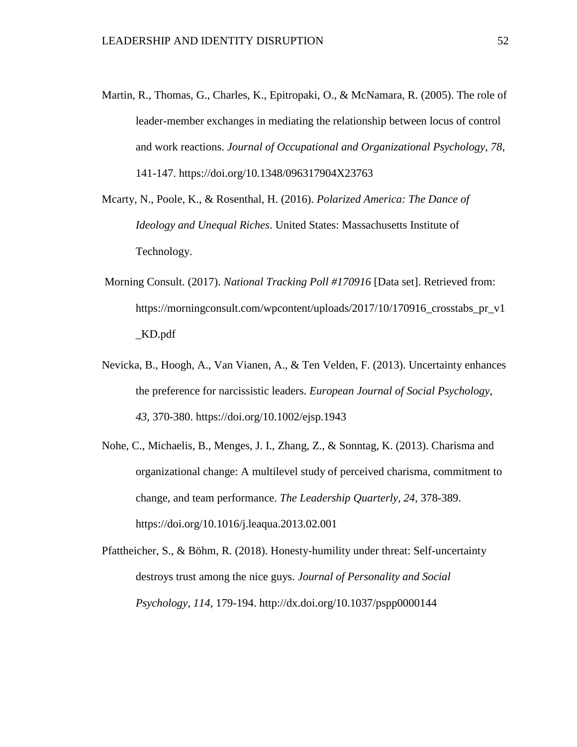Martin, R., Thomas, G., Charles, K., Epitropaki, O., & McNamara, R. (2005). The role of leader-member exchanges in mediating the relationship between locus of control and work reactions. *Journal of Occupational and Organizational Psychology, 78*, 141-147. https://doi.org/10.1348/096317904X23763

Mcarty, N., Poole, K., & Rosenthal, H. (2016). *Polarized America: The Dance of Ideology and Unequal Riches*. United States: Massachusetts Institute of Technology.

Morning Consult. (2017). *National Tracking Poll #170916* [Data set]. Retrieved from: https://morningconsult.com/wpcontent/uploads/2017/10/170916_crosstabs_pr_v1_KD.pdf

Nevicka, B., Hoogh, A., Van Vianen, A., & Ten Velden, F. (2013). Uncertainty enhances the preference for narcissistic leaders. *European Journal of Social Psychology*, *43*, 370-380. https://doi.org/10.1002/ejsp.1943

Nohe, C., Michaelis, B., Menges, J. I., Zhang, Z., & Sonntag, K. (2013). Charisma and organizational change: A multilevel study of perceived charisma, commitment to change, and team performance. *The Leadership Quarterly*, *24*, 378-389. https://doi.org/10.1016/j.leaqua.2013.02.001

Pfattheicher, S., & Böhm, R. (2018). Honesty-humility under threat: Self-uncertainty destroys trust among the nice guys. *Journal of Personality and Social Psychology, 114*, 179-194. http://dx.doi.org/10.1037/pspp0000144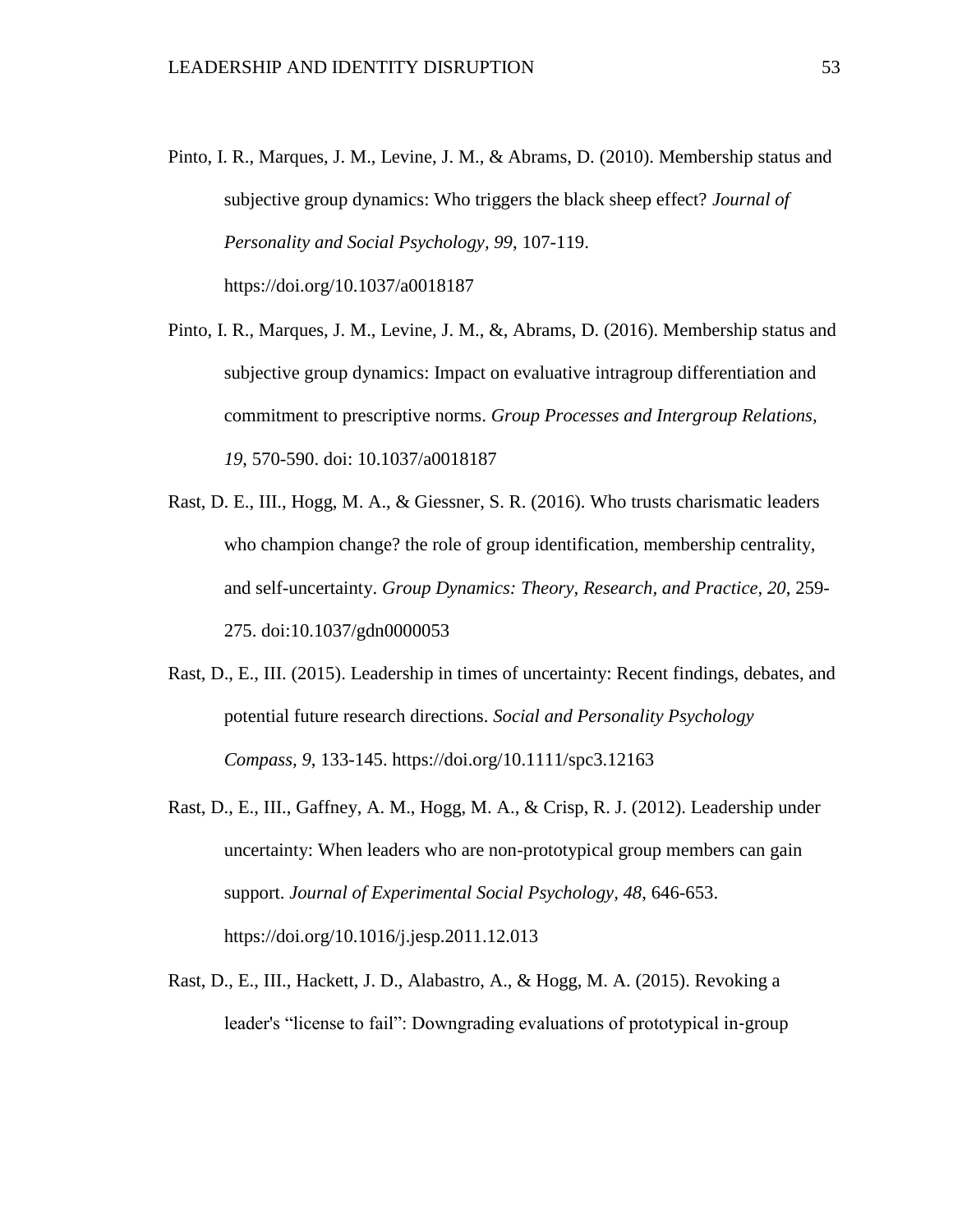Pinto, I. R., Marques, J. M., Levine, J. M., & Abrams, D. (2010). Membership status and subjective group dynamics: Who triggers the black sheep effect? *Journal of Personality and Social Psychology, 99*, 107-119. https://doi.org/10.1037/a0018187

Pinto, I. R., Marques, J. M., Levine, J. M., &, Abrams, D. (2016). Membership status and subjective group dynamics: Impact on evaluative intragroup differentiation and commitment to prescriptive norms. *Group Processes and Intergroup Relations, 19*, 570-590. doi: 10.1037/a0018187

Rast, D. E., III., Hogg, M. A., & Giessner, S. R. (2016). Who trusts charismatic leaders who champion change? the role of group identification, membership centrality, and self-uncertainty. *Group Dynamics: Theory, Research, and Practice, 20*, 259-275. doi:10.1037/gdn0000053

Rast, D., E., III. (2015). Leadership in times of uncertainty: Recent findings, debates, and potential future research directions. *Social and Personality Psychology Compass, 9*, 133-145. https://doi.org/10.1111/spc3.12163

Rast, D., E., III., Gaffney, A. M., Hogg, M. A., & Crisp, R. J. (2012). Leadership under uncertainty: When leaders who are non-prototypical group members can gain support. *Journal of Experimental Social Psychology, 48*, 646-653. https://doi.org/10.1016/j.jesp.2011.12.013

Rast, D., E., III., Hackett, J. D., Alabastro, A., & Hogg, M. A. (2015). Revoking a leader's "license to fail": Downgrading evaluations of prototypical in-group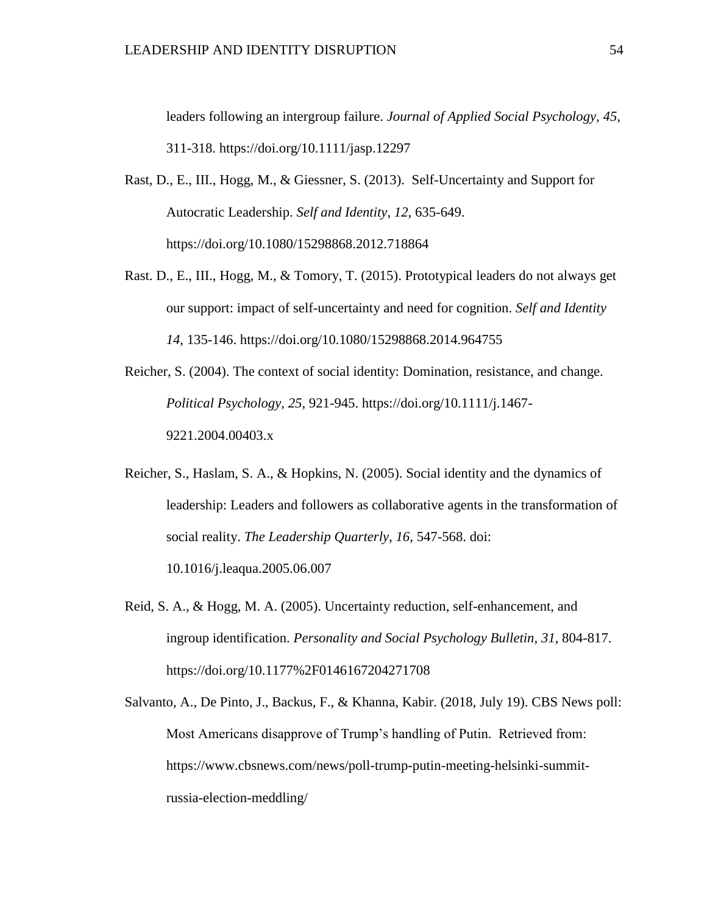leaders following an intergroup failure. *Journal of Applied Social Psychology*, *45*, 311-318. https://doi.org/10.1111/jasp.12297

Rast, D., E., III., Hogg, M., & Giessner, S. (2013). Self-Uncertainty and Support for Autocratic Leadership. *Self and Identity, 12*, 635-649. https://doi.org/10.1080/15298868.2012.718864

Rast. D., E., III., Hogg, M., & Tomory, T. (2015). Prototypical leaders do not always get our support: impact of self-uncertainty and need for cognition. *Self and Identity 14*, 135-146. https://doi.org/10.1080/15298868.2014.964755

Reicher, S. (2004). The context of social identity: Domination, resistance, and change. *Political Psychology, 25*, 921-945. https://doi.org/10.1111/j.1467-9221.2004.00403.x

Reicher, S., Haslam, S. A., & Hopkins, N. (2005). Social identity and the dynamics of leadership: Leaders and followers as collaborative agents in the transformation of social reality. *The Leadership Quarterly, 16*, 547-568. doi: 10.1016/j.leaqua.2005.06.007

Reid, S. A., & Hogg, M. A. (2005). Uncertainty reduction, self-enhancement, and ingroup identification. *Personality and Social Psychology Bulletin*, *31*, 804-817. https://doi.org/10.1177%2F0146167204271708

Salvanto, A., De Pinto, J., Backus, F., & Khanna, Kabir. (2018, July 19). CBS News poll: Most Americans disapprove of Trump's handling of Putin. Retrieved from: https://www.cbsnews.com/news/poll-trump-putin-meeting-helsinki-summit-russia-election-meddling/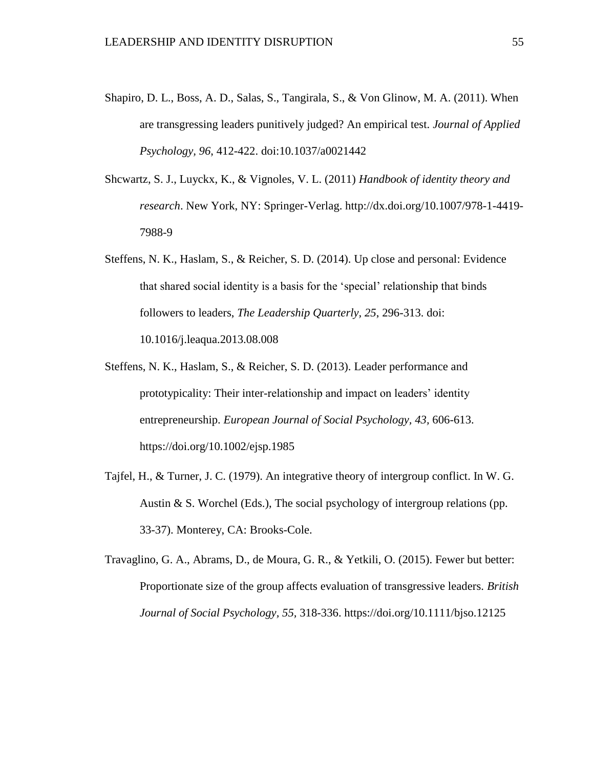Shapiro, D. L., Boss, A. D., Salas, S., Tangirala, S., & Von Glinow, M. A. (2011). When are transgressing leaders punitively judged? An empirical test. *Journal of Applied Psychology, 96*, 412-422. doi:10.1037/a0021442

Shcwartz, S. J., Luyckx, K., & Vignoles, V. L. (2011) *Handbook of identity theory and research*. New York, NY: Springer-Verlag. http://dx.doi.org/10.1007/978-1-4419-7988-9

Steffens, N. K., Haslam, S., & Reicher, S. D. (2014). Up close and personal: Evidence that shared social identity is a basis for the 'special' relationship that binds followers to leaders, *The Leadership Quarterly, 25*, 296-313. doi: 10.1016/j.leaqua.2013.08.008

Steffens, N. K., Haslam, S., & Reicher, S. D. (2013). Leader performance and prototypicality: Their inter-relationship and impact on leaders' identity entrepreneurship. *European Journal of Social Psychology, 43,* 606-613. https://doi.org/10.1002/ejsp.1985

Tajfel, H., & Turner, J. C. (1979). An integrative theory of intergroup conflict. In W. G. Austin & S. Worchel (Eds.), The social psychology of intergroup relations (pp. 33-37). Monterey, CA: Brooks-Cole.

Travaglino, G. A., Abrams, D., de Moura, G. R., & Yetkili, O. (2015). Fewer but better: Proportionate size of the group affects evaluation of transgressive leaders. *British Journal of Social Psychology, 55,* 318-336. https://doi.org/10.1111/bjso.12125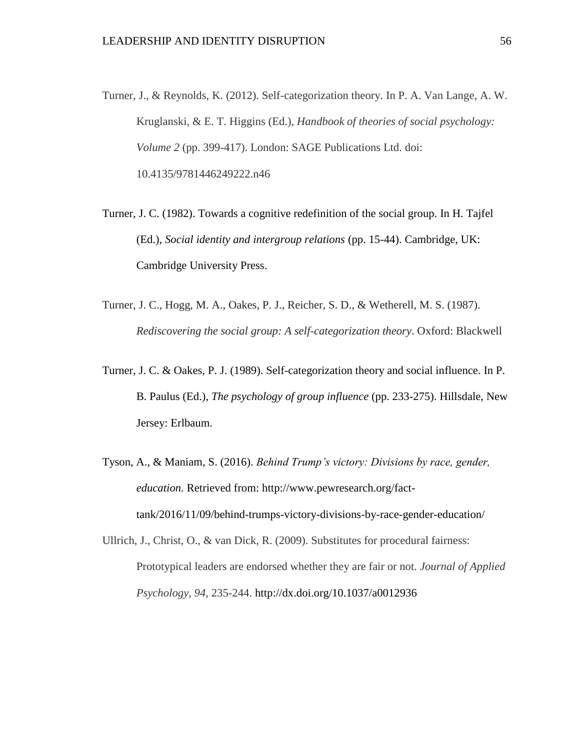Turner, J., & Reynolds, K. (2012). Self-categorization theory. In P. A. Van Lange, A. W. Kruglanski, & E. T. Higgins (Ed.), *Handbook of theories of social psychology: Volume 2* (pp. 399-417). London: SAGE Publications Ltd. doi: 10.4135/9781446249222.n46

Turner, J. C. (1982). Towards a cognitive redefinition of the social group. In H. Tajfel (Ed.), *Social identity and intergroup relations* (pp. 15-44). Cambridge, UK: Cambridge University Press.

Turner, J. C., Hogg, M. A., Oakes, P. J., Reicher, S. D., & Wetherell, M. S. (1987). *Rediscovering the social group: A self-categorization theory*. Oxford: Blackwell

Turner, J. C. & Oakes, P. J. (1989). Self-categorization theory and social influence. In P. B. Paulus (Ed.), *The psychology of group influence* (pp. 233-275). Hillsdale, New Jersey: Erlbaum.

Tyson, A., & Maniam, S. (2016). *Behind Trump's victory: Divisions by race, gender, education.* Retrieved from: http://www.pewresearch.org/fact-tank/2016/11/09/behind-trumps-victory-divisions-by-race-gender-education/

Ullrich, J., Christ, O., & van Dick, R. (2009). Substitutes for procedural fairness: Prototypical leaders are endorsed whether they are fair or not. *Journal of Applied Psychology, 94*, 235-244. http://dx.doi.org/10.1037/a0012936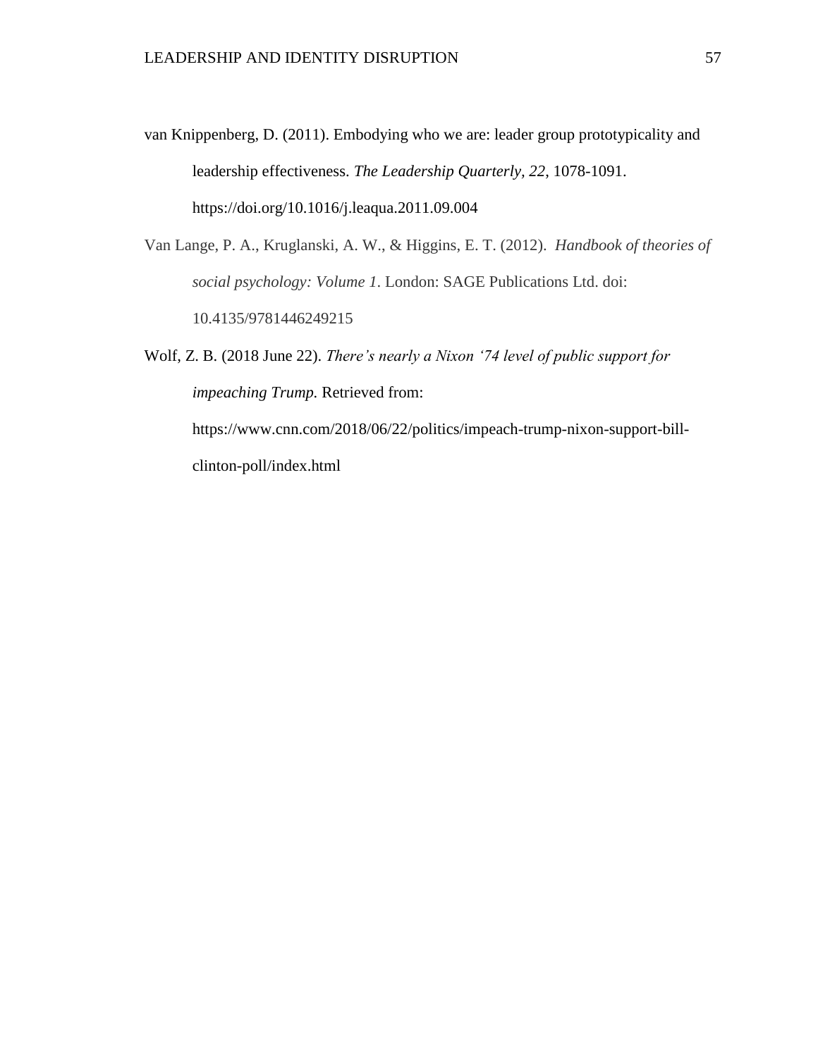van Knippenberg, D. (2011). Embodying who we are: leader group prototypicality and leadership effectiveness. *The Leadership Quarterly, 22*, 1078-1091. https://doi.org/10.1016/j.leaqua.2011.09.004

Van Lange, P. A., Kruglanski, A. W., & Higgins, E. T. (2012). *Handbook of theories of social psychology: Volume 1*. London: SAGE Publications Ltd. doi: 10.4135/9781446249215

Wolf, Z. B. (2018 June 22). *There's nearly a Nixon '74 level of public support for impeaching Trump.* Retrieved from: https://www.cnn.com/2018/06/22/politics/impeach-trump-nixon-support-bill-clinton-poll/index.html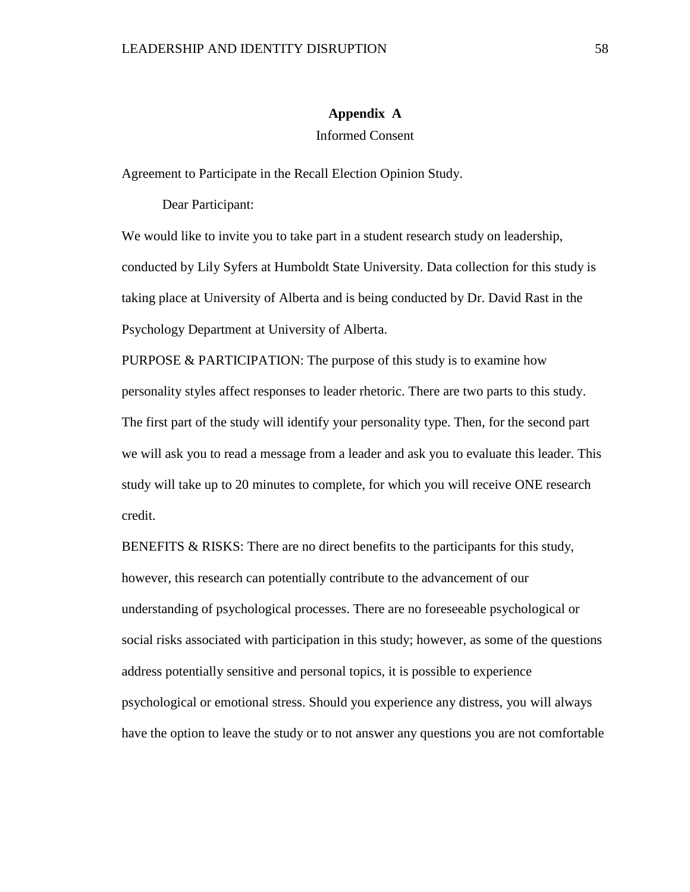# Appendix A

Informed Consent

Agreement to Participate in the Recall Election Opinion Study.

Dear Participant:

We would like to invite you to take part in a student research study on leadership, conducted by Lily Syfers at Humboldt State University. Data collection for this study is taking place at University of Alberta and is being conducted by Dr. David Rast in the Psychology Department at University of Alberta.

PURPOSE & PARTICIPATION: The purpose of this study is to examine how personality styles affect responses to leader rhetoric. There are two parts to this study. The first part of the study will identify your personality type. Then, for the second part we will ask you to read a message from a leader and ask you to evaluate this leader. This study will take up to 20 minutes to complete, for which you will receive ONE research credit.

BENEFITS & RISKS: There are no direct benefits to the participants for this study, however, this research can potentially contribute to the advancement of our understanding of psychological processes. There are no foreseeable psychological or social risks associated with participation in this study; however, as some of the questions address potentially sensitive and personal topics, it is possible to experience psychological or emotional stress. Should you experience any distress, you will always have the option to leave the study or to not answer any questions you are not comfortable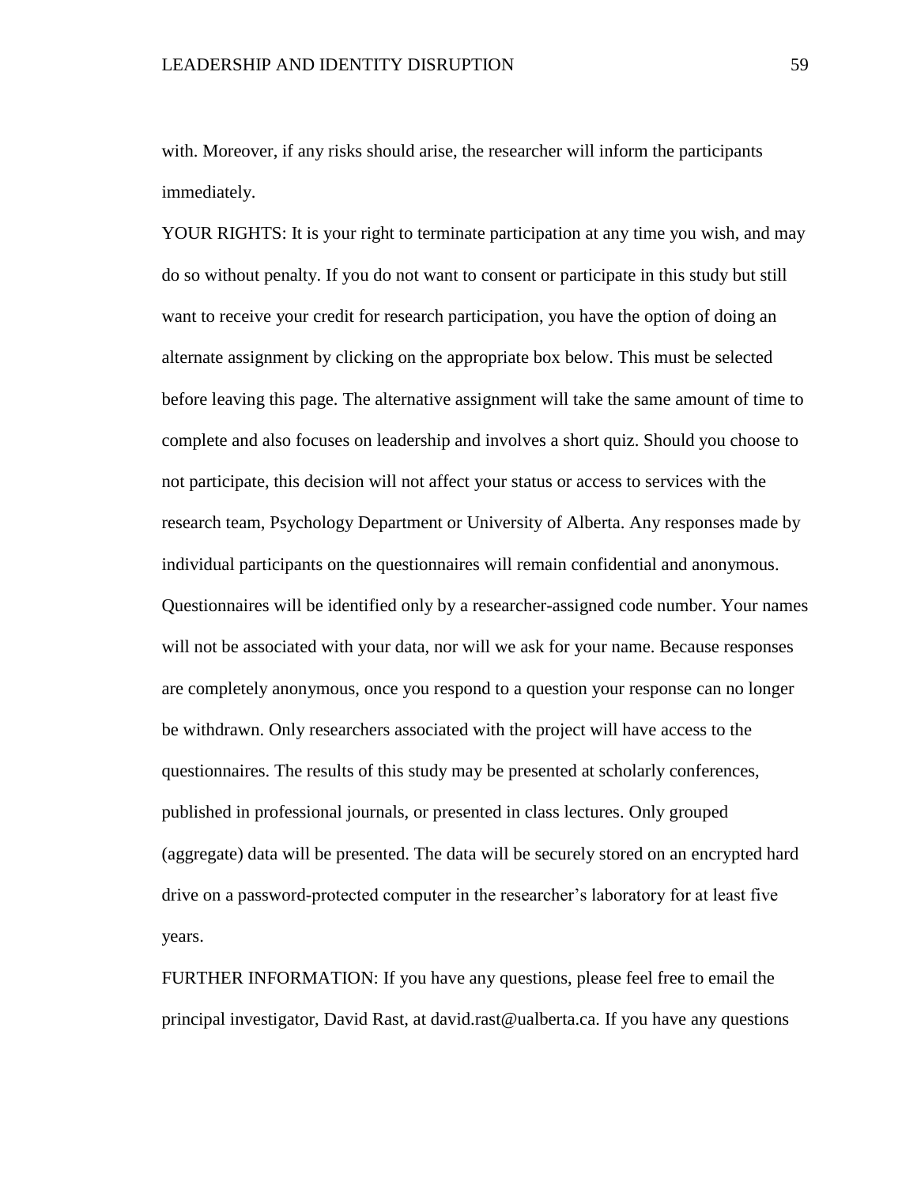with. Moreover, if any risks should arise, the researcher will inform the participants immediately.

YOUR RIGHTS: It is your right to terminate participation at any time you wish, and may do so without penalty. If you do not want to consent or participate in this study but still want to receive your credit for research participation, you have the option of doing an alternate assignment by clicking on the appropriate box below. This must be selected before leaving this page. The alternative assignment will take the same amount of time to complete and also focuses on leadership and involves a short quiz. Should you choose to not participate, this decision will not affect your status or access to services with the research team, Psychology Department or University of Alberta. Any responses made by individual participants on the questionnaires will remain confidential and anonymous. Questionnaires will be identified only by a researcher-assigned code number. Your names will not be associated with your data, nor will we ask for your name. Because responses are completely anonymous, once you respond to a question your response can no longer be withdrawn. Only researchers associated with the project will have access to the questionnaires. The results of this study may be presented at scholarly conferences, published in professional journals, or presented in class lectures. Only grouped (aggregate) data will be presented. The data will be securely stored on an encrypted hard drive on a password-protected computer in the researcher's laboratory for at least five years.

FURTHER INFORMATION: If you have any questions, please feel free to email the principal investigator, David Rast, at david.rast@ualberta.ca. If you have any questions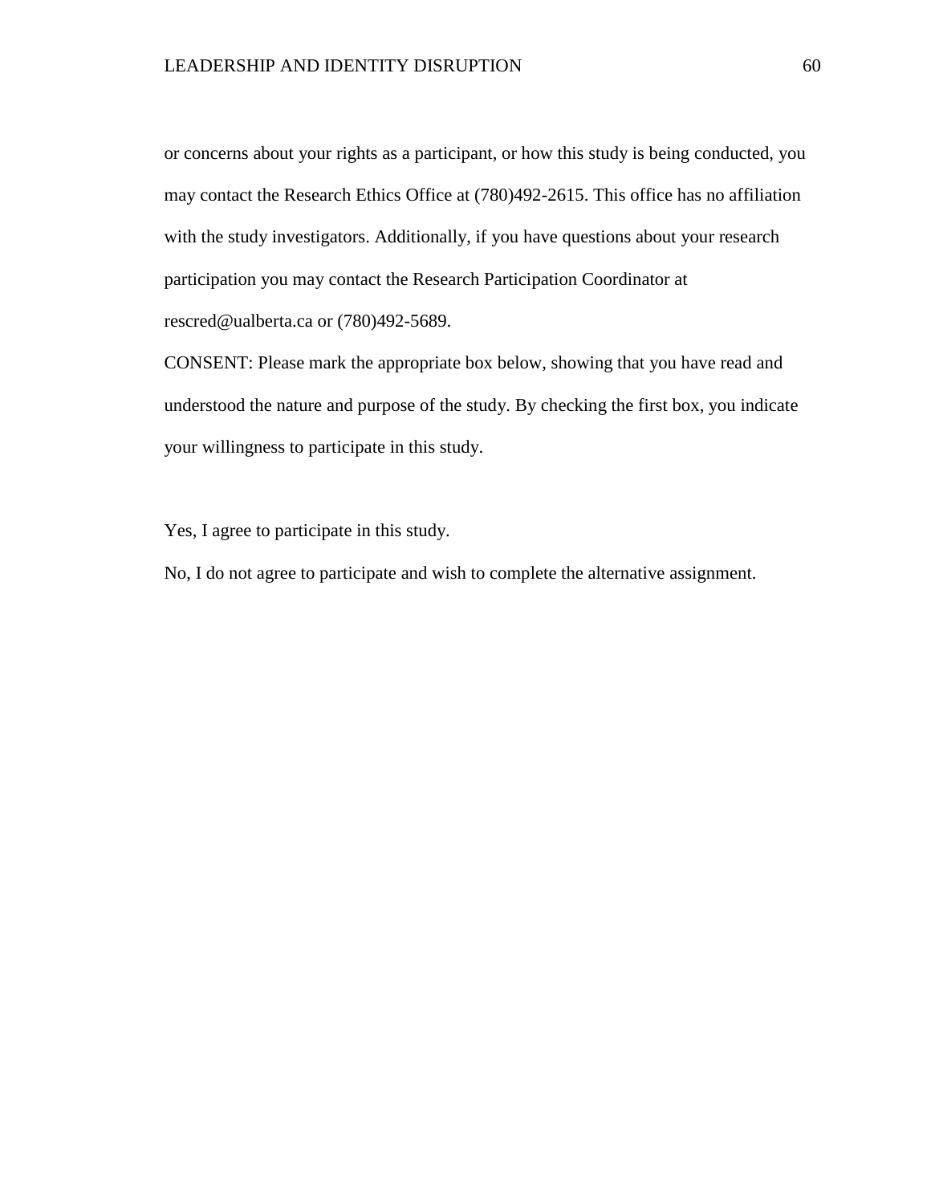or concerns about your rights as a participant, or how this study is being conducted, you may contact the Research Ethics Office at (780)492-2615. This office has no affiliation with the study investigators. Additionally, if you have questions about your research participation you may contact the Research Participation Coordinator at rescred@ualberta.ca or (780)492-5689.

CONSENT: Please mark the appropriate box below, showing that you have read and understood the nature and purpose of the study. By checking the first box, you indicate your willingness to participate in this study.

Yes, I agree to participate in this study.

No, I do not agree to participate and wish to complete the alternative assignment.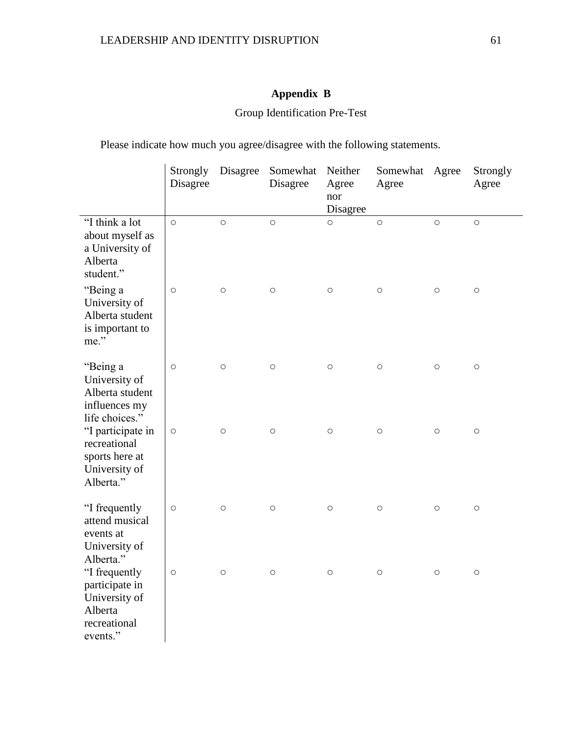# Appendix B

Group Identification Pre-Test

Please indicate how much you agree/disagree with the following statements.

| | Strongly Disagree | Disagree | Somewhat Disagree | Neither Agree nor Disagree | Somewhat Agree | Agree | Strongly Agree |
|---|---|---|---|---|---|---|---|
| "I think a lot about myself as a University of Alberta student." | ○ | ○ | ○ | ○ | ○ | ○ | ○ |
| "Being a University of Alberta student is important to me." | ○ | ○ | ○ | ○ | ○ | ○ | ○ |
| "Being a University of Alberta student influences my life choices." | ○ | ○ | ○ | ○ | ○ | ○ | ○ |
| "I participate in recreational sports here at University of Alberta." | ○ | ○ | ○ | ○ | ○ | ○ | ○ |
| "I frequently attend musical events at University of Alberta." | ○ | ○ | ○ | ○ | ○ | ○ | ○ |
| "I frequently participate in University of Alberta recreational events." | ○ | ○ | ○ | ○ | ○ | ○ | ○ |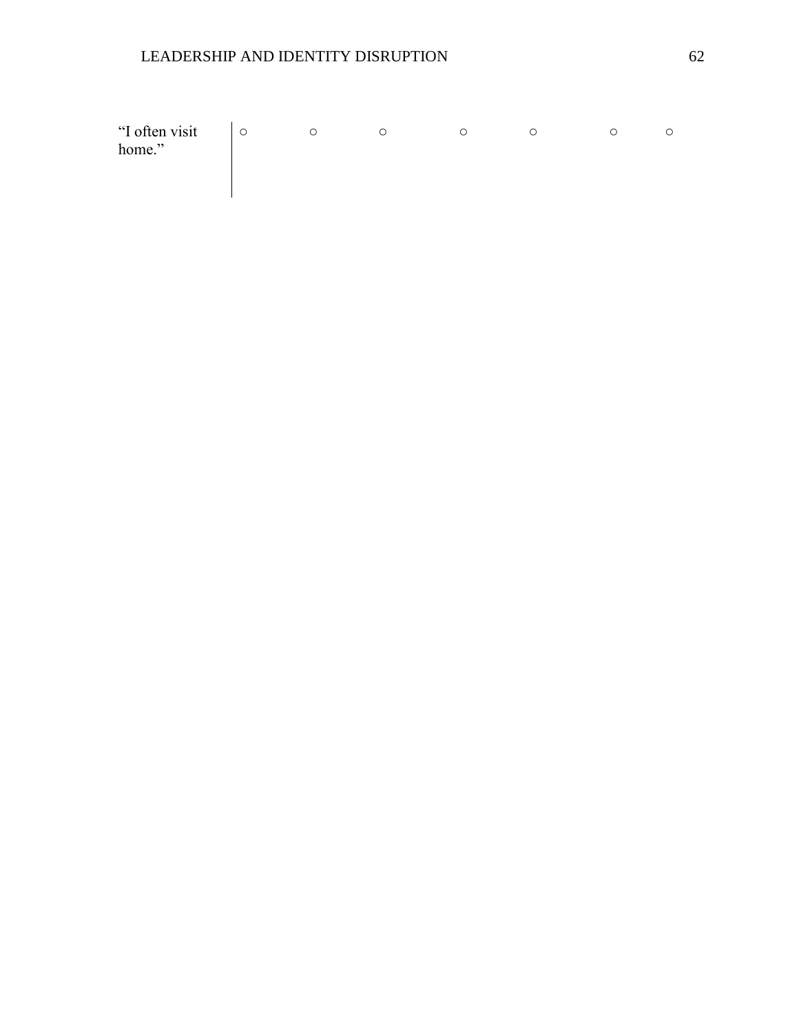| “I often visit home.” | ○ | ○ | ○ | ○ | ○ | ○ | ○ |
|---|---|---|---|---|---|---|---|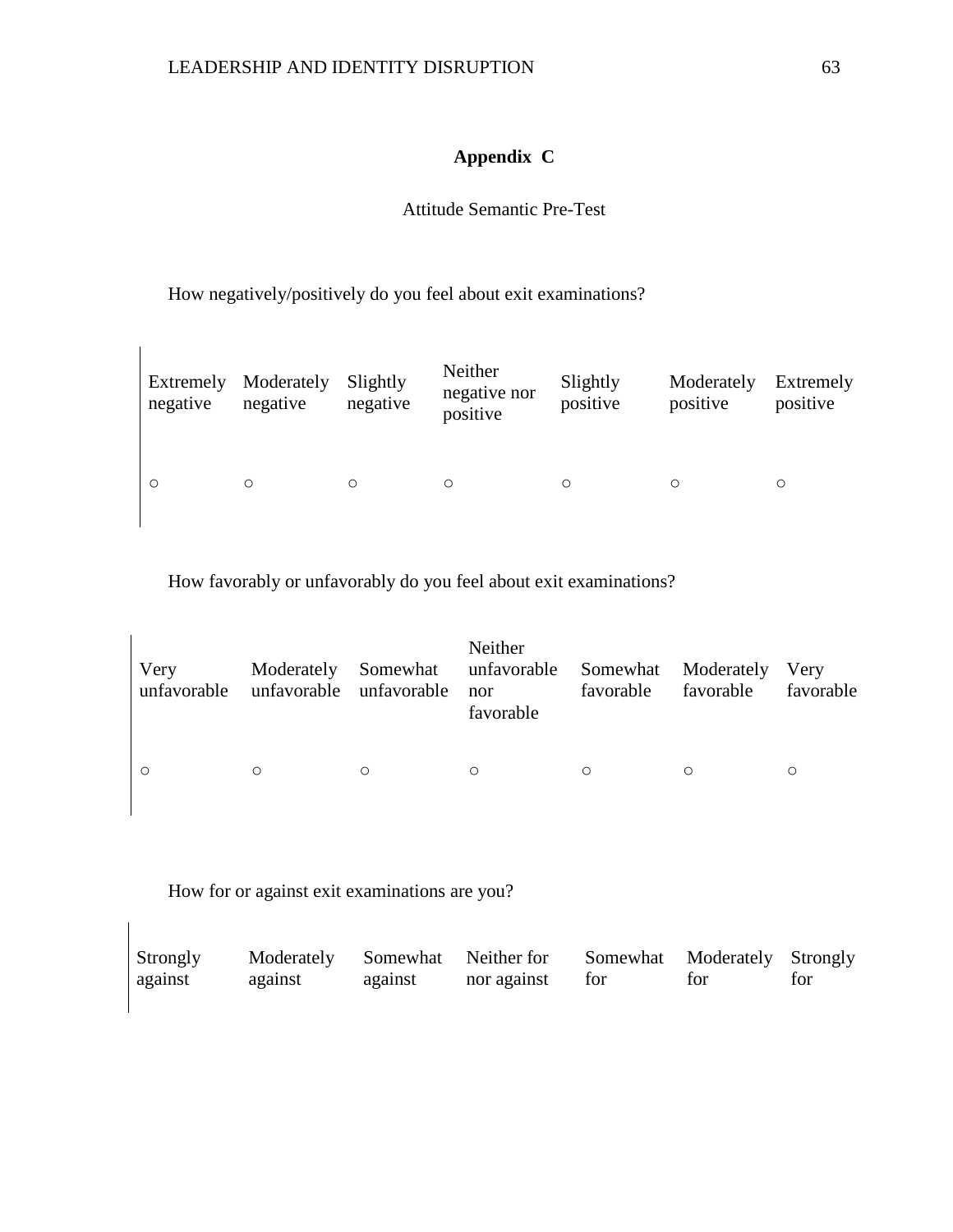## Appendix C

Attitude Semantic Pre-Test

How negatively/positively do you feel about exit examinations?

| Extremely negative | Moderately negative | Slightly negative | Neither negative nor positive | Slightly positive | Moderately positive | Extremely positive |
|---|---|---|---|---|---|---|
| ○ | ○ | ○ | ○ | ○ | ○ | ○ |

How favorably or unfavorably do you feel about exit examinations?

| Very unfavorable | Moderately unfavorable | Somewhat unfavorable | Neither unfavorable nor favorable | Somewhat favorable | Moderately favorable | Very favorable |
|---|---|---|---|---|---|---|
| ○ | ○ | ○ | ○ | ○ | ○ | ○ |

How for or against exit examinations are you?

| Strongly against | Moderately against | Somewhat against | Neither for nor against | Somewhat for | Moderately for | Strongly for |
|---|---|---|---|---|---|---|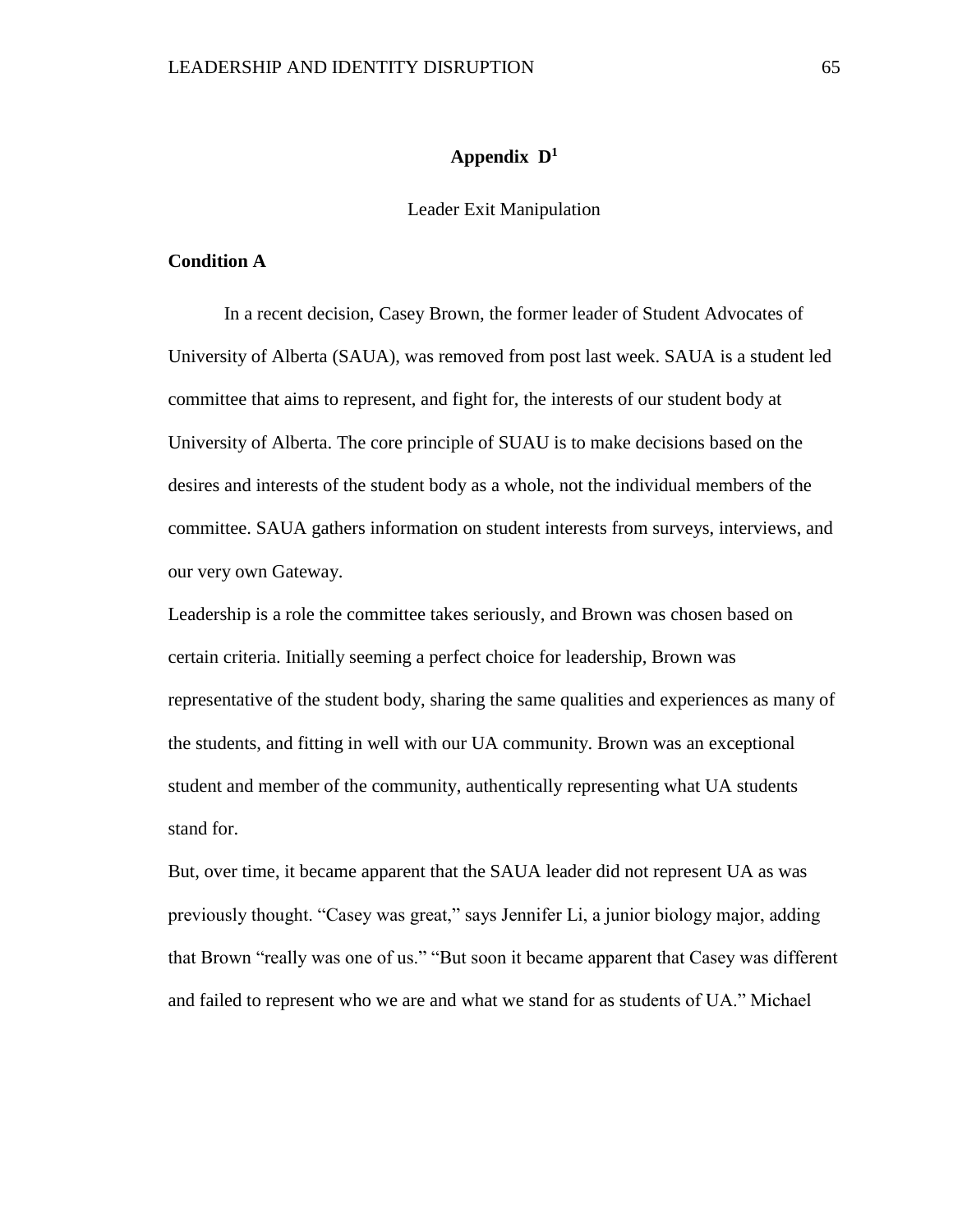## Appendix D[1]

Leader Exit Manipulation

**Condition A**

In a recent decision, Casey Brown, the former leader of Student Advocates of University of Alberta (SAUA), was removed from post last week. SAUA is a student led committee that aims to represent, and fight for, the interests of our student body at University of Alberta. The core principle of SUAU is to make decisions based on the desires and interests of the student body as a whole, not the individual members of the committee. SAUA gathers information on student interests from surveys, interviews, and our very own Gateway.

Leadership is a role the committee takes seriously, and Brown was chosen based on certain criteria. Initially seeming a perfect choice for leadership, Brown was representative of the student body, sharing the same qualities and experiences as many of the students, and fitting in well with our UA community. Brown was an exceptional student and member of the community, authentically representing what UA students stand for.

But, over time, it became apparent that the SAUA leader did not represent UA as was previously thought. "Casey was great," says Jennifer Li, a junior biology major, adding that Brown "really was one of us." "But soon it became apparent that Casey was different and failed to represent who we are and what we stand for as students of UA." Michael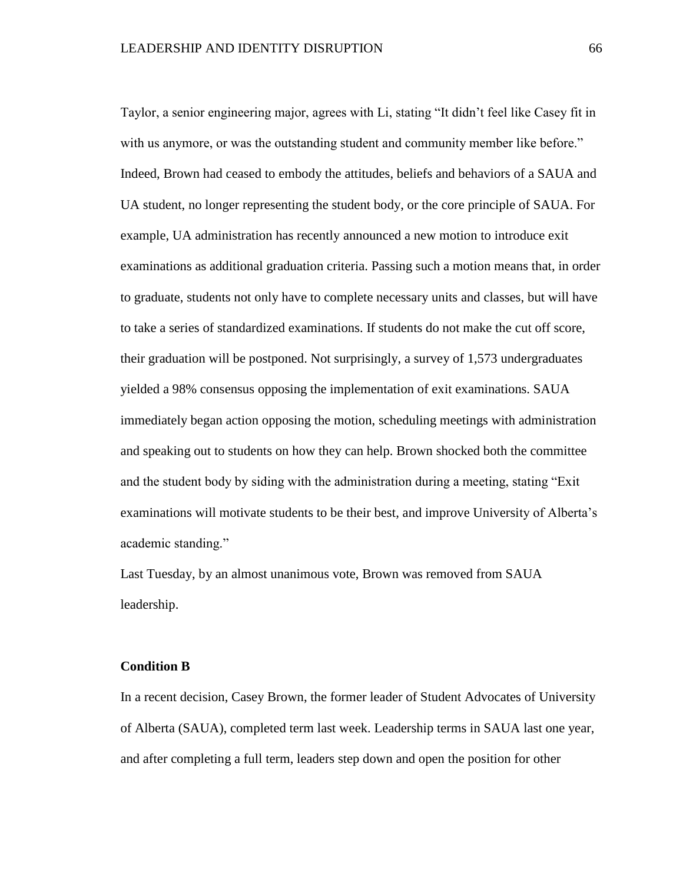Taylor, a senior engineering major, agrees with Li, stating "It didn't feel like Casey fit in with us anymore, or was the outstanding student and community member like before." Indeed, Brown had ceased to embody the attitudes, beliefs and behaviors of a SAUA and UA student, no longer representing the student body, or the core principle of SAUA. For example, UA administration has recently announced a new motion to introduce exit examinations as additional graduation criteria. Passing such a motion means that, in order to graduate, students not only have to complete necessary units and classes, but will have to take a series of standardized examinations. If students do not make the cut off score, their graduation will be postponed. Not surprisingly, a survey of 1,573 undergraduates yielded a 98% consensus opposing the implementation of exit examinations. SAUA immediately began action opposing the motion, scheduling meetings with administration and speaking out to students on how they can help. Brown shocked both the committee and the student body by siding with the administration during a meeting, stating "Exit examinations will motivate students to be their best, and improve University of Alberta's academic standing."

Last Tuesday, by an almost unanimous vote, Brown was removed from SAUA leadership.

**Condition B**

In a recent decision, Casey Brown, the former leader of Student Advocates of University of Alberta (SAUA), completed term last week. Leadership terms in SAUA last one year, and after completing a full term, leaders step down and open the position for other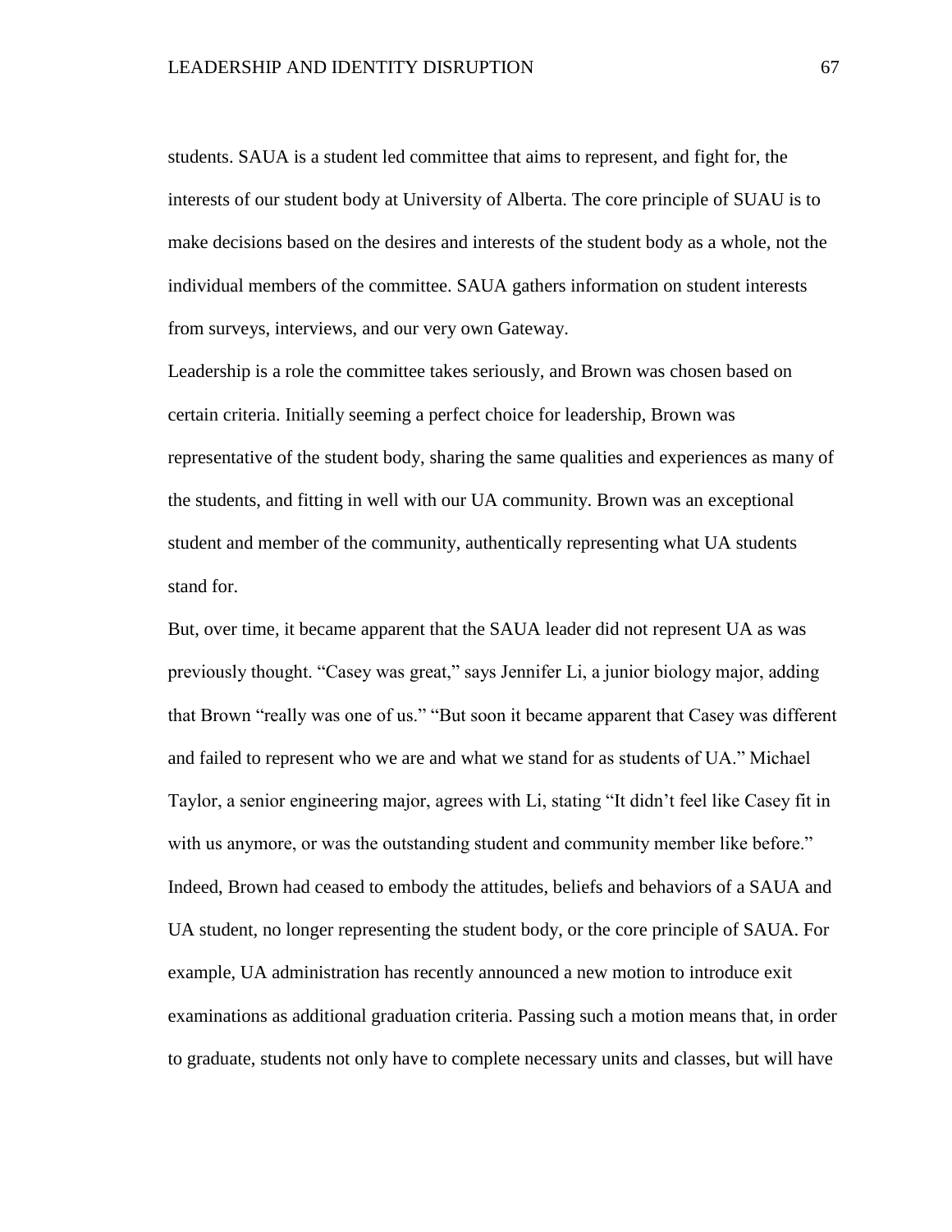students. SAUA is a student led committee that aims to represent, and fight for, the interests of our student body at University of Alberta. The core principle of SUAU is to make decisions based on the desires and interests of the student body as a whole, not the individual members of the committee. SAUA gathers information on student interests from surveys, interviews, and our very own Gateway.

Leadership is a role the committee takes seriously, and Brown was chosen based on certain criteria. Initially seeming a perfect choice for leadership, Brown was representative of the student body, sharing the same qualities and experiences as many of the students, and fitting in well with our UA community. Brown was an exceptional student and member of the community, authentically representing what UA students stand for.

But, over time, it became apparent that the SAUA leader did not represent UA as was previously thought. "Casey was great," says Jennifer Li, a junior biology major, adding that Brown "really was one of us." "But soon it became apparent that Casey was different and failed to represent who we are and what we stand for as students of UA." Michael Taylor, a senior engineering major, agrees with Li, stating "It didn't feel like Casey fit in with us anymore, or was the outstanding student and community member like before." Indeed, Brown had ceased to embody the attitudes, beliefs and behaviors of a SAUA and UA student, no longer representing the student body, or the core principle of SAUA. For example, UA administration has recently announced a new motion to introduce exit examinations as additional graduation criteria. Passing such a motion means that, in order to graduate, students not only have to complete necessary units and classes, but will have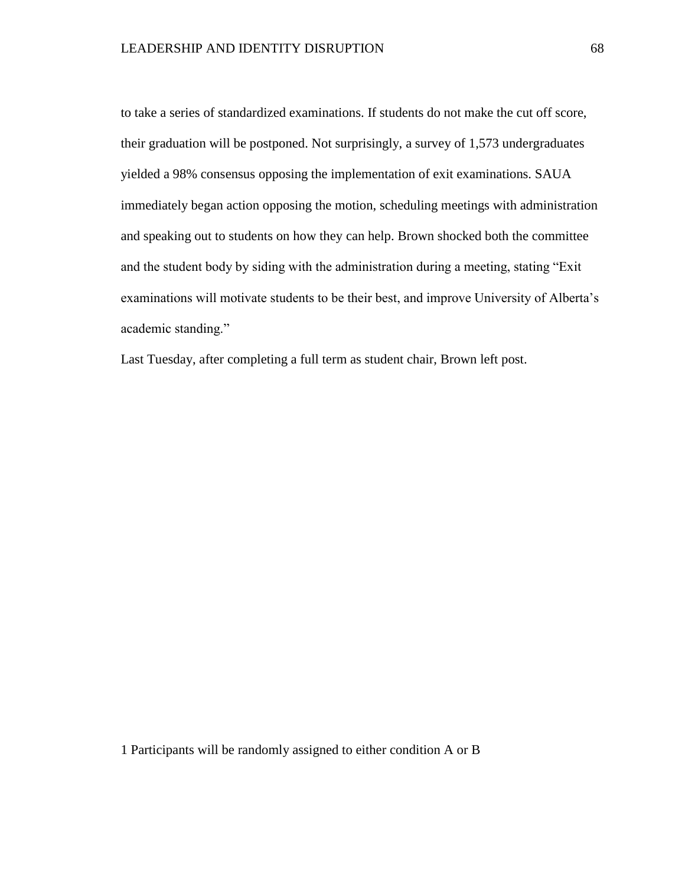to take a series of standardized examinations. If students do not make the cut off score, their graduation will be postponed. Not surprisingly, a survey of 1,573 undergraduates yielded a 98% consensus opposing the implementation of exit examinations. SAUA immediately began action opposing the motion, scheduling meetings with administration and speaking out to students on how they can help. Brown shocked both the committee and the student body by siding with the administration during a meeting, stating "Exit examinations will motivate students to be their best, and improve University of Alberta's academic standing."

Last Tuesday, after completing a full term as student chair, Brown left post.

1 Participants will be randomly assigned to either condition A or B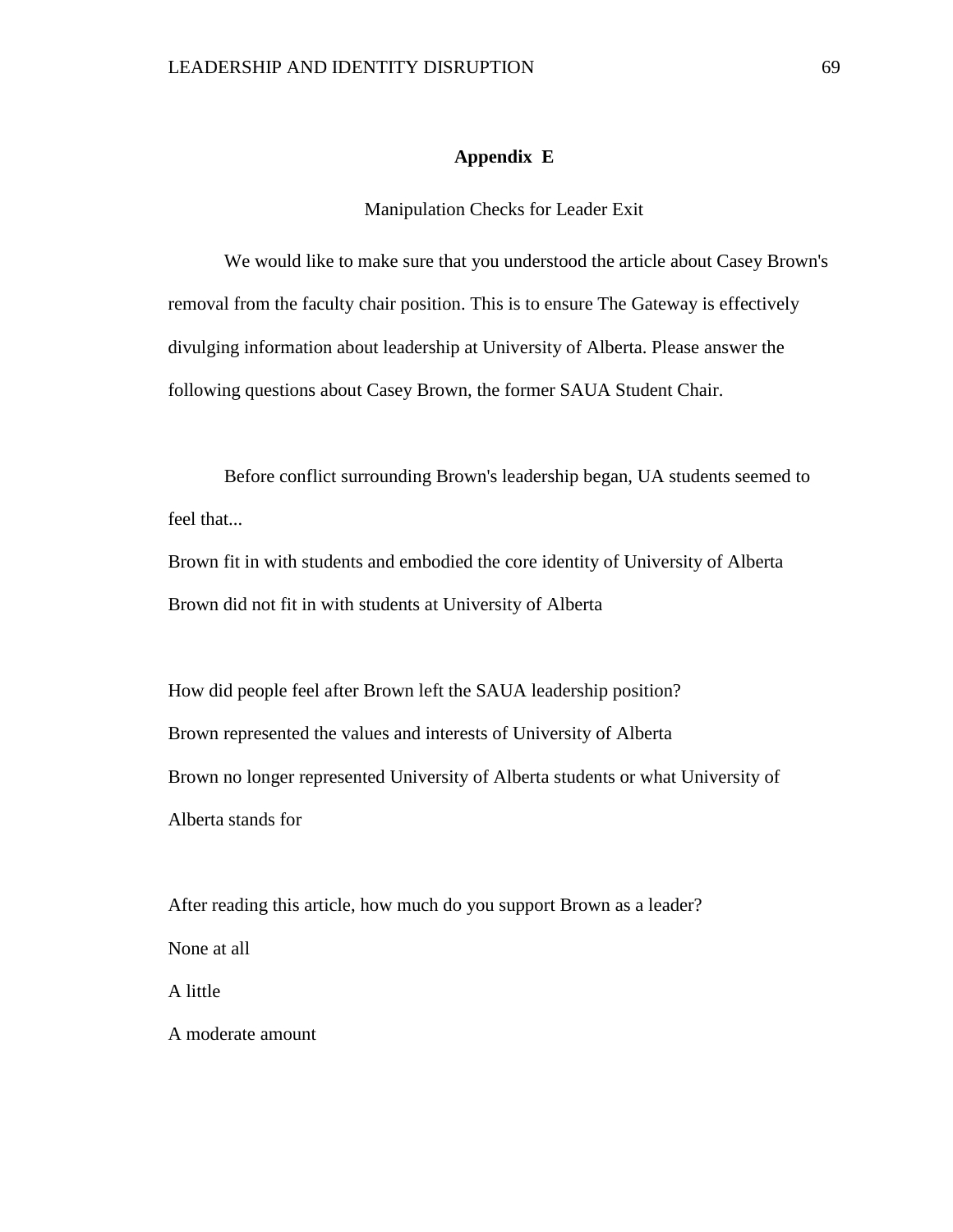## Appendix E

Manipulation Checks for Leader Exit

We would like to make sure that you understood the article about Casey Brown's removal from the faculty chair position. This is to ensure The Gateway is effectively divulging information about leadership at University of Alberta. Please answer the following questions about Casey Brown, the former SAUA Student Chair.

Before conflict surrounding Brown's leadership began, UA students seemed to feel that...

Brown fit in with students and embodied the core identity of University of Alberta

Brown did not fit in with students at University of Alberta

How did people feel after Brown left the SAUA leadership position?

Brown represented the values and interests of University of Alberta

Brown no longer represented University of Alberta students or what University of Alberta stands for

After reading this article, how much do you support Brown as a leader?

None at all

A little

A moderate amount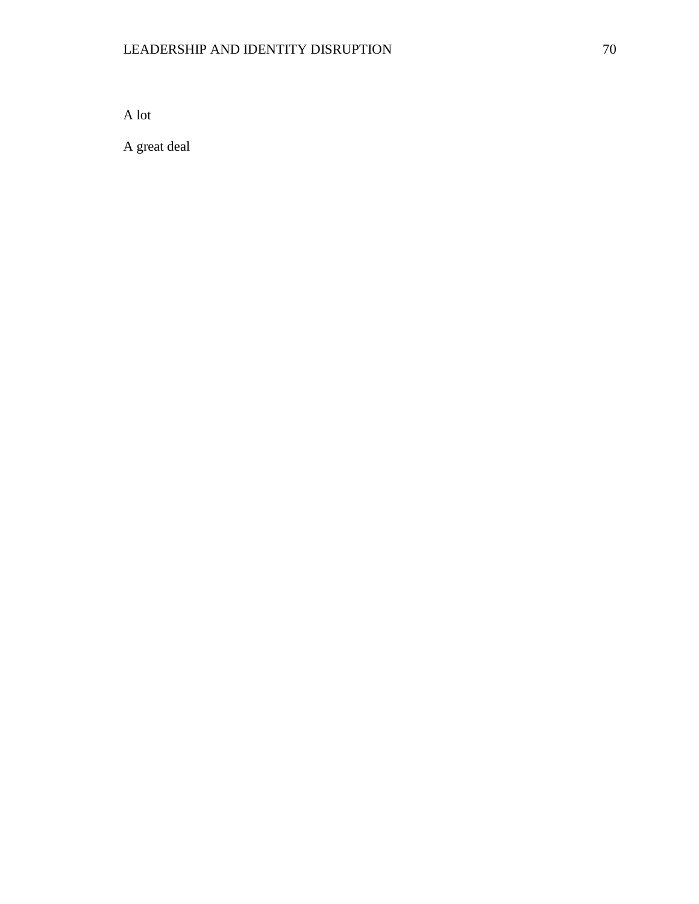A lot

A great deal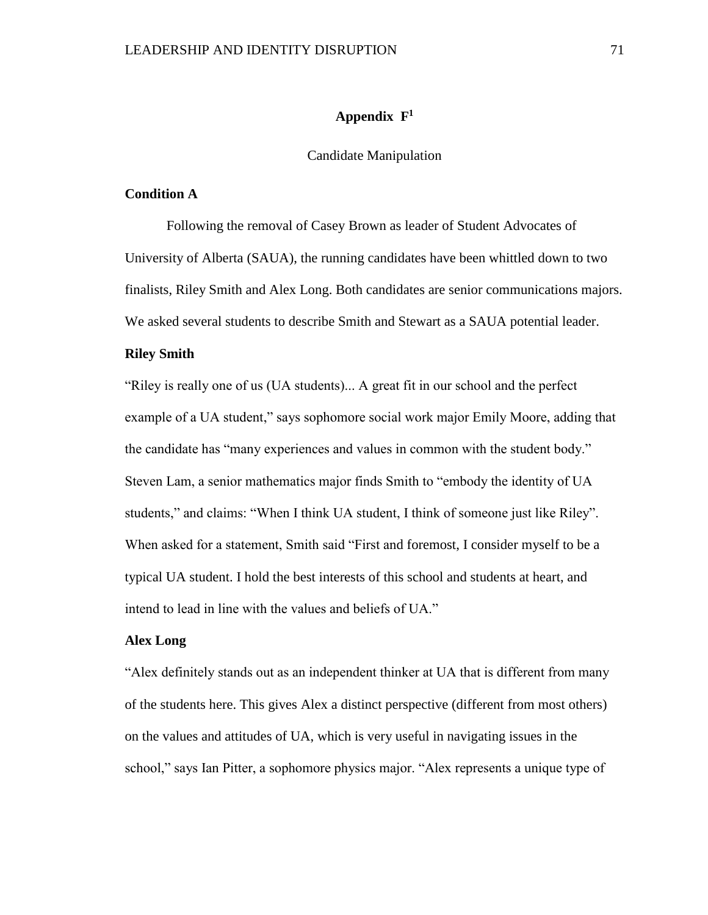## Appendix F[1]

Candidate Manipulation

**Condition A**

Following the removal of Casey Brown as leader of Student Advocates of University of Alberta (SAUA), the running candidates have been whittled down to two finalists, Riley Smith and Alex Long. Both candidates are senior communications majors. We asked several students to describe Smith and Stewart as a SAUA potential leader.

**Riley Smith**

"Riley is really one of us (UA students)... A great fit in our school and the perfect example of a UA student," says sophomore social work major Emily Moore, adding that the candidate has "many experiences and values in common with the student body." Steven Lam, a senior mathematics major finds Smith to "embody the identity of UA students," and claims: "When I think UA student, I think of someone just like Riley". When asked for a statement, Smith said "First and foremost, I consider myself to be a typical UA student. I hold the best interests of this school and students at heart, and intend to lead in line with the values and beliefs of UA."

**Alex Long**

"Alex definitely stands out as an independent thinker at UA that is different from many of the students here. This gives Alex a distinct perspective (different from most others) on the values and attitudes of UA, which is very useful in navigating issues in the school," says Ian Pitter, a sophomore physics major. "Alex represents a unique type of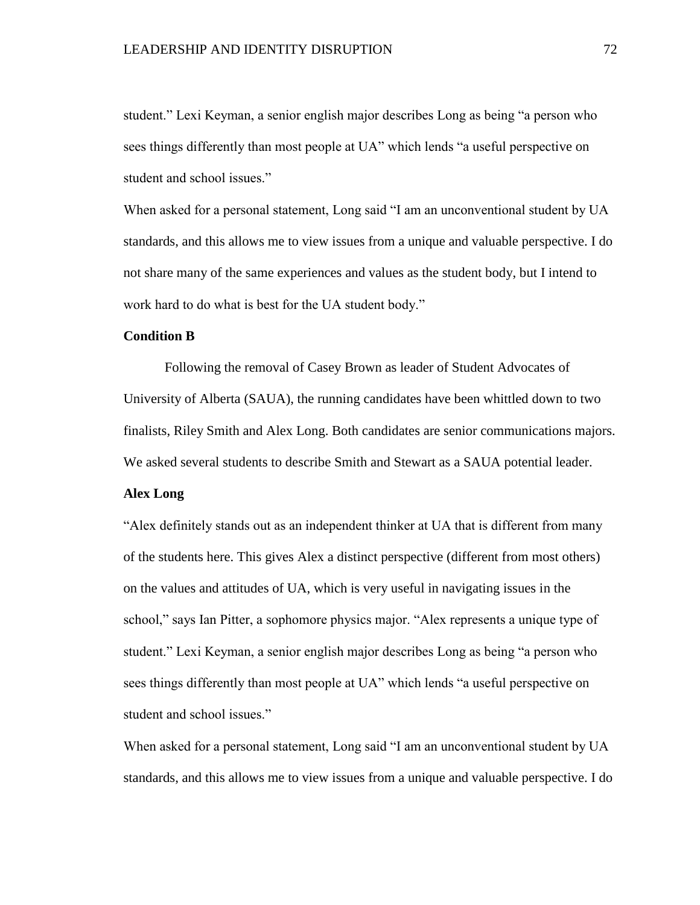student." Lexi Keyman, a senior english major describes Long as being "a person who sees things differently than most people at UA" which lends "a useful perspective on student and school issues."

When asked for a personal statement, Long said "I am an unconventional student by UA standards, and this allows me to view issues from a unique and valuable perspective. I do not share many of the same experiences and values as the student body, but I intend to work hard to do what is best for the UA student body."

**Condition B**

Following the removal of Casey Brown as leader of Student Advocates of University of Alberta (SAUA), the running candidates have been whittled down to two finalists, Riley Smith and Alex Long. Both candidates are senior communications majors. We asked several students to describe Smith and Stewart as a SAUA potential leader.

**Alex Long**

"Alex definitely stands out as an independent thinker at UA that is different from many of the students here. This gives Alex a distinct perspective (different from most others) on the values and attitudes of UA, which is very useful in navigating issues in the school," says Ian Pitter, a sophomore physics major. "Alex represents a unique type of student." Lexi Keyman, a senior english major describes Long as being "a person who sees things differently than most people at UA" which lends "a useful perspective on student and school issues."

When asked for a personal statement, Long said "I am an unconventional student by UA standards, and this allows me to view issues from a unique and valuable perspective. I do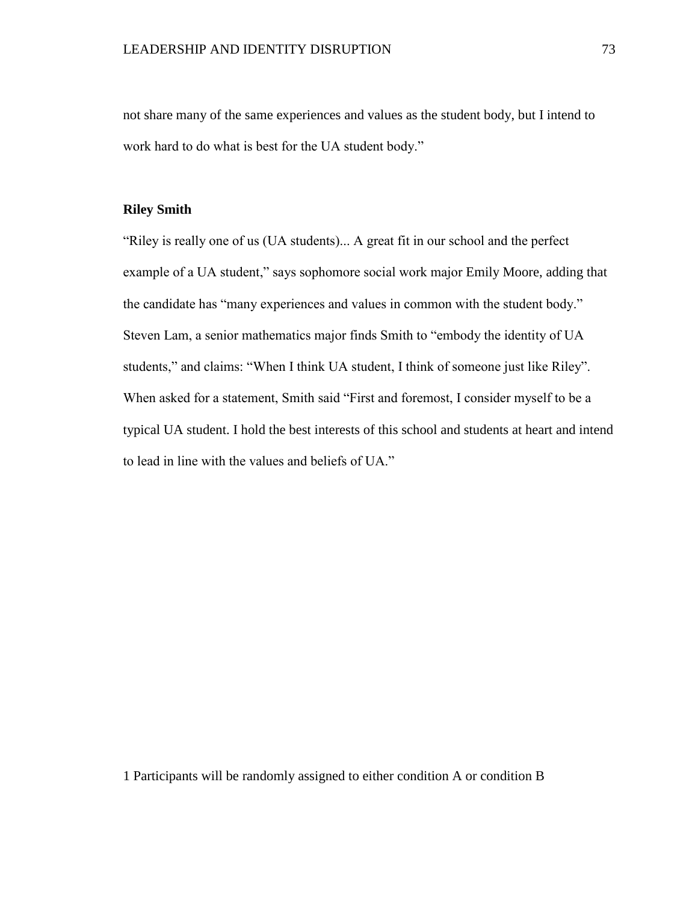not share many of the same experiences and values as the student body, but I intend to work hard to do what is best for the UA student body."

**Riley Smith**

"Riley is really one of us (UA students)... A great fit in our school and the perfect example of a UA student," says sophomore social work major Emily Moore, adding that the candidate has "many experiences and values in common with the student body." Steven Lam, a senior mathematics major finds Smith to "embody the identity of UA students," and claims: "When I think UA student, I think of someone just like Riley". When asked for a statement, Smith said "First and foremost, I consider myself to be a typical UA student. I hold the best interests of this school and students at heart and intend to lead in line with the values and beliefs of UA."

1 Participants will be randomly assigned to either condition A or condition B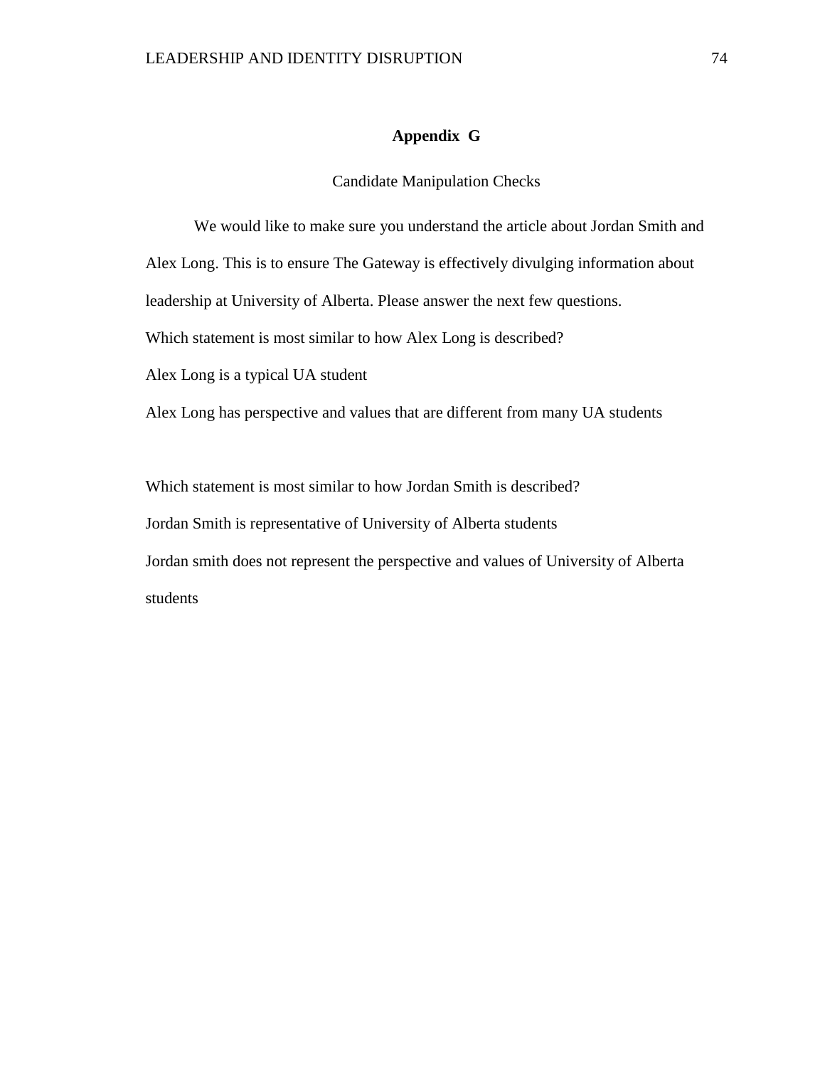# Appendix G

Candidate Manipulation Checks

We would like to make sure you understand the article about Jordan Smith and Alex Long. This is to ensure The Gateway is effectively divulging information about leadership at University of Alberta. Please answer the next few questions.

Which statement is most similar to how Alex Long is described?

Alex Long is a typical UA student

Alex Long has perspective and values that are different from many UA students

Which statement is most similar to how Jordan Smith is described?

Jordan Smith is representative of University of Alberta students

Jordan smith does not represent the perspective and values of University of Alberta students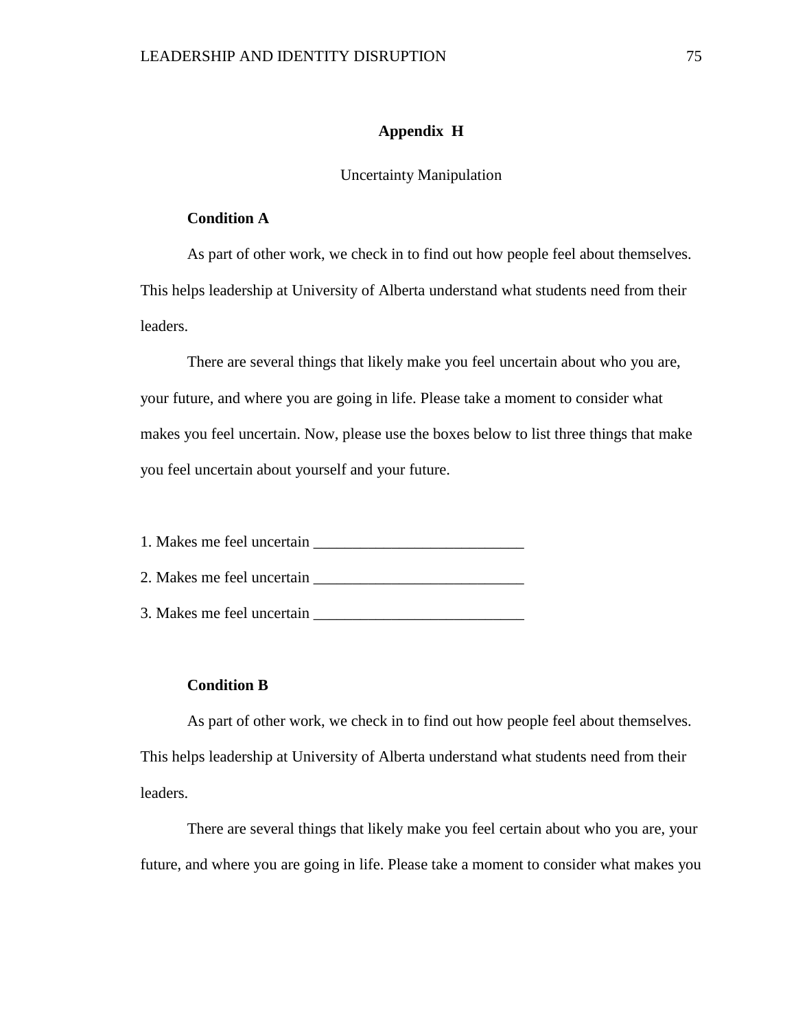# Appendix H

Uncertainty Manipulation

**Condition A**

As part of other work, we check in to find out how people feel about themselves. This helps leadership at University of Alberta understand what students need from their leaders.

There are several things that likely make you feel uncertain about who you are, your future, and where you are going in life. Please take a moment to consider what makes you feel uncertain. Now, please use the boxes below to list three things that make you feel uncertain about yourself and your future.

1. Makes me feel uncertain ___________________________
2. Makes me feel uncertain ___________________________
3. Makes me feel uncertain ___________________________

**Condition B**

As part of other work, we check in to find out how people feel about themselves. This helps leadership at University of Alberta understand what students need from their leaders.

There are several things that likely make you feel certain about who you are, your future, and where you are going in life. Please take a moment to consider what makes you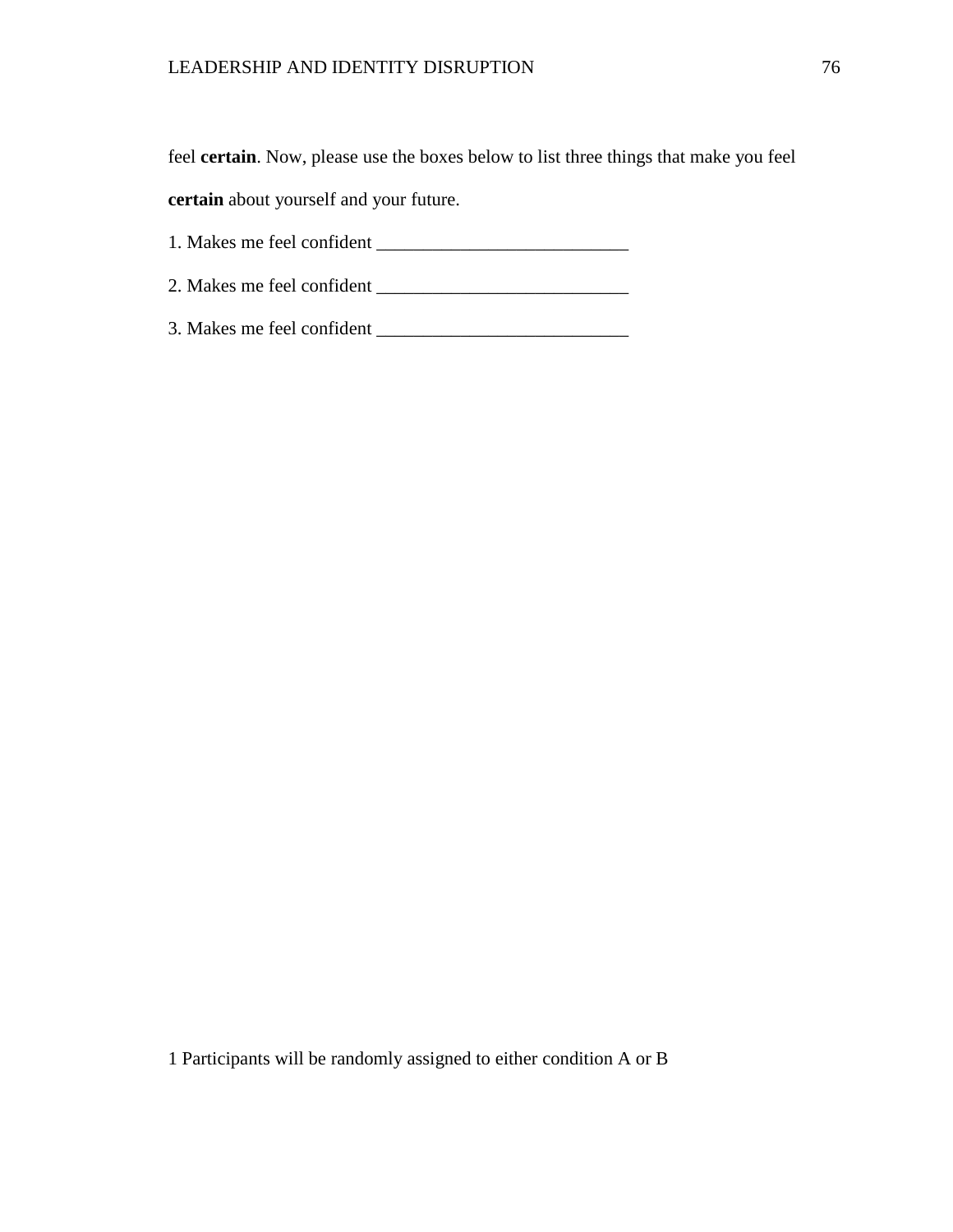feel **certain**. Now, please use the boxes below to list three things that make you feel **certain** about yourself and your future.

1. Makes me feel confident ___________________________

2. Makes me feel confident ___________________________

3. Makes me feel confident ___________________________

1 Participants will be randomly assigned to either condition A or B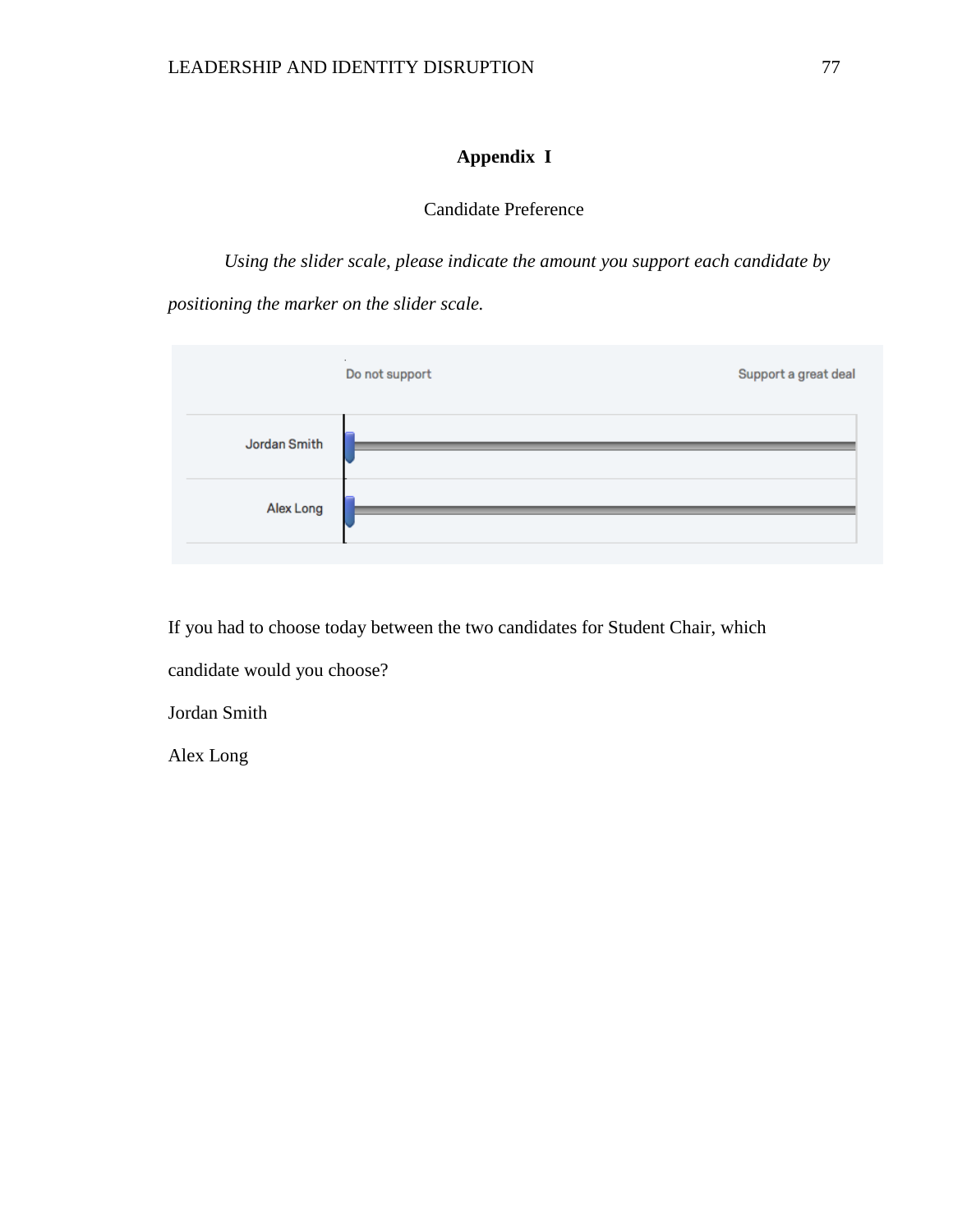# Appendix I

Candidate Preference

*Using the slider scale, please indicate the amount you support each candidate by positioning the marker on the slider scale.*

| | Do not support | Support a great deal |
|---|---|---|
| Jordan Smith | | |
| Alex Long | | |

If you had to choose today between the two candidates for Student Chair, which candidate would you choose?

Jordan Smith

Alex Long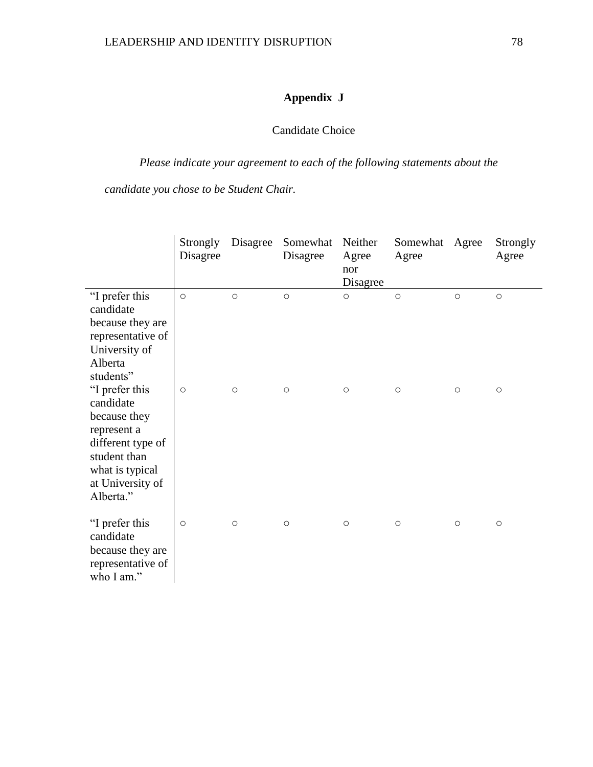## Appendix J

Candidate Choice

*Please indicate your agreement to each of the following statements about the candidate you chose to be Student Chair.*

| | Strongly Disagree | Disagree | Somewhat Disagree | Neither Agree nor Disagree | Somewhat Agree | Agree | Strongly Agree |
|---|---|---|---|---|---|---|---|
| "I prefer this candidate because they are representative of University of Alberta students" | ○ | ○ | ○ | ○ | ○ | ○ | ○ |
| "I prefer this candidate because they represent a different type of student than what is typical at University of Alberta." | ○ | ○ | ○ | ○ | ○ | ○ | ○ |
| "I prefer this candidate because they are representative of who I am." | ○ | ○ | ○ | ○ | ○ | ○ | ○ |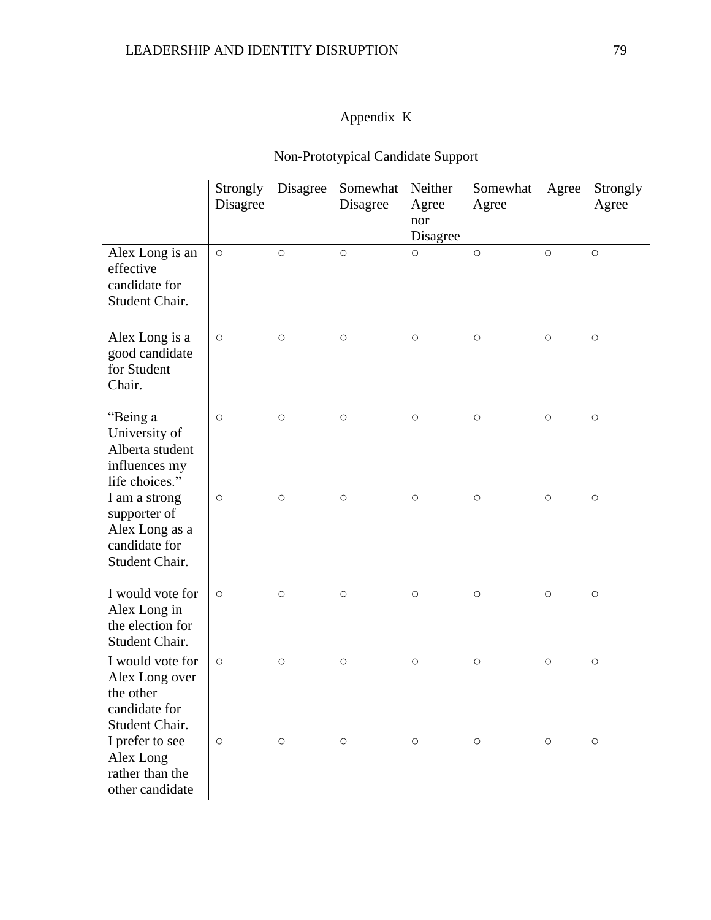## Appendix K

### Non-Prototypical Candidate Support

| | Strongly Disagree | Disagree | Somewhat Disagree | Neither Agree nor Disagree | Somewhat Agree | Agree | Strongly Agree |
|---|---|---|---|---|---|---|---|
| Alex Long is an effective candidate for Student Chair. | ○ | ○ | ○ | ○ | ○ | ○ | ○ |
| Alex Long is a good candidate for Student Chair. | ○ | ○ | ○ | ○ | ○ | ○ | ○ |
| "Being a University of Alberta student influences my life choices." | ○ | ○ | ○ | ○ | ○ | ○ | ○ |
| I am a strong supporter of Alex Long as a candidate for Student Chair. | ○ | ○ | ○ | ○ | ○ | ○ | ○ |
| I would vote for Alex Long in the election for Student Chair. | ○ | ○ | ○ | ○ | ○ | ○ | ○ |
| I would vote for Alex Long over the other candidate for Student Chair. | ○ | ○ | ○ | ○ | ○ | ○ | ○ |
| I prefer to see Alex Long rather than the other candidate | ○ | ○ | ○ | ○ | ○ | ○ | ○ |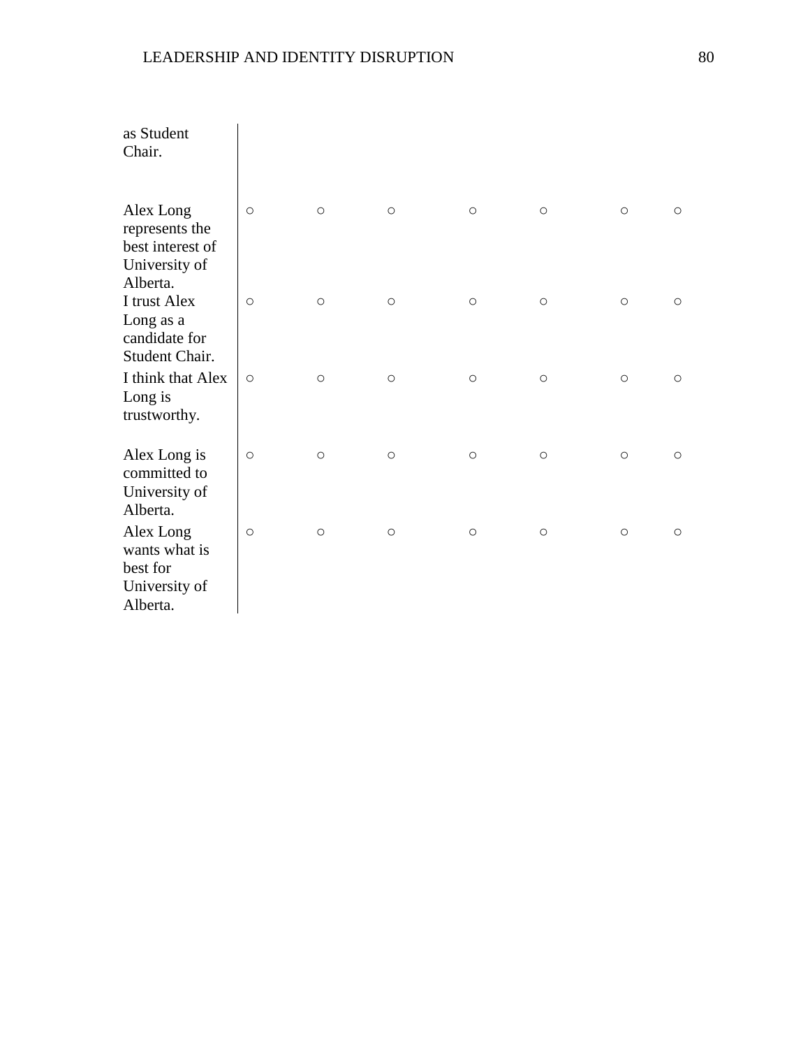| | | | | | | | |
|---|---|---|---|---|---|---|---|
| as Student Chair. | | | | | | | |
| Alex Long represents the best interest of University of Alberta. | ○ | ○ | ○ | ○ | ○ | ○ | ○ |
| I trust Alex Long as a candidate for Student Chair. | ○ | ○ | ○ | ○ | ○ | ○ | ○ |
| I think that Alex Long is trustworthy. | ○ | ○ | ○ | ○ | ○ | ○ | ○ |
| Alex Long is committed to University of Alberta. | ○ | ○ | ○ | ○ | ○ | ○ | ○ |
| Alex Long wants what is best for University of Alberta. | ○ | ○ | ○ | ○ | ○ | ○ | ○ |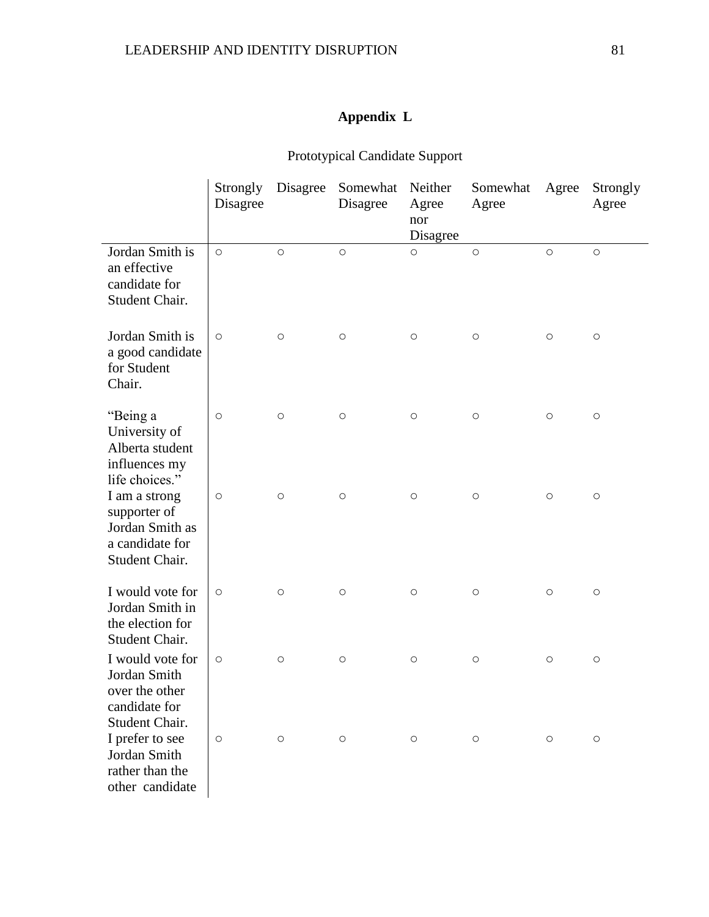## Appendix L

Prototypical Candidate Support

| | Strongly Disagree | Disagree | Somewhat Disagree | Neither Agree nor Disagree | Somewhat Agree | Agree | Strongly Agree |
|---|---|---|---|---|---|---|---|
| Jordan Smith is an effective candidate for Student Chair. | ○ | ○ | ○ | ○ | ○ | ○ | ○ |
| Jordan Smith is a good candidate for Student Chair. | ○ | ○ | ○ | ○ | ○ | ○ | ○ |
| "Being a University of Alberta student influences my life choices." | ○ | ○ | ○ | ○ | ○ | ○ | ○ |
| I am a strong supporter of Jordan Smith as a candidate for Student Chair. | ○ | ○ | ○ | ○ | ○ | ○ | ○ |
| I would vote for Jordan Smith in the election for Student Chair. | ○ | ○ | ○ | ○ | ○ | ○ | ○ |
| I would vote for Jordan Smith over the other candidate for Student Chair. | ○ | ○ | ○ | ○ | ○ | ○ | ○ |
| I prefer to see Jordan Smith rather than the other candidate | ○ | ○ | ○ | ○ | ○ | ○ | ○ |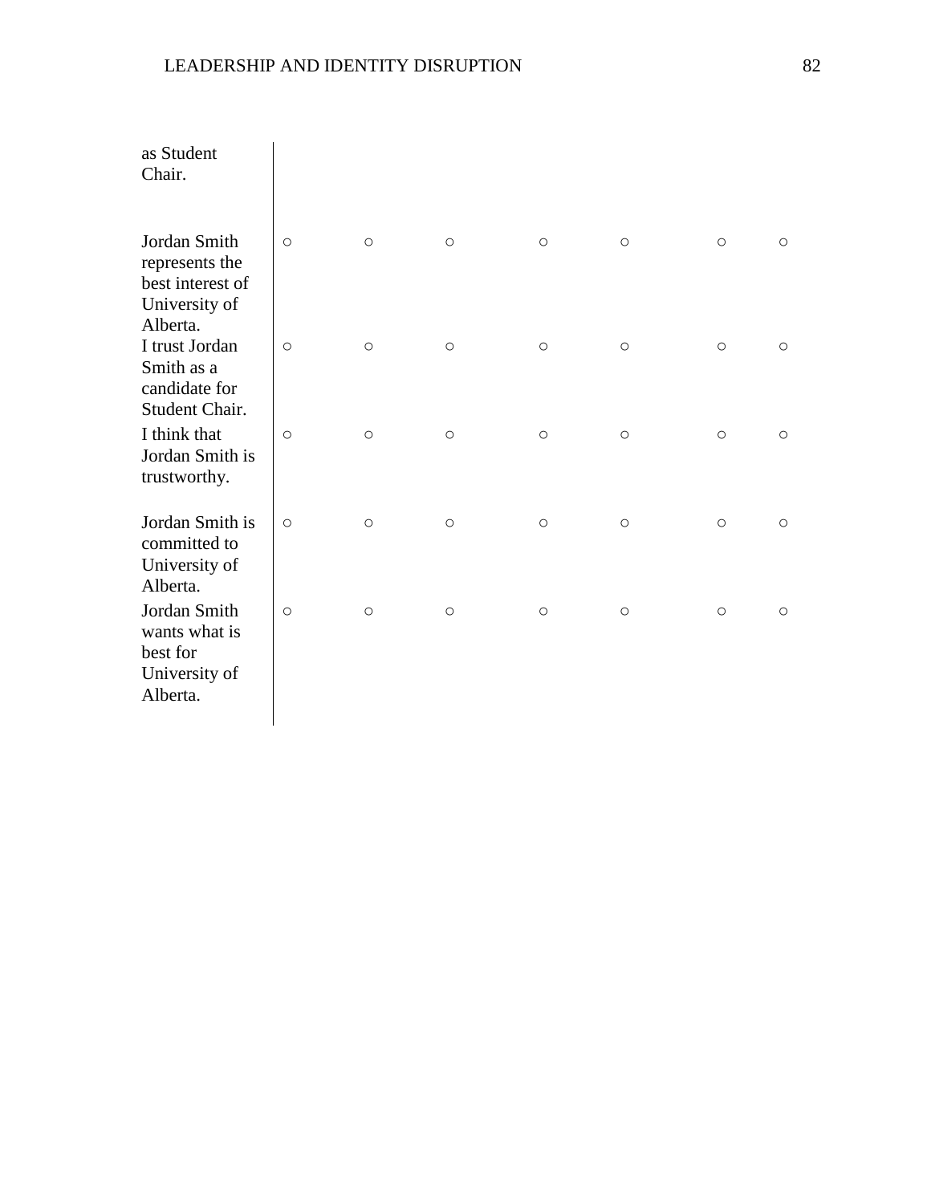| | | | | | | | |
|---|---|---|---|---|---|---|---|
| as Student Chair. | | | | | | | |
| Jordan Smith represents the best interest of University of Alberta. | ○ | ○ | ○ | ○ | ○ | ○ | ○ |
| I trust Jordan Smith as a candidate for Student Chair. | ○ | ○ | ○ | ○ | ○ | ○ | ○ |
| I think that Jordan Smith is trustworthy. | ○ | ○ | ○ | ○ | ○ | ○ | ○ |
| Jordan Smith is committed to University of Alberta. | ○ | ○ | ○ | ○ | ○ | ○ | ○ |
| Jordan Smith wants what is best for University of Alberta. | ○ | ○ | ○ | ○ | ○ | ○ | ○ |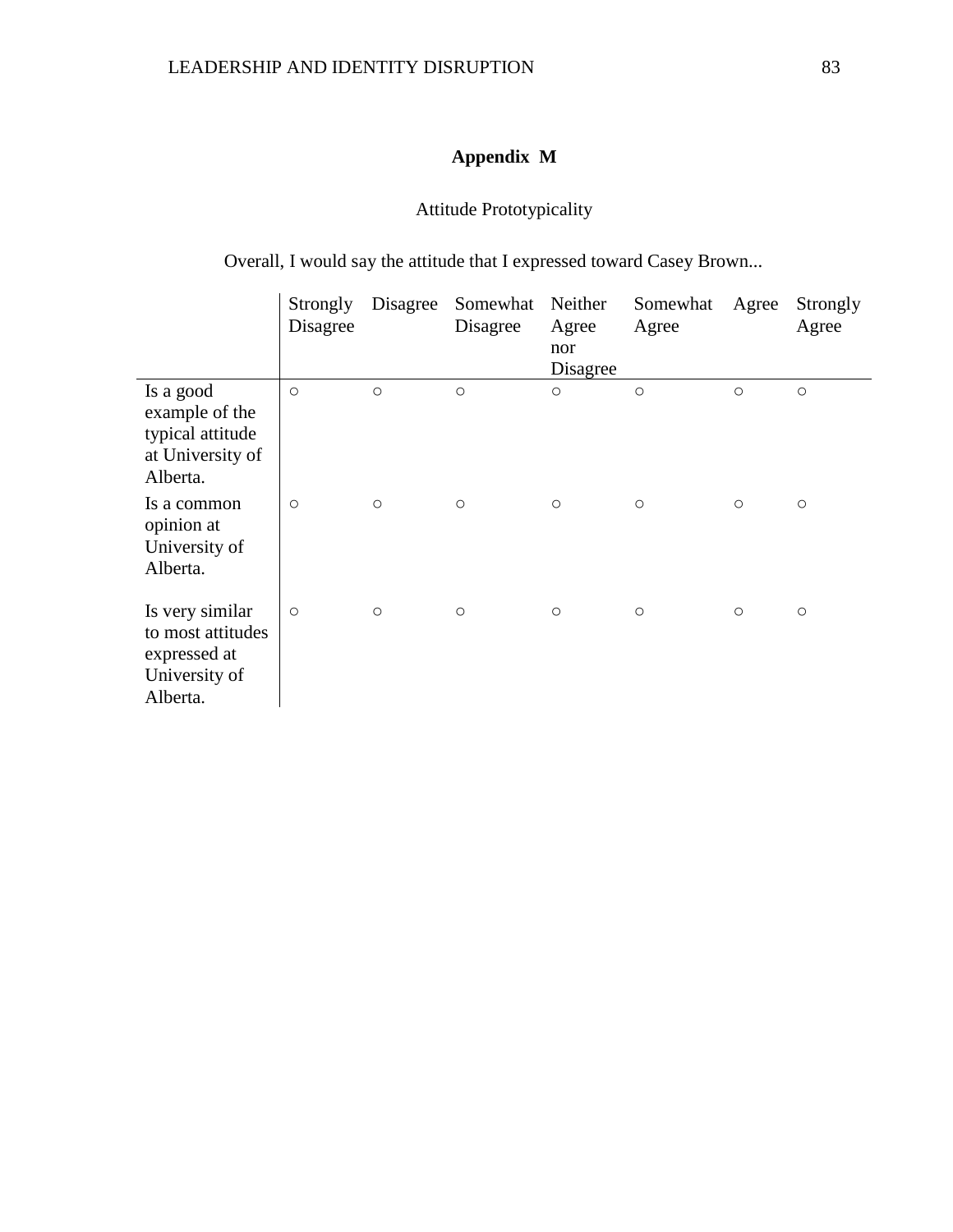**Appendix M**

Attitude Prototypicality

Overall, I would say the attitude that I expressed toward Casey Brown...

| | Strongly Disagree | Disagree | Somewhat Disagree | Neither Agree nor Disagree | Somewhat Agree | Agree | Strongly Agree |
|---|---|---|---|---|---|---|---|
| Is a good example of the typical attitude at University of Alberta. | ○ | ○ | ○ | ○ | ○ | ○ | ○ |
| Is a common opinion at University of Alberta. | ○ | ○ | ○ | ○ | ○ | ○ | ○ |
| Is very similar to most attitudes expressed at University of Alberta. | ○ | ○ | ○ | ○ | ○ | ○ | ○ |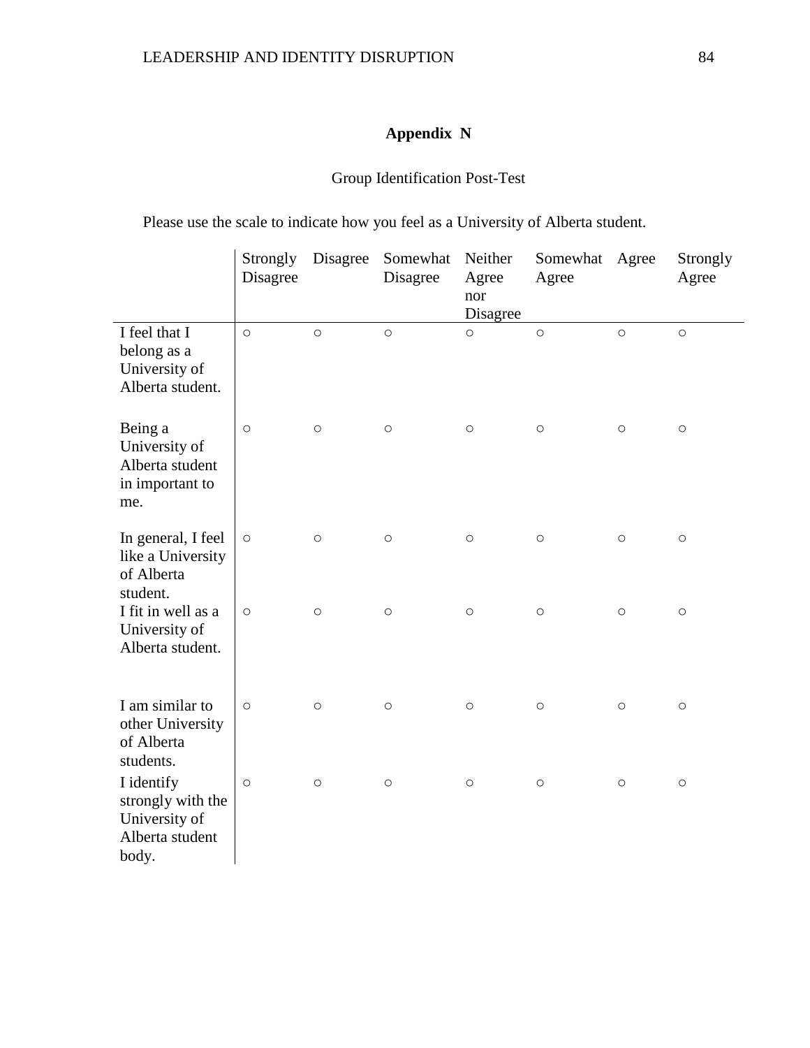## Appendix N

Group Identification Post-Test

Please use the scale to indicate how you feel as a University of Alberta student.

| | Strongly Disagree | Disagree | Somewhat Disagree | Neither Agree nor Disagree | Somewhat Agree | Agree | Strongly Agree |
|---|---|---|---|---|---|---|---|
| I feel that I belong as a University of Alberta student. | ○ | ○ | ○ | ○ | ○ | ○ | ○ |
| Being a University of Alberta student in important to me. | ○ | ○ | ○ | ○ | ○ | ○ | ○ |
| In general, I feel like a University of Alberta student. | ○ | ○ | ○ | ○ | ○ | ○ | ○ |
| I fit in well as a University of Alberta student. | ○ | ○ | ○ | ○ | ○ | ○ | ○ |
| I am similar to other University of Alberta students. | ○ | ○ | ○ | ○ | ○ | ○ | ○ |
| I identify strongly with the University of Alberta student body. | ○ | ○ | ○ | ○ | ○ | ○ | ○ |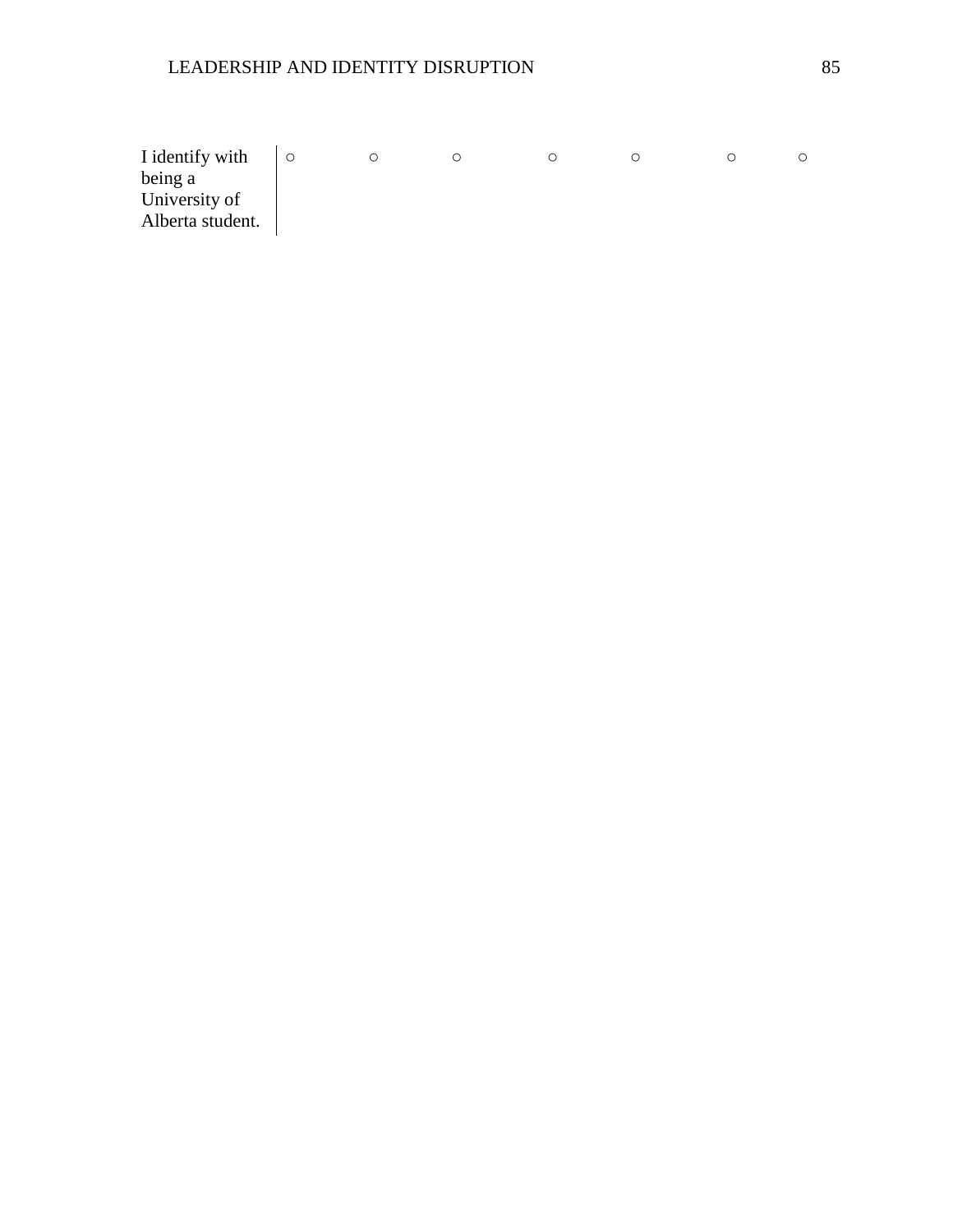| | | | | | | | |
|---|---|---|---|---|---|---|---|
| I identify with being a University of Alberta student. | ○ | ○ | ○ | ○ | ○ | ○ | ○ |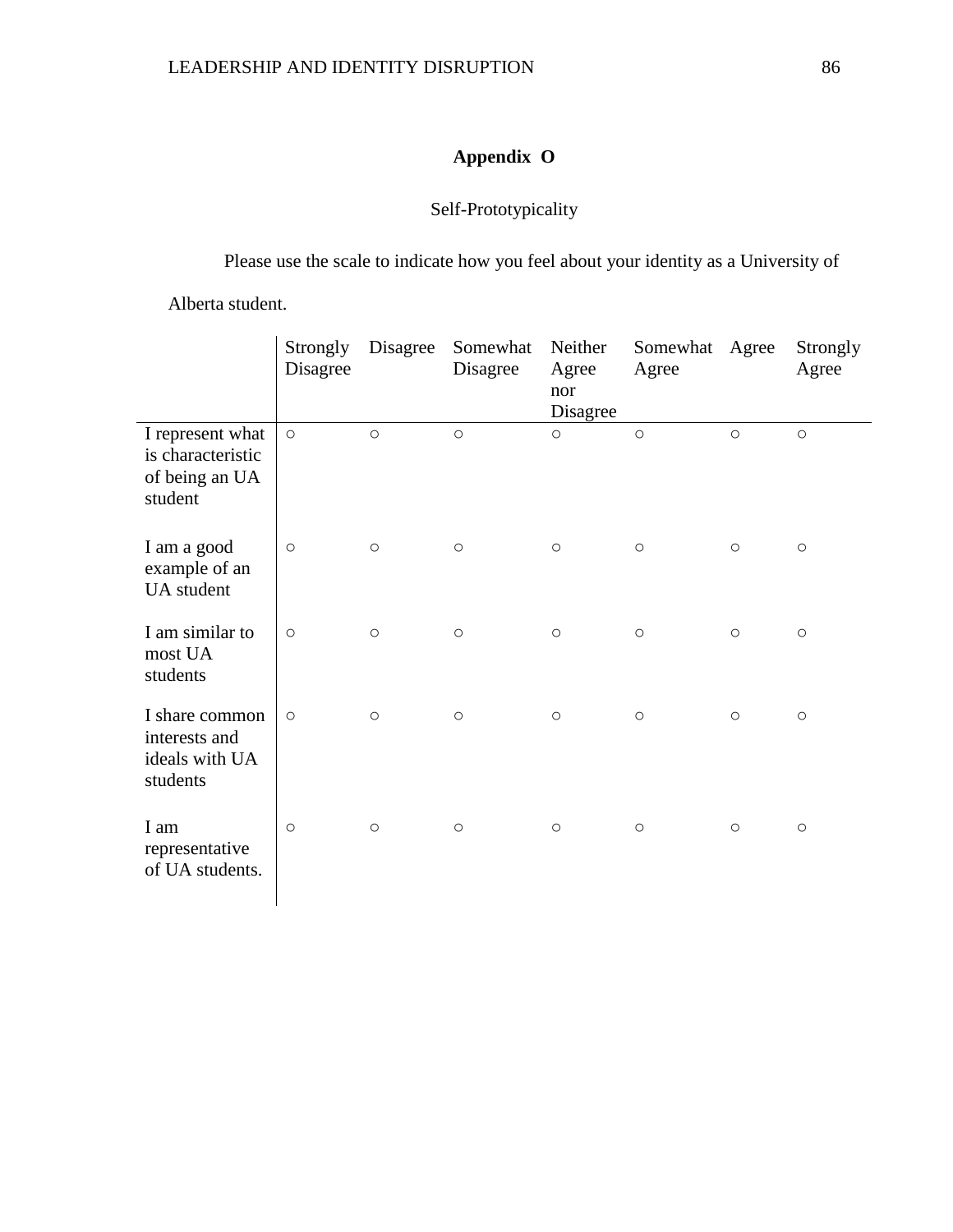**Appendix O**

Self-Prototypicality

Please use the scale to indicate how you feel about your identity as a University of Alberta student.

| | Strongly Disagree | Disagree | Somewhat Disagree | Neither Agree nor Disagree | Somewhat Agree | Agree | Strongly Agree |
|---|---|---|---|---|---|---|---|
| I represent what is characteristic of being an UA student | ○ | ○ | ○ | ○ | ○ | ○ | ○ |
| I am a good example of an UA student | ○ | ○ | ○ | ○ | ○ | ○ | ○ |
| I am similar to most UA students | ○ | ○ | ○ | ○ | ○ | ○ | ○ |
| I share common interests and ideals with UA students | ○ | ○ | ○ | ○ | ○ | ○ | ○ |
| I am representative of UA students. | ○ | ○ | ○ | ○ | ○ | ○ | ○ |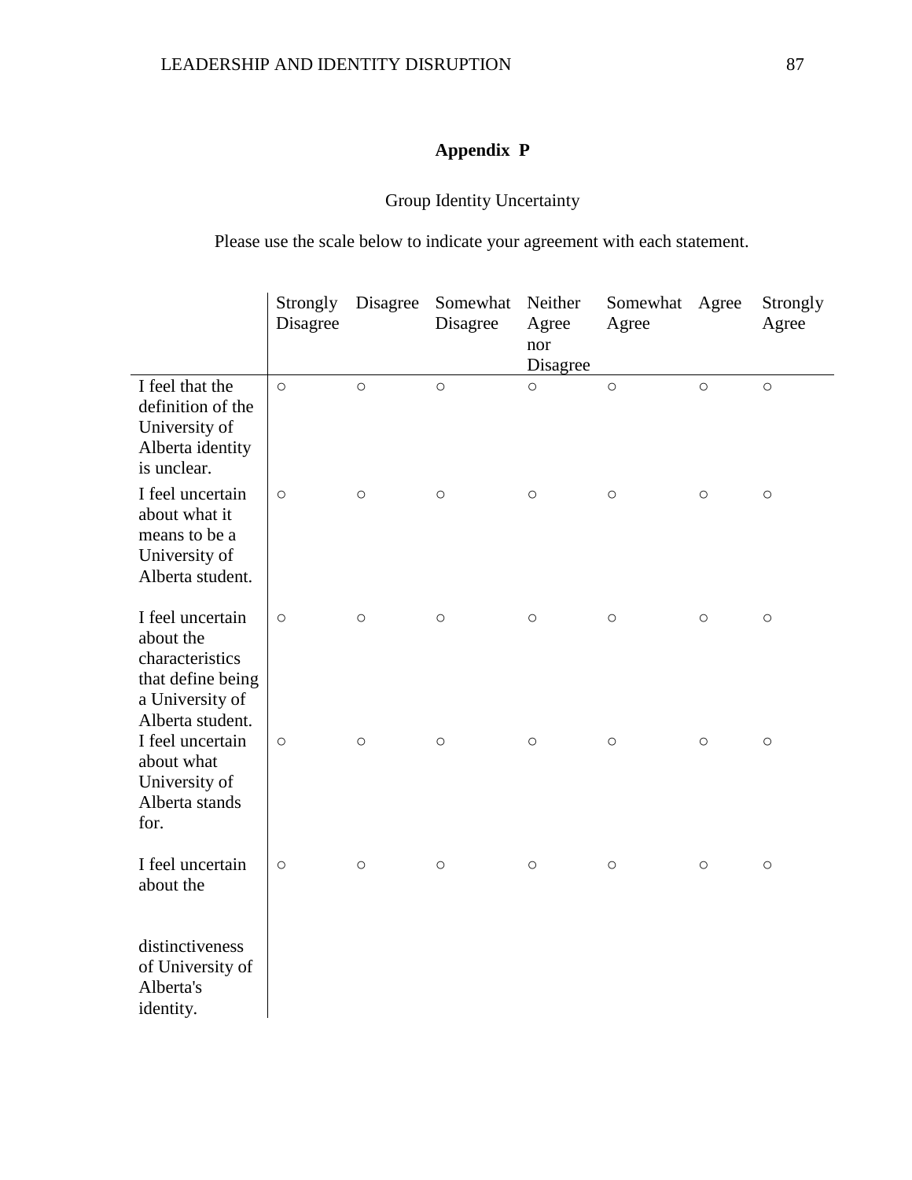## Appendix P

Group Identity Uncertainty

Please use the scale below to indicate your agreement with each statement.

| | Strongly Disagree | Disagree | Somewhat Disagree | Neither Agree nor Disagree | Somewhat Agree | Agree | Strongly Agree |
|---|---|---|---|---|---|---|---|
| I feel that the definition of the University of Alberta identity is unclear. | ○ | ○ | ○ | ○ | ○ | ○ | ○ |
| I feel uncertain about what it means to be a University of Alberta student. | ○ | ○ | ○ | ○ | ○ | ○ | ○ |
| I feel uncertain about the characteristics that define being a University of Alberta student. | ○ | ○ | ○ | ○ | ○ | ○ | ○ |
| I feel uncertain about what University of Alberta stands for. | ○ | ○ | ○ | ○ | ○ | ○ | ○ |
| I feel uncertain about the distinctiveness of University of Alberta's identity. | ○ | ○ | ○ | ○ | ○ | ○ | ○ |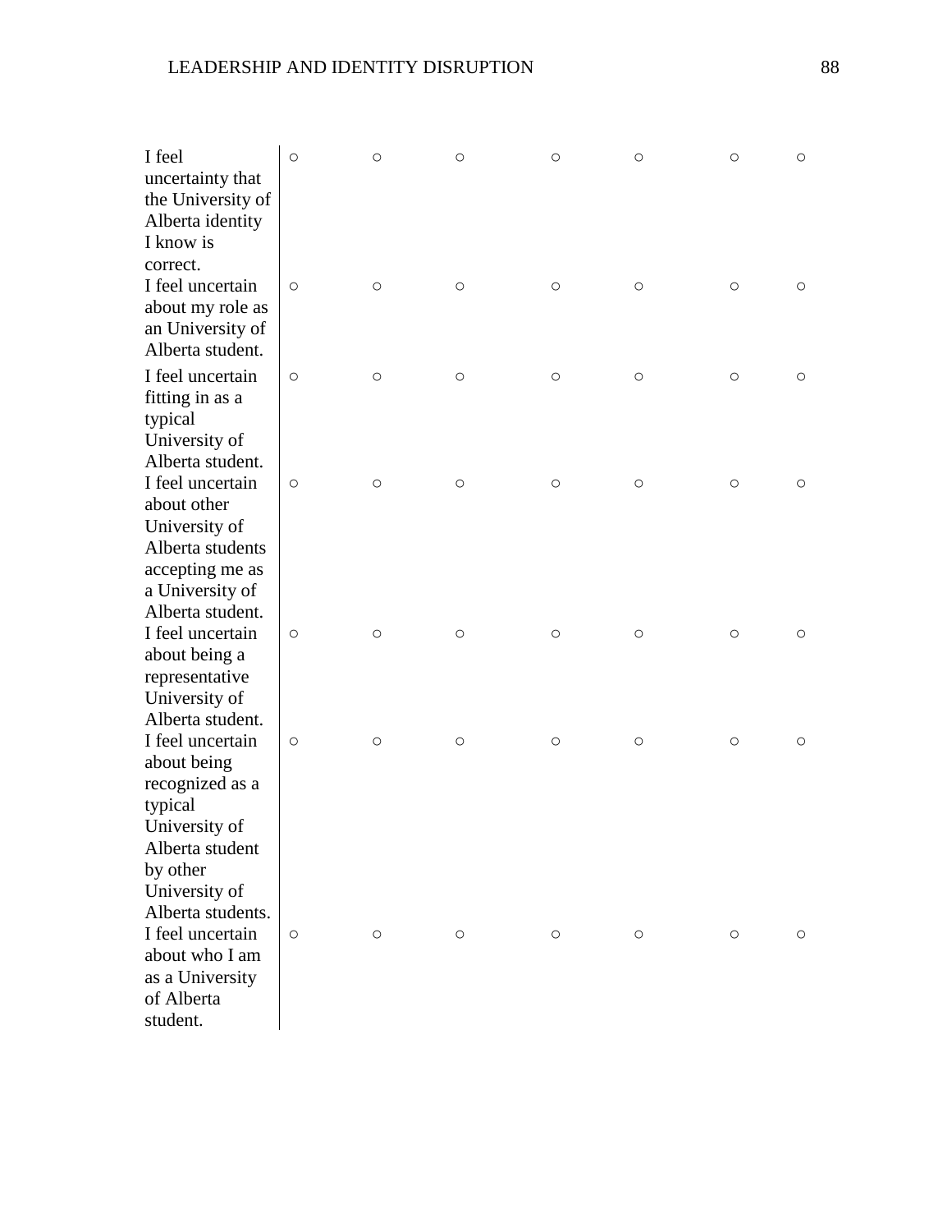| | | | | | | | |
|---|---|---|---|---|---|---|---|
| I feel uncertainty that the University of Alberta identity I know is correct. | ○ | ○ | ○ | ○ | ○ | ○ | ○ |
| I feel uncertain about my role as an University of Alberta student. | ○ | ○ | ○ | ○ | ○ | ○ | ○ |
| I feel uncertain fitting in as a typical University of Alberta student. | ○ | ○ | ○ | ○ | ○ | ○ | ○ |
| I feel uncertain about other University of Alberta students accepting me as a University of Alberta student. | ○ | ○ | ○ | ○ | ○ | ○ | ○ |
| I feel uncertain about being a representative University of Alberta student. | ○ | ○ | ○ | ○ | ○ | ○ | ○ |
| I feel uncertain about being recognized as a typical University of Alberta student by other University of Alberta students. | ○ | ○ | ○ | ○ | ○ | ○ | ○ |
| I feel uncertain about who I am as a University of Alberta student. | ○ | ○ | ○ | ○ | ○ | ○ | ○ |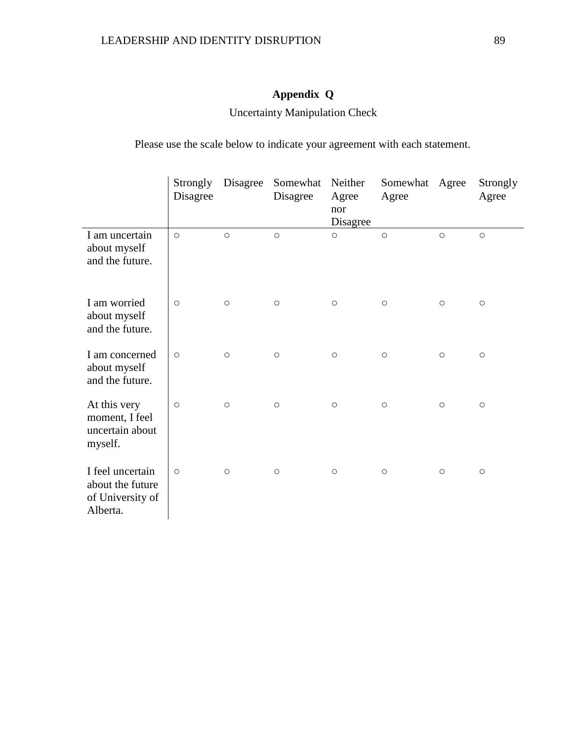**Appendix Q**

Uncertainty Manipulation Check

Please use the scale below to indicate your agreement with each statement.

| | Strongly Disagree | Disagree | Somewhat Disagree | Neither Agree nor Disagree | Somewhat Agree | Agree | Strongly Agree |
|---|---|---|---|---|---|---|---|
| I am uncertain about myself and the future. | ○ | ○ | ○ | ○ | ○ | ○ | ○ |
| I am worried about myself and the future. | ○ | ○ | ○ | ○ | ○ | ○ | ○ |
| I am concerned about myself and the future. | ○ | ○ | ○ | ○ | ○ | ○ | ○ |
| At this very moment, I feel uncertain about myself. | ○ | ○ | ○ | ○ | ○ | ○ | ○ |
| I feel uncertain about the future of University of Alberta. | ○ | ○ | ○ | ○ | ○ | ○ | ○ |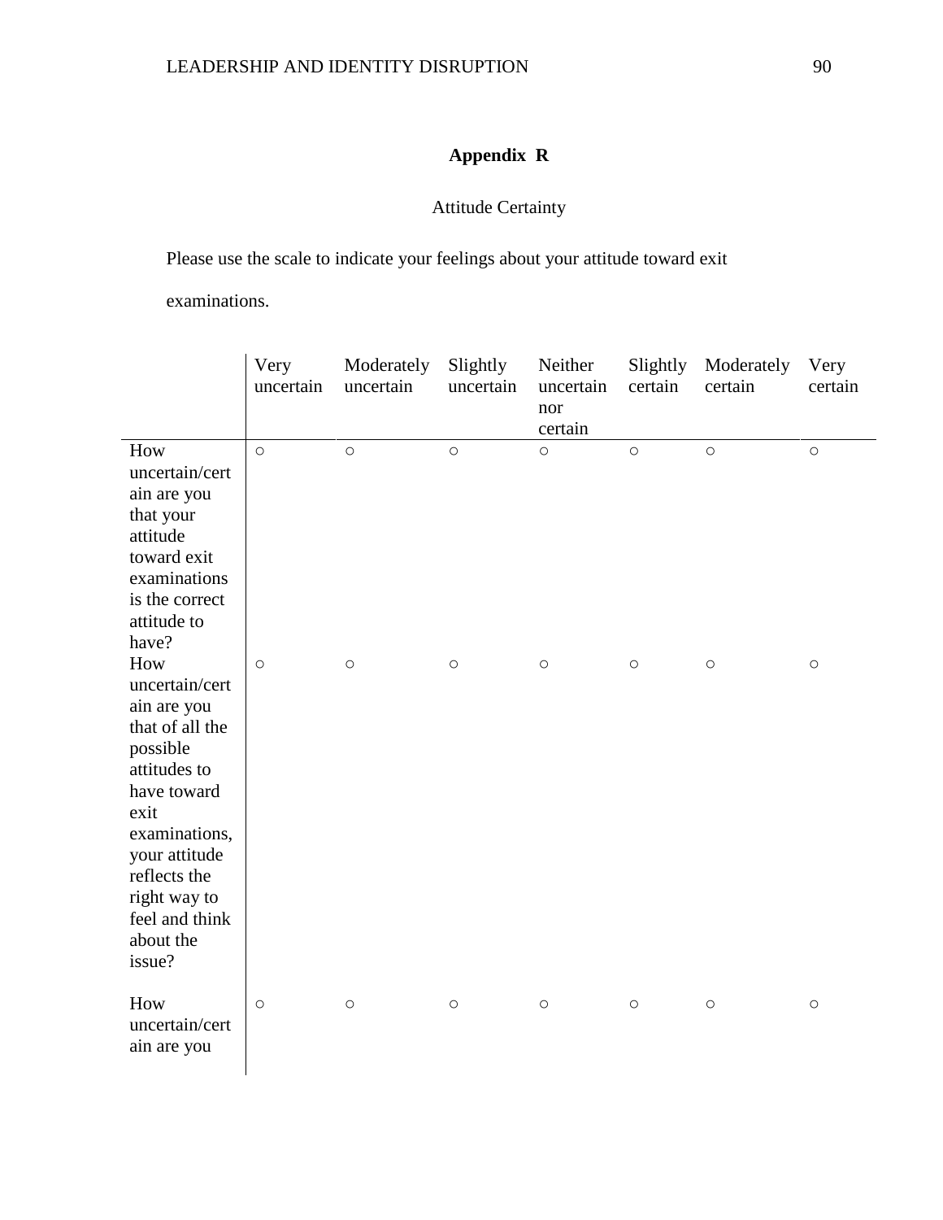## Appendix R

Attitude Certainty

Please use the scale to indicate your feelings about your attitude toward exit examinations.

| | Very uncertain | Moderately uncertain | Slightly uncertain | Neither uncertain nor certain | Slightly certain | Moderately certain | Very certain |
|---|---|---|---|---|---|---|---|
| How uncertain/certain are you that your attitude toward exit examinations is the correct attitude to have? | ○ | ○ | ○ | ○ | ○ | ○ | ○ |
| How uncertain/certain are you that of all the possible attitudes to have toward exit examinations, your attitude reflects the right way to feel and think about the issue? | ○ | ○ | ○ | ○ | ○ | ○ | ○ |
| How uncertain/certain are you | ○ | ○ | ○ | ○ | ○ | ○ | ○ |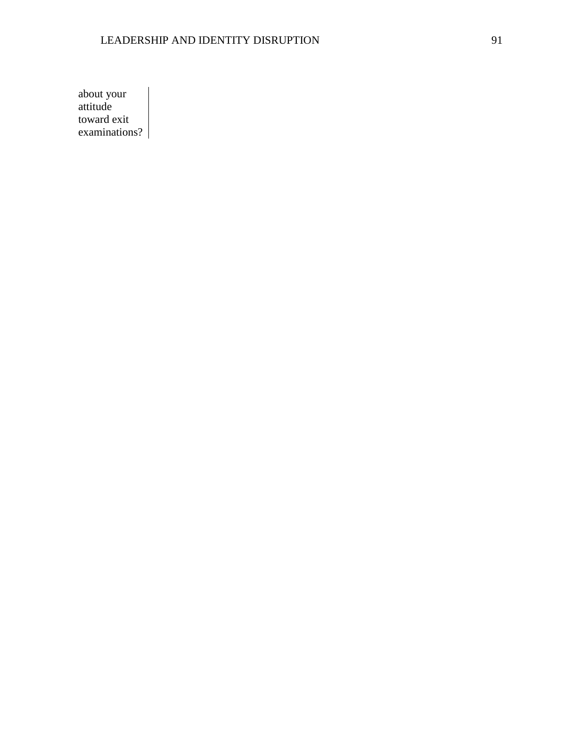| |
|---|
| about your attitude toward exit examinations? |